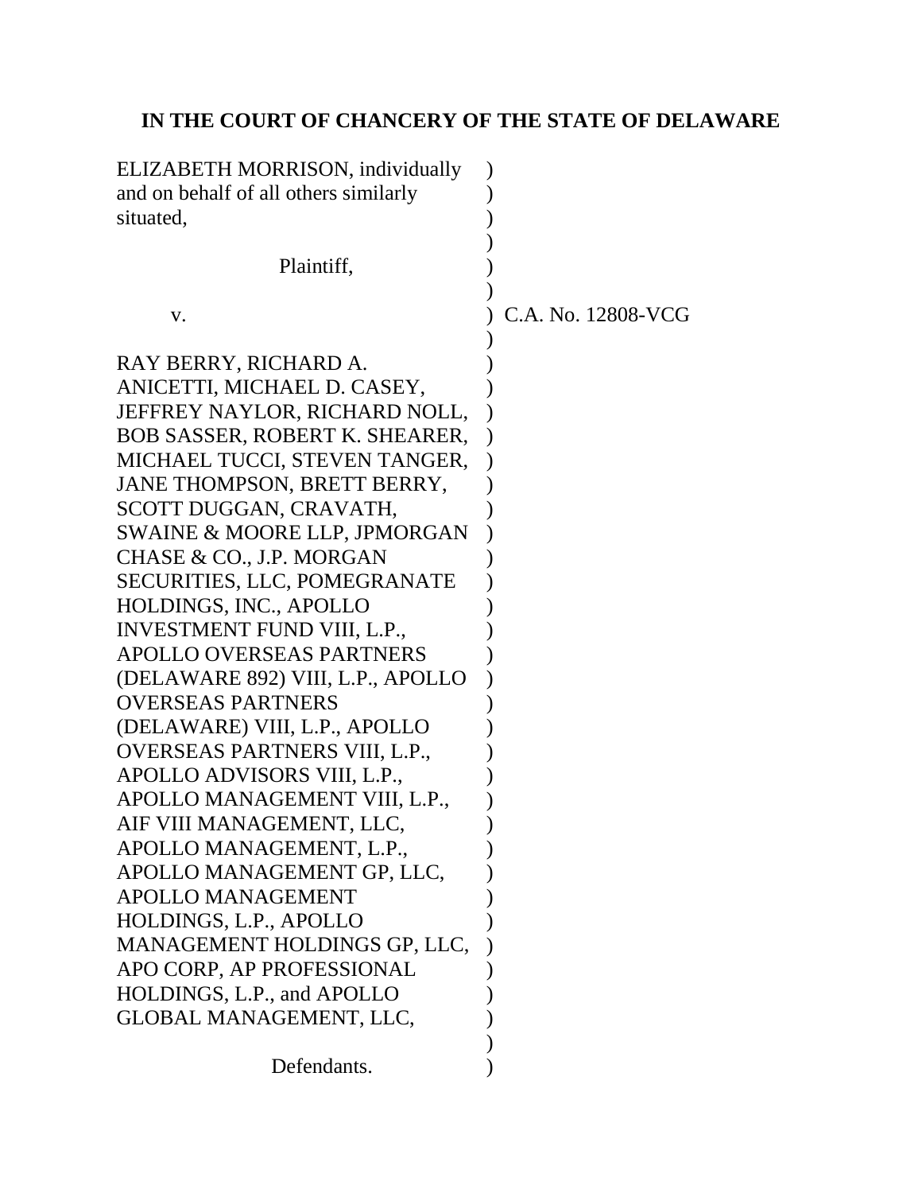# IN THE COURT OF CHANCERY OF THE STATE OF DELAWARE

ELIZABETH MORRISON, individually and on behalf of all others similarly situated,

Plaintiff,

v.

C.A. No. 12808-VCG

RAY BERRY, RICHARD A. ANICETTI, MICHAEL D. CASEY, JEFFREY NAYLOR, RICHARD NOLL, BOB SASSER, ROBERT K. SHEARER, MICHAEL TUCCI, STEVEN TANGER, JANE THOMPSON, BRETT BERRY, SCOTT DUGGAN, CRAVATH, SWAINE & MOORE LLP, JPMORGAN CHASE & CO., J.P. MORGAN SECURITIES, LLC, POMEGRANATE HOLDINGS, INC., APOLLO INVESTMENT FUND VIII, L.P., APOLLO OVERSEAS PARTNERS (DELAWARE 892) VIII, L.P., APOLLO OVERSEAS PARTNERS (DELAWARE) VIII, L.P., APOLLO OVERSEAS PARTNERS VIII, L.P., APOLLO ADVISORS VIII, L.P., APOLLO MANAGEMENT VIII, L.P., AIF VIII MANAGEMENT, LLC, APOLLO MANAGEMENT, L.P., APOLLO MANAGEMENT GP, LLC, APOLLO MANAGEMENT HOLDINGS, L.P., APOLLO MANAGEMENT HOLDINGS GP, LLC, APO CORP, AP PROFESSIONAL HOLDINGS, L.P., and APOLLO GLOBAL MANAGEMENT, LLC,

Defendants.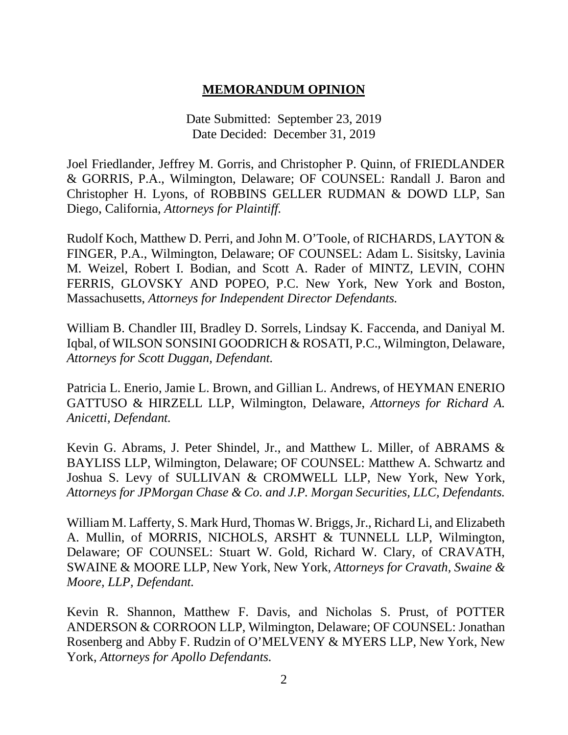# **MEMORANDUM OPINION**

Date Submitted: September 23, 2019
Date Decided: December 31, 2019

Joel Friedlander, Jeffrey M. Gorris, and Christopher P. Quinn, of FRIEDLANDER & GORRIS, P.A., Wilmington, Delaware; OF COUNSEL: Randall J. Baron and Christopher H. Lyons, of ROBBINS GELLER RUDMAN & DOWD LLP, San Diego, California, *Attorneys for Plaintiff.*

Rudolf Koch, Matthew D. Perri, and John M. O'Toole, of RICHARDS, LAYTON & FINGER, P.A., Wilmington, Delaware; OF COUNSEL: Adam L. Sisitsky, Lavinia M. Weizel, Robert I. Bodian, and Scott A. Rader of MINTZ, LEVIN, COHN FERRIS, GLOVSKY AND POPEO, P.C. New York, New York and Boston, Massachusetts, *Attorneys for Independent Director Defendants.*

William B. Chandler III, Bradley D. Sorrels, Lindsay K. Faccenda, and Daniyal M. Iqbal, of WILSON SONSINI GOODRICH & ROSATI, P.C., Wilmington, Delaware, *Attorneys for Scott Duggan, Defendant.*

Patricia L. Enerio, Jamie L. Brown, and Gillian L. Andrews, of HEYMAN ENERIO GATTUSO & HIRZELL LLP, Wilmington, Delaware, *Attorneys for Richard A. Anicetti, Defendant.*

Kevin G. Abrams, J. Peter Shindel, Jr., and Matthew L. Miller, of ABRAMS & BAYLISS LLP, Wilmington, Delaware; OF COUNSEL: Matthew A. Schwartz and Joshua S. Levy of SULLIVAN & CROMWELL LLP, New York, New York, *Attorneys for JPMorgan Chase & Co. and J.P. Morgan Securities, LLC, Defendants.*

William M. Lafferty, S. Mark Hurd, Thomas W. Briggs, Jr., Richard Li, and Elizabeth A. Mullin, of MORRIS, NICHOLS, ARSHT & TUNNELL LLP, Wilmington, Delaware; OF COUNSEL: Stuart W. Gold, Richard W. Clary, of CRAVATH, SWAINE & MOORE LLP, New York, New York, *Attorneys for Cravath, Swaine & Moore, LLP, Defendant.*

Kevin R. Shannon, Matthew F. Davis, and Nicholas S. Prust, of POTTER ANDERSON & CORROON LLP, Wilmington, Delaware; OF COUNSEL: Jonathan Rosenberg and Abby F. Rudzin of O'MELVENY & MYERS LLP, New York, New York, *Attorneys for Apollo Defendants.*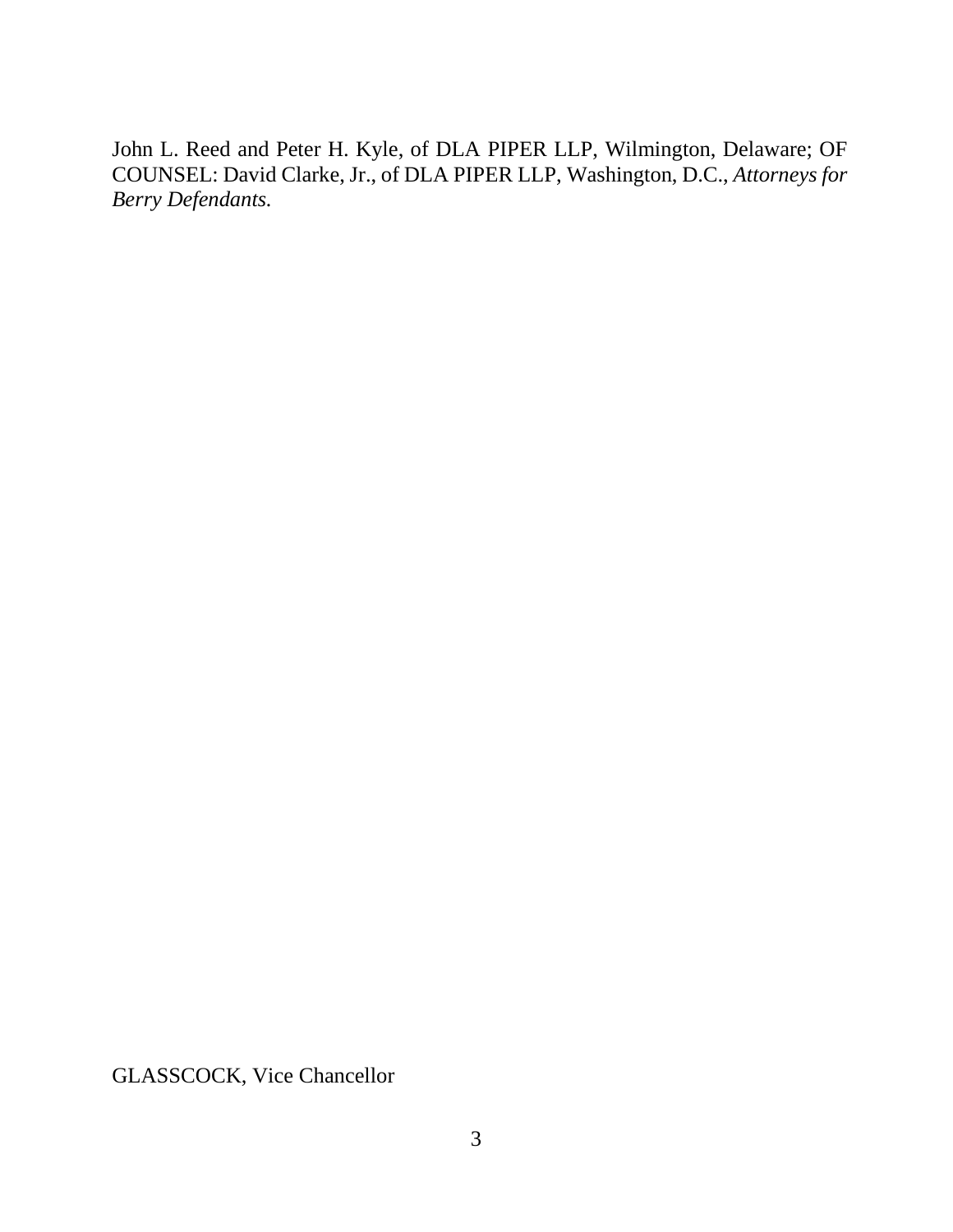John L. Reed and Peter H. Kyle, of DLA PIPER LLP, Wilmington, Delaware; OF COUNSEL: David Clarke, Jr., of DLA PIPER LLP, Washington, D.C., *Attorneys for Berry Defendants.*

GLASSCOCK, Vice Chancellor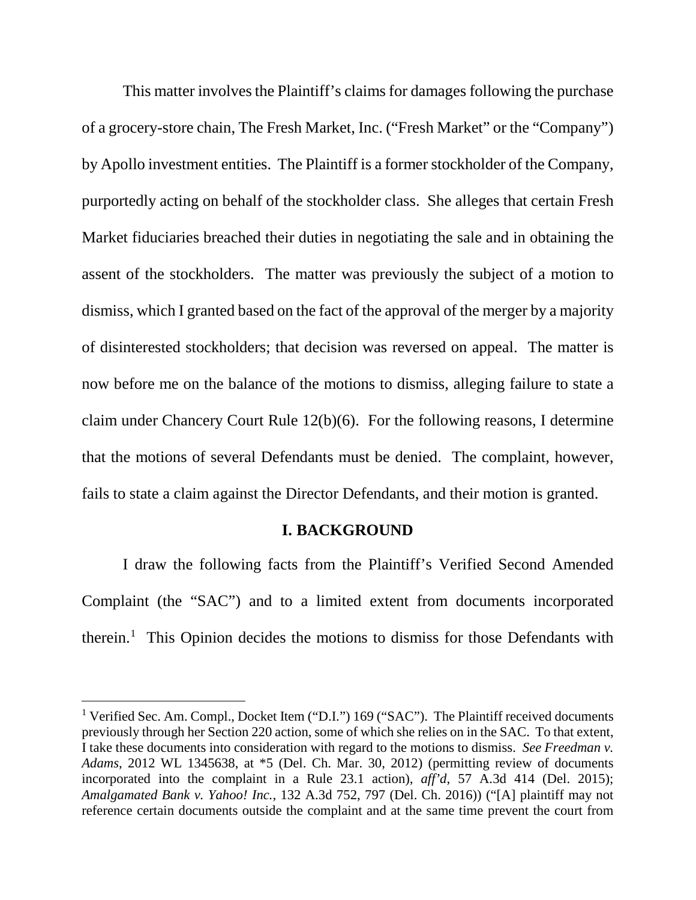This matter involves the Plaintiff's claims for damages following the purchase of a grocery-store chain, The Fresh Market, Inc. ("Fresh Market" or the "Company") by Apollo investment entities. The Plaintiff is a former stockholder of the Company, purportedly acting on behalf of the stockholder class. She alleges that certain Fresh Market fiduciaries breached their duties in negotiating the sale and in obtaining the assent of the stockholders. The matter was previously the subject of a motion to dismiss, which I granted based on the fact of the approval of the merger by a majority of disinterested stockholders; that decision was reversed on appeal. The matter is now before me on the balance of the motions to dismiss, alleging failure to state a claim under Chancery Court Rule 12(b)(6). For the following reasons, I determine that the motions of several Defendants must be denied. The complaint, however, fails to state a claim against the Director Defendants, and their motion is granted.

## I. BACKGROUND

I draw the following facts from the Plaintiff's Verified Second Amended Complaint (the "SAC") and to a limited extent from documents incorporated therein.[1] This Opinion decides the motions to dismiss for those Defendants with

---

[1] Verified Sec. Am. Compl., Docket Item ("D.I.") 169 ("SAC"). The Plaintiff received documents previously through her Section 220 action, some of which she relies on in the SAC. To that extent, I take these documents into consideration with regard to the motions to dismiss. *See Freedman v. Adams*, 2012 WL 1345638, at *5 (Del. Ch. Mar. 30, 2012) (permitting review of documents incorporated into the complaint in a Rule 23.1 action), *aff'd*, 57 A.3d 414 (Del. 2015); *Amalgamated Bank v. Yahoo! Inc.*, 132 A.3d 752, 797 (Del. Ch. 2016)) ("[A] plaintiff may not reference certain documents outside the complaint and at the same time prevent the court from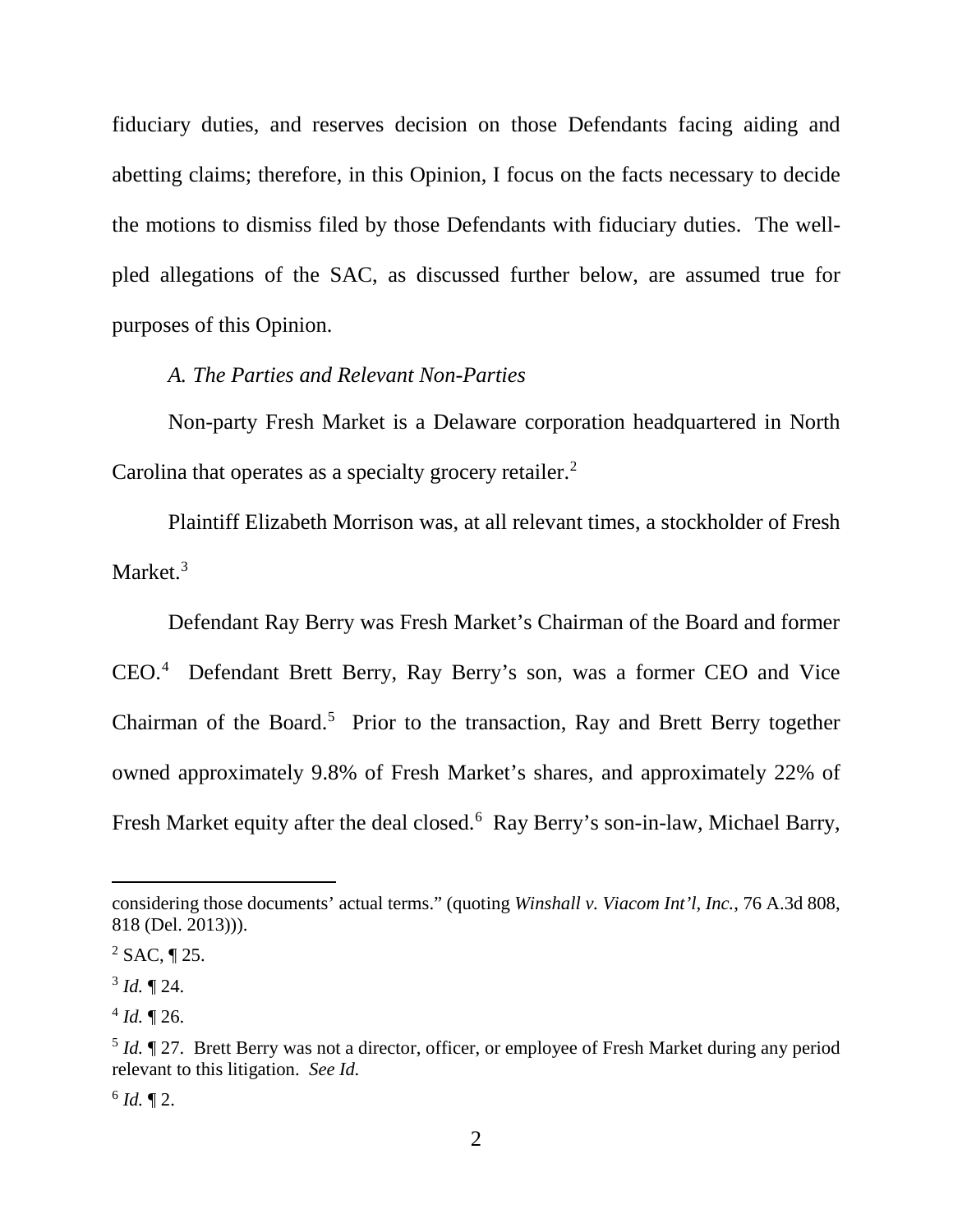fiduciary duties, and reserves decision on those Defendants facing aiding and abetting claims; therefore, in this Opinion, I focus on the facts necessary to decide the motions to dismiss filed by those Defendants with fiduciary duties. The well-pled allegations of the SAC, as discussed further below, are assumed true for purposes of this Opinion.

*A. The Parties and Relevant Non-Parties*

Non-party Fresh Market is a Delaware corporation headquartered in North Carolina that operates as a specialty grocery retailer.[2]

Plaintiff Elizabeth Morrison was, at all relevant times, a stockholder of Fresh Market.[3]

Defendant Ray Berry was Fresh Market's Chairman of the Board and former CEO.[4] Defendant Brett Berry, Ray Berry's son, was a former CEO and Vice Chairman of the Board.[5] Prior to the transaction, Ray and Brett Berry together owned approximately 9.8% of Fresh Market's shares, and approximately 22% of Fresh Market equity after the deal closed.[6] Ray Berry's son-in-law, Michael Barry,

---

considering those documents' actual terms." (quoting *Winshall v. Viacom Int'l, Inc.*, 76 A.3d 808, 818 (Del. 2013))).

[2] SAC, ¶ 25.

[3] *Id.* ¶ 24.

[4] *Id.* ¶ 26.

[5] *Id.* ¶ 27. Brett Berry was not a director, officer, or employee of Fresh Market during any period relevant to this litigation. *See Id.*

[6] *Id.* ¶ 2.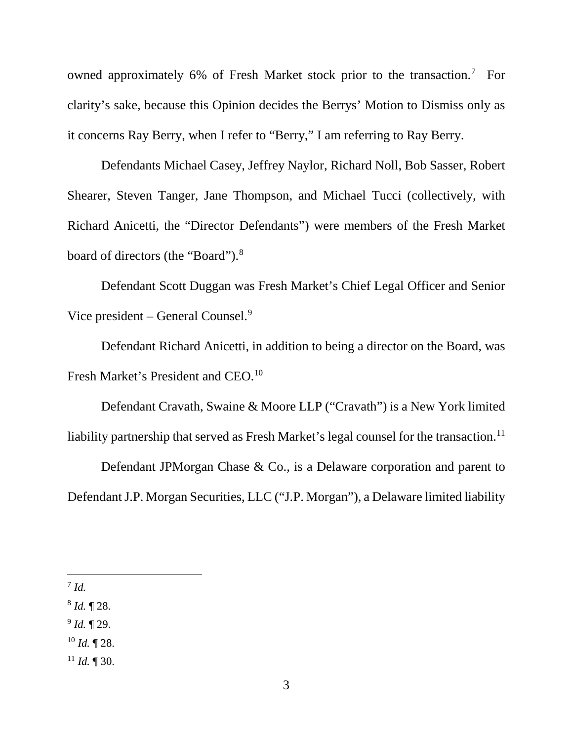owned approximately 6% of Fresh Market stock prior to the transaction.[7] For clarity's sake, because this Opinion decides the Berrys' Motion to Dismiss only as it concerns Ray Berry, when I refer to "Berry," I am referring to Ray Berry.

Defendants Michael Casey, Jeffrey Naylor, Richard Noll, Bob Sasser, Robert Shearer, Steven Tanger, Jane Thompson, and Michael Tucci (collectively, with Richard Anicetti, the "Director Defendants") were members of the Fresh Market board of directors (the "Board").[8]

Defendant Scott Duggan was Fresh Market's Chief Legal Officer and Senior Vice president – General Counsel.[9]

Defendant Richard Anicetti, in addition to being a director on the Board, was Fresh Market's President and CEO.[10]

Defendant Cravath, Swaine & Moore LLP ("Cravath") is a New York limited liability partnership that served as Fresh Market's legal counsel for the transaction.[11]

Defendant JPMorgan Chase & Co., is a Delaware corporation and parent to Defendant J.P. Morgan Securities, LLC ("J.P. Morgan"), a Delaware limited liability

---

[7] *Id.*

[8] *Id.* ¶ 28.

[9] *Id.* ¶ 29.

[10] *Id.* ¶ 28.

[11] *Id.* ¶ 30.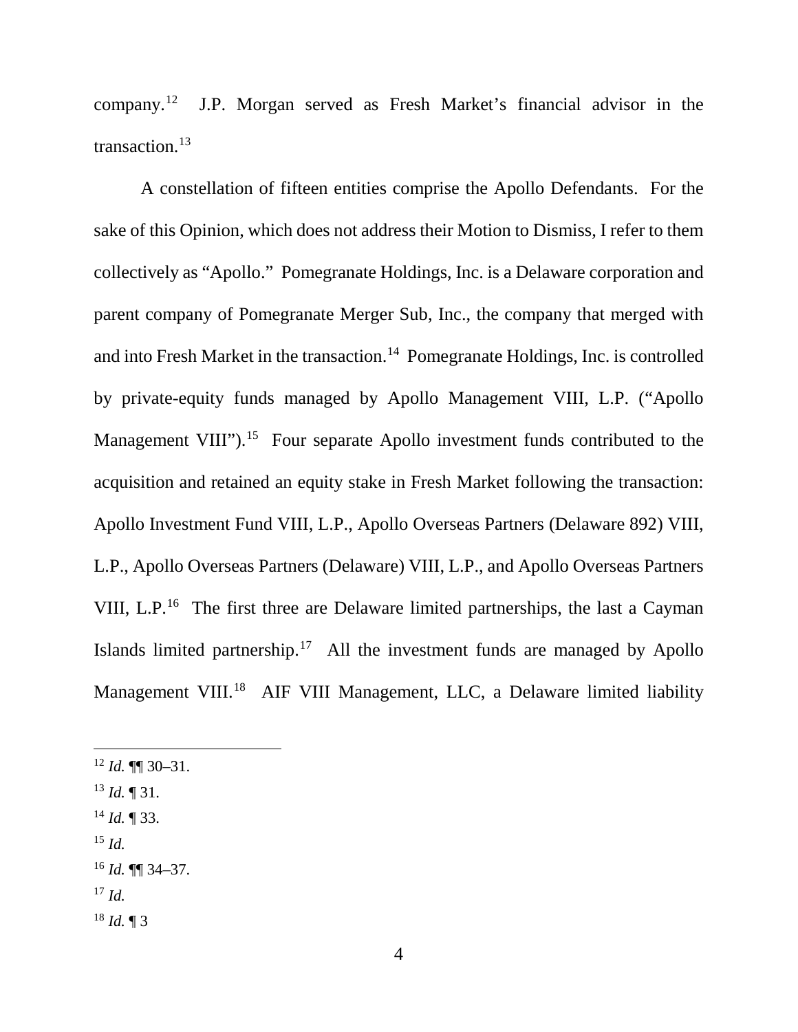company.[12] J.P. Morgan served as Fresh Market's financial advisor in the transaction.[13]

A constellation of fifteen entities comprise the Apollo Defendants. For the sake of this Opinion, which does not address their Motion to Dismiss, I refer to them collectively as "Apollo." Pomegranate Holdings, Inc. is a Delaware corporation and parent company of Pomegranate Merger Sub, Inc., the company that merged with and into Fresh Market in the transaction.[14] Pomegranate Holdings, Inc. is controlled by private-equity funds managed by Apollo Management VIII, L.P. ("Apollo Management VIII").[15] Four separate Apollo investment funds contributed to the acquisition and retained an equity stake in Fresh Market following the transaction: Apollo Investment Fund VIII, L.P., Apollo Overseas Partners (Delaware 892) VIII, L.P., Apollo Overseas Partners (Delaware) VIII, L.P., and Apollo Overseas Partners VIII, L.P.[16] The first three are Delaware limited partnerships, the last a Cayman Islands limited partnership.[17] All the investment funds are managed by Apollo Management VIII.[18] AIF VIII Management, LLC, a Delaware limited liability

---

[12] *Id.* ¶¶ 30–31.

[13] *Id.* ¶ 31.

[14] *Id.* ¶ 33.

[15] *Id.*

[16] *Id.* ¶¶ 34–37.

[17] *Id.*

[18] *Id.* ¶ 3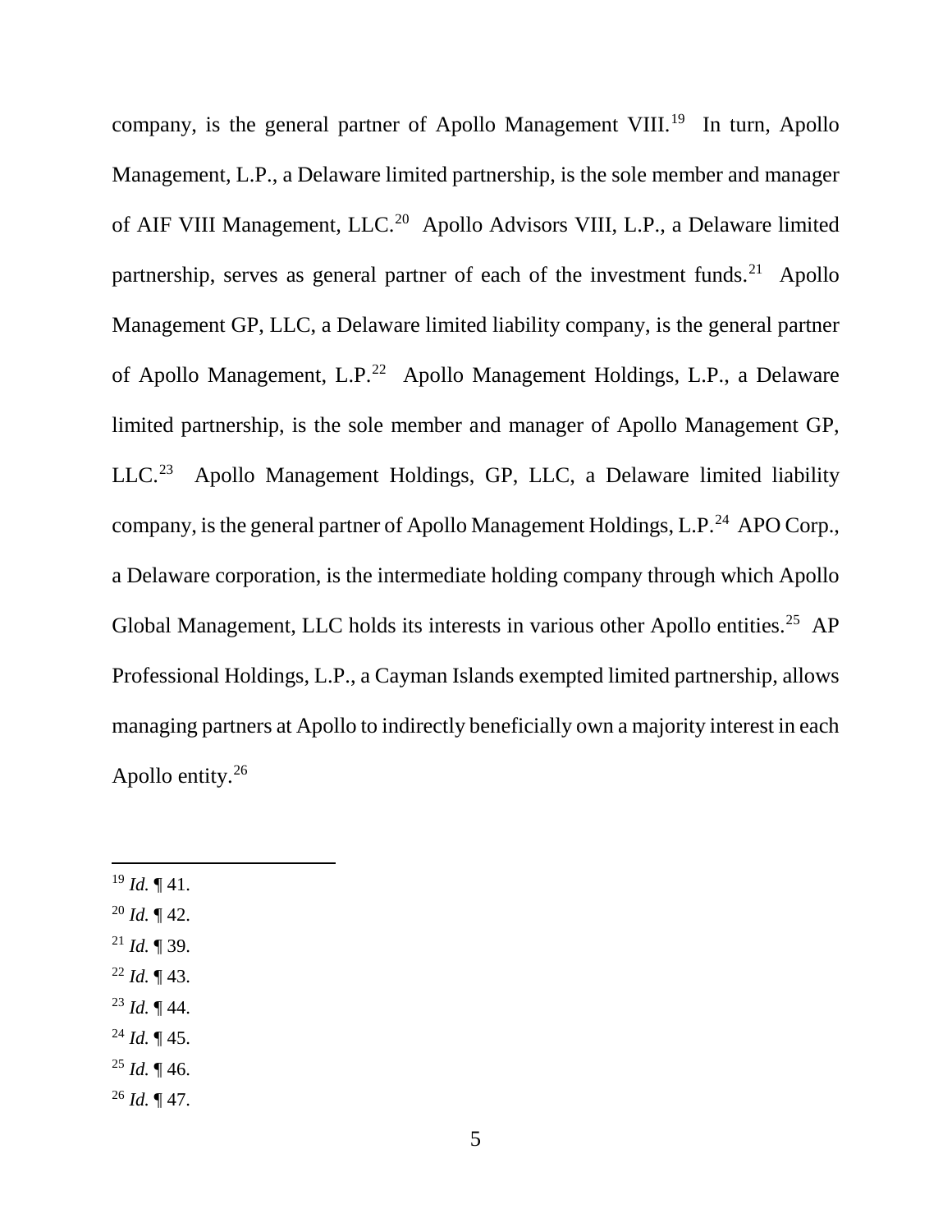company, is the general partner of Apollo Management VIII.[19] In turn, Apollo Management, L.P., a Delaware limited partnership, is the sole member and manager of AIF VIII Management, LLC.[20] Apollo Advisors VIII, L.P., a Delaware limited partnership, serves as general partner of each of the investment funds.[21] Apollo Management GP, LLC, a Delaware limited liability company, is the general partner of Apollo Management, L.P.[22] Apollo Management Holdings, L.P., a Delaware limited partnership, is the sole member and manager of Apollo Management GP, LLC.[23] Apollo Management Holdings, GP, LLC, a Delaware limited liability company, is the general partner of Apollo Management Holdings, L.P.[24] APO Corp., a Delaware corporation, is the intermediate holding company through which Apollo Global Management, LLC holds its interests in various other Apollo entities.[25] AP Professional Holdings, L.P., a Cayman Islands exempted limited partnership, allows managing partners at Apollo to indirectly beneficially own a majority interest in each Apollo entity.[26]

---

[19] *Id.* ¶ 41.

[20] *Id.* ¶ 42.

[21] *Id.* ¶ 39.

[22] *Id.* ¶ 43.

[23] *Id.* ¶ 44.

[24] *Id.* ¶ 45.

[25] *Id.* ¶ 46.

[26] *Id.* ¶ 47.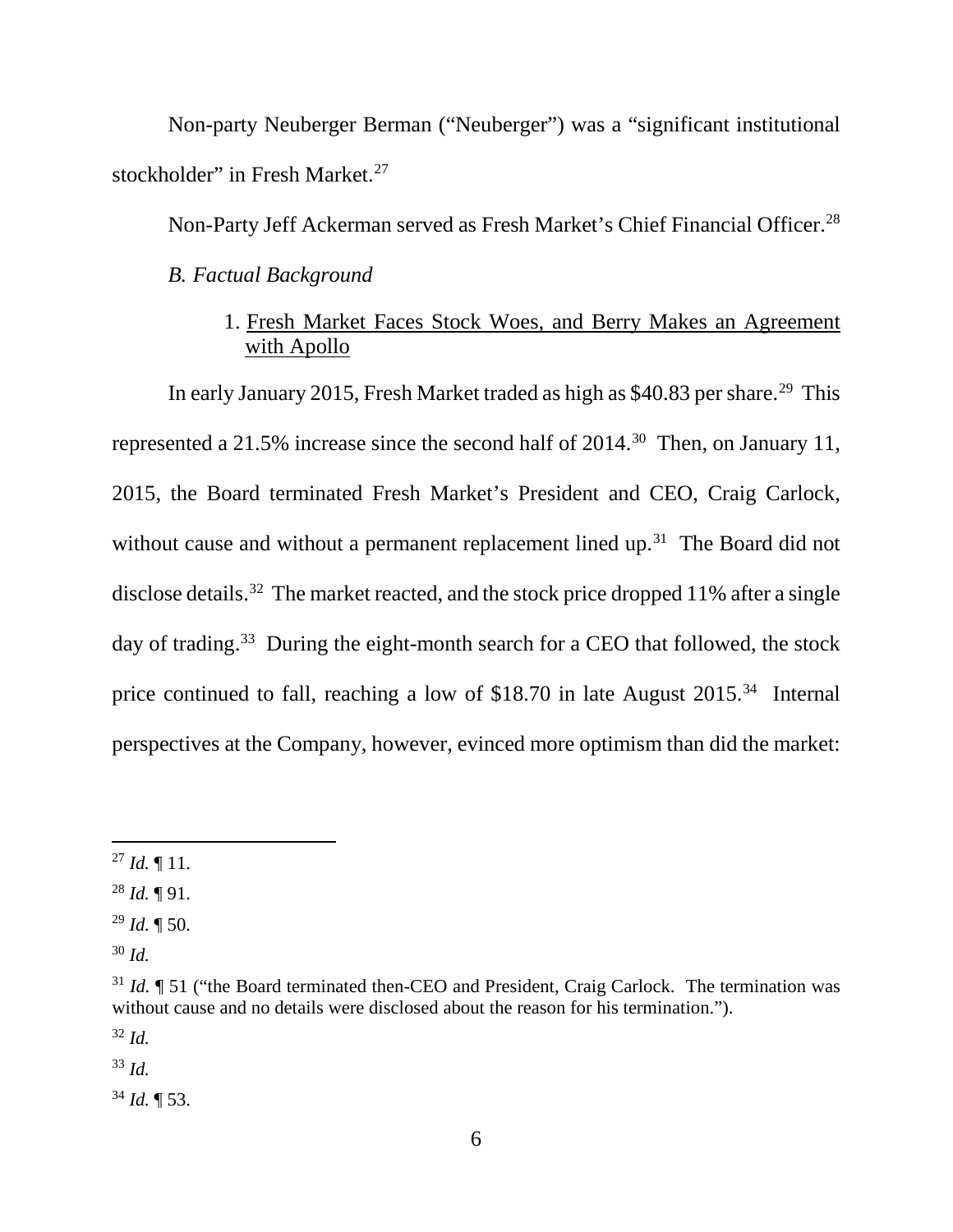Non-party Neuberger Berman ("Neuberger") was a "significant institutional stockholder" in Fresh Market.[27]

Non-Party Jeff Ackerman served as Fresh Market's Chief Financial Officer.[28]

### *B. Factual Background*

#### 1. Fresh Market Faces Stock Woes, and Berry Makes an Agreement with Apollo

In early January 2015, Fresh Market traded as high as $40.83 per share.[29] This represented a 21.5% increase since the second half of 2014.[30] Then, on January 11, 2015, the Board terminated Fresh Market's President and CEO, Craig Carlock, without cause and without a permanent replacement lined up.[31] The Board did not disclose details.[32] The market reacted, and the stock price dropped 11% after a single day of trading.[33] During the eight-month search for a CEO that followed, the stock price continued to fall, reaching a low of $18.70 in late August 2015.[34] Internal perspectives at the Company, however, evinced more optimism than did the market:

---

[27] *Id.* ¶ 11.

[28] *Id.* ¶ 91.

[29] *Id.* ¶ 50.

[30] *Id.*

[31] *Id.* ¶ 51 ("the Board terminated then-CEO and President, Craig Carlock. The termination was without cause and no details were disclosed about the reason for his termination.").

[32] *Id.*

[33] *Id.*

[34] *Id.* ¶ 53.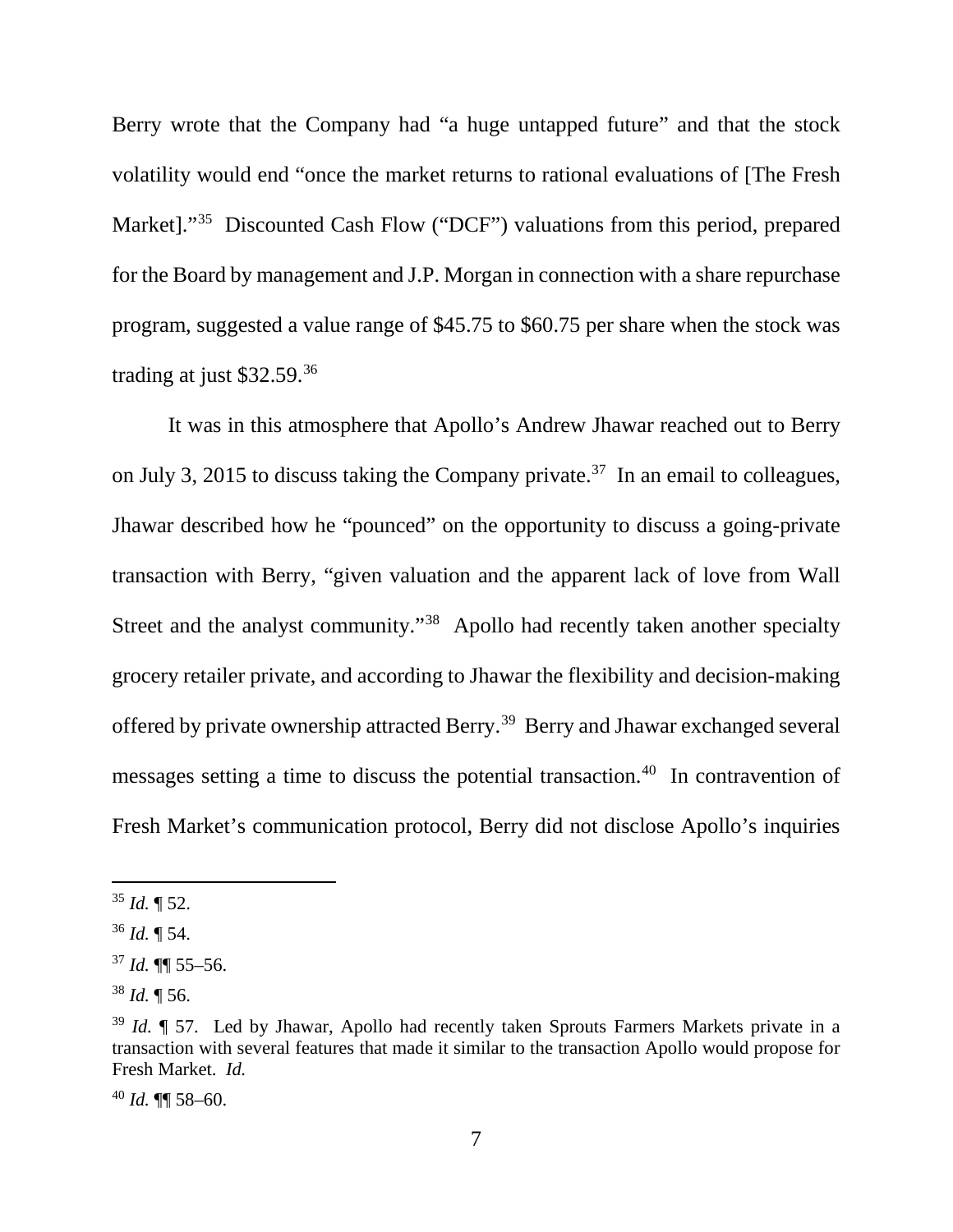Berry wrote that the Company had "a huge untapped future" and that the stock volatility would end "once the market returns to rational evaluations of [The Fresh Market]."[35] Discounted Cash Flow ("DCF") valuations from this period, prepared for the Board by management and J.P. Morgan in connection with a share repurchase program, suggested a value range of $45.75 to $60.75 per share when the stock was trading at just $32.59.[36]

It was in this atmosphere that Apollo's Andrew Jhawar reached out to Berry on July 3, 2015 to discuss taking the Company private.[37] In an email to colleagues, Jhawar described how he "pounced" on the opportunity to discuss a going-private transaction with Berry, "given valuation and the apparent lack of love from Wall Street and the analyst community."[38] Apollo had recently taken another specialty grocery retailer private, and according to Jhawar the flexibility and decision-making offered by private ownership attracted Berry.[39] Berry and Jhawar exchanged several messages setting a time to discuss the potential transaction.[40] In contravention of Fresh Market's communication protocol, Berry did not disclose Apollo's inquiries

---

[35] *Id.* ¶ 52.

[36] *Id.* ¶ 54.

[37] *Id.* ¶¶ 55–56.

[38] *Id.* ¶ 56.

[39] *Id.* ¶ 57. Led by Jhawar, Apollo had recently taken Sprouts Farmers Markets private in a transaction with several features that made it similar to the transaction Apollo would propose for Fresh Market. *Id.*

[40] *Id.* ¶¶ 58–60.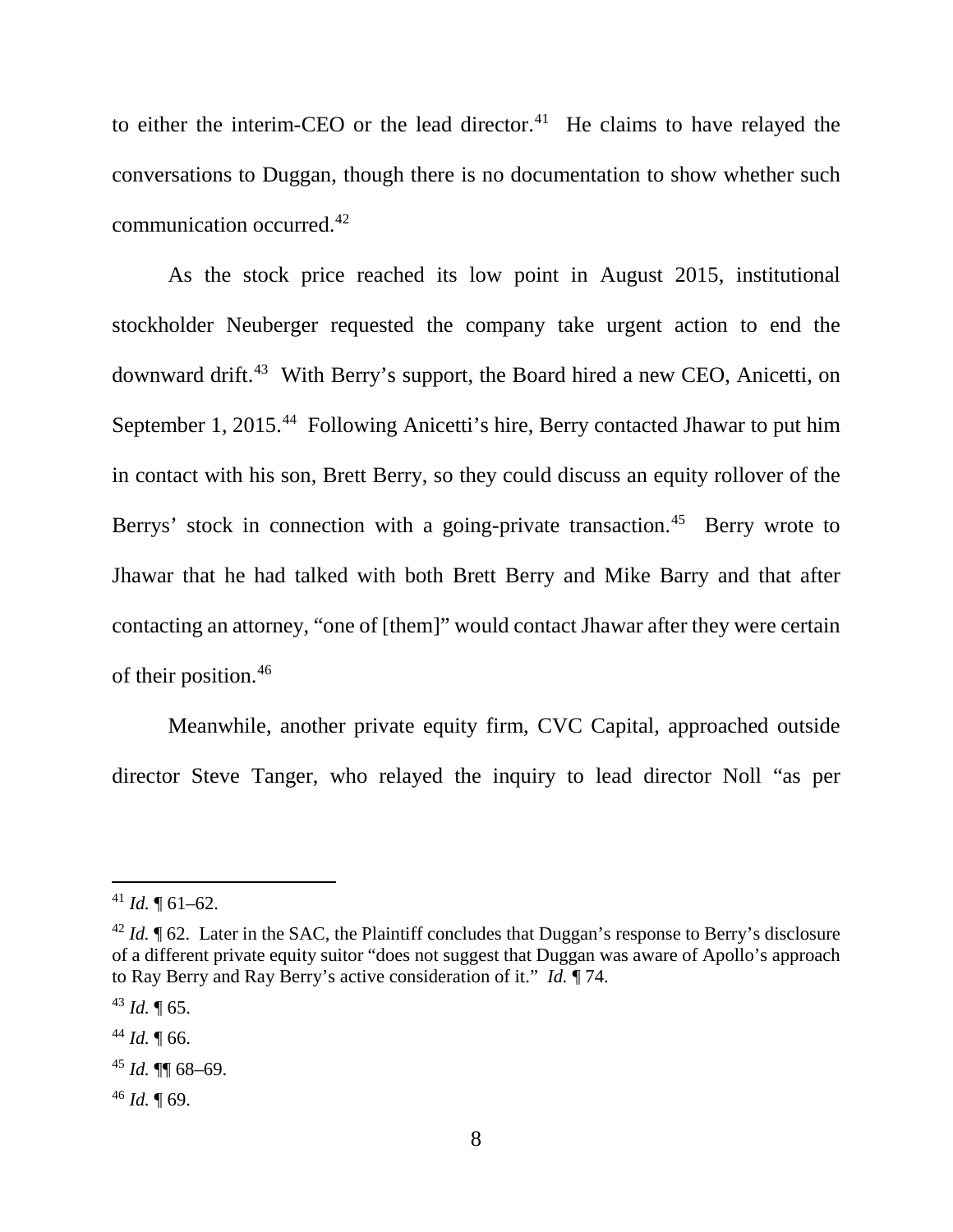to either the interim-CEO or the lead director.[41] He claims to have relayed the conversations to Duggan, though there is no documentation to show whether such communication occurred.[42]

As the stock price reached its low point in August 2015, institutional stockholder Neuberger requested the company take urgent action to end the downward drift.[43] With Berry's support, the Board hired a new CEO, Anicetti, on September 1, 2015.[44] Following Anicetti's hire, Berry contacted Jhawar to put him in contact with his son, Brett Berry, so they could discuss an equity rollover of the Berrys' stock in connection with a going-private transaction.[45] Berry wrote to Jhawar that he had talked with both Brett Berry and Mike Barry and that after contacting an attorney, "one of [them]" would contact Jhawar after they were certain of their position.[46]

Meanwhile, another private equity firm, CVC Capital, approached outside director Steve Tanger, who relayed the inquiry to lead director Noll "as per

---

[41] *Id.* ¶ 61–62.

[42] *Id.* ¶ 62. Later in the SAC, the Plaintiff concludes that Duggan's response to Berry's disclosure of a different private equity suitor "does not suggest that Duggan was aware of Apollo's approach to Ray Berry and Ray Berry's active consideration of it." *Id.* ¶ 74.

[43] *Id.* ¶ 65.

[44] *Id.* ¶ 66.

[45] *Id.* ¶¶ 68–69.

[46] *Id.* ¶ 69.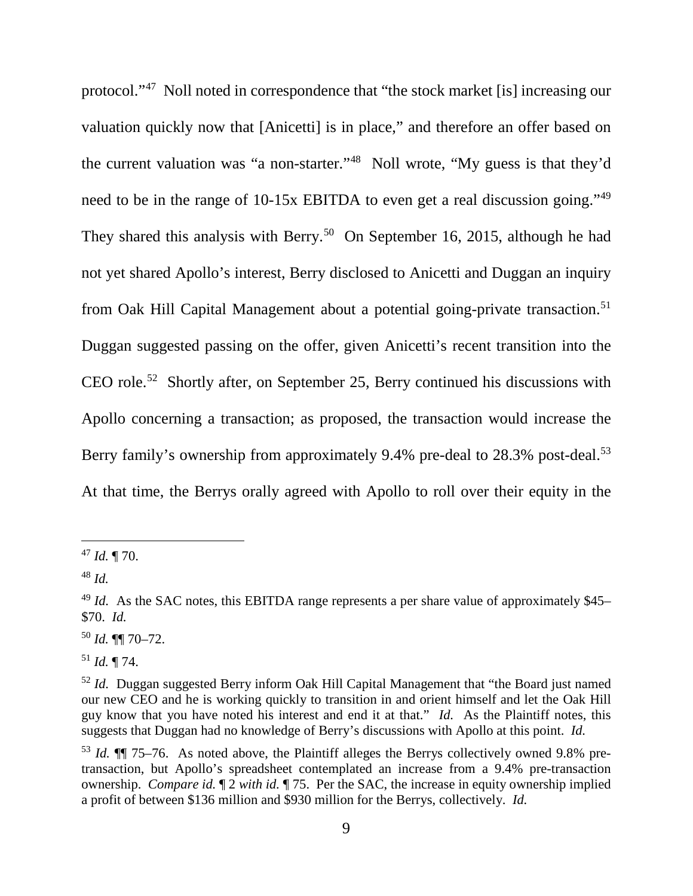protocol."[47] Noll noted in correspondence that "the stock market [is] increasing our valuation quickly now that [Anicetti] is in place," and therefore an offer based on the current valuation was "a non-starter."[48] Noll wrote, "My guess is that they'd need to be in the range of 10-15x EBITDA to even get a real discussion going."[49] They shared this analysis with Berry.[50] On September 16, 2015, although he had not yet shared Apollo's interest, Berry disclosed to Anicetti and Duggan an inquiry from Oak Hill Capital Management about a potential going-private transaction.[51] Duggan suggested passing on the offer, given Anicetti's recent transition into the CEO role.[52] Shortly after, on September 25, Berry continued his discussions with Apollo concerning a transaction; as proposed, the transaction would increase the Berry family's ownership from approximately 9.4% pre-deal to 28.3% post-deal.[53] At that time, the Berrys orally agreed with Apollo to roll over their equity in the

---

[47] *Id.* ¶ 70.

[48] *Id.*

[49] *Id.* As the SAC notes, this EBITDA range represents a per share value of approximately $45–$70. *Id.*

[50] *Id.* ¶¶ 70–72.

[51] *Id.* ¶ 74.

[52] *Id.* Duggan suggested Berry inform Oak Hill Capital Management that "the Board just named our new CEO and he is working quickly to transition in and orient himself and let the Oak Hill guy know that you have noted his interest and end it at that." *Id.* As the Plaintiff notes, this suggests that Duggan had no knowledge of Berry's discussions with Apollo at this point. *Id.*

[53] *Id.* ¶¶ 75–76. As noted above, the Plaintiff alleges the Berrys collectively owned 9.8% pre-transaction, but Apollo's spreadsheet contemplated an increase from a 9.4% pre-transaction ownership. *Compare id.* ¶ 2 *with id.* ¶ 75. Per the SAC, the increase in equity ownership implied a profit of between $136 million and $930 million for the Berrys, collectively. *Id.*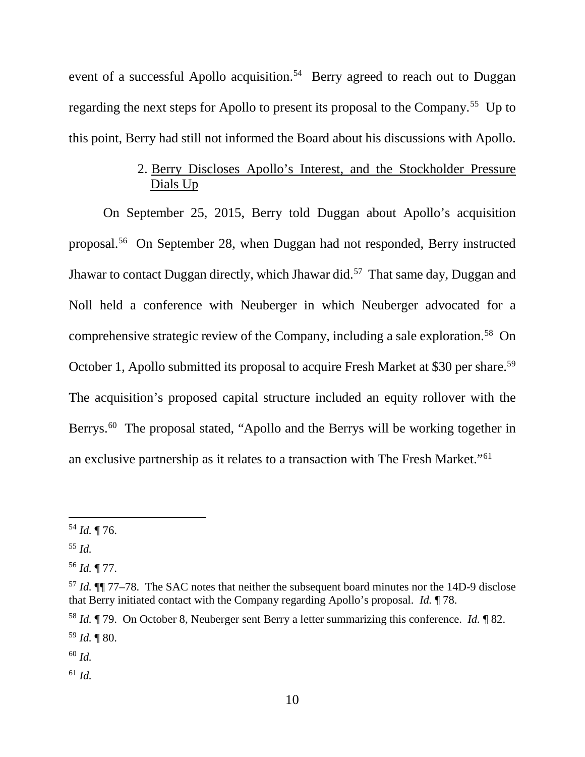event of a successful Apollo acquisition.[54] Berry agreed to reach out to Duggan regarding the next steps for Apollo to present its proposal to the Company.[55] Up to this point, Berry had still not informed the Board about his discussions with Apollo.

### 2. Berry Discloses Apollo's Interest, and the Stockholder Pressure Dials Up

On September 25, 2015, Berry told Duggan about Apollo's acquisition proposal.[56] On September 28, when Duggan had not responded, Berry instructed Jhawar to contact Duggan directly, which Jhawar did.[57] That same day, Duggan and Noll held a conference with Neuberger in which Neuberger advocated for a comprehensive strategic review of the Company, including a sale exploration.[58] On October 1, Apollo submitted its proposal to acquire Fresh Market at $30 per share.[59] The acquisition's proposed capital structure included an equity rollover with the Berrys.[60] The proposal stated, "Apollo and the Berrys will be working together in an exclusive partnership as it relates to a transaction with The Fresh Market."[61]

---

[54] *Id.* ¶ 76.

[55] *Id.*

[56] *Id.* ¶ 77.

[57] *Id.* ¶¶ 77–78. The SAC notes that neither the subsequent board minutes nor the 14D-9 disclose that Berry initiated contact with the Company regarding Apollo's proposal. *Id.* ¶ 78.

[58] *Id.* ¶ 79. On October 8, Neuberger sent Berry a letter summarizing this conference. *Id.* ¶ 82.

[59] *Id.* ¶ 80.

[60] *Id.*

[61] *Id.*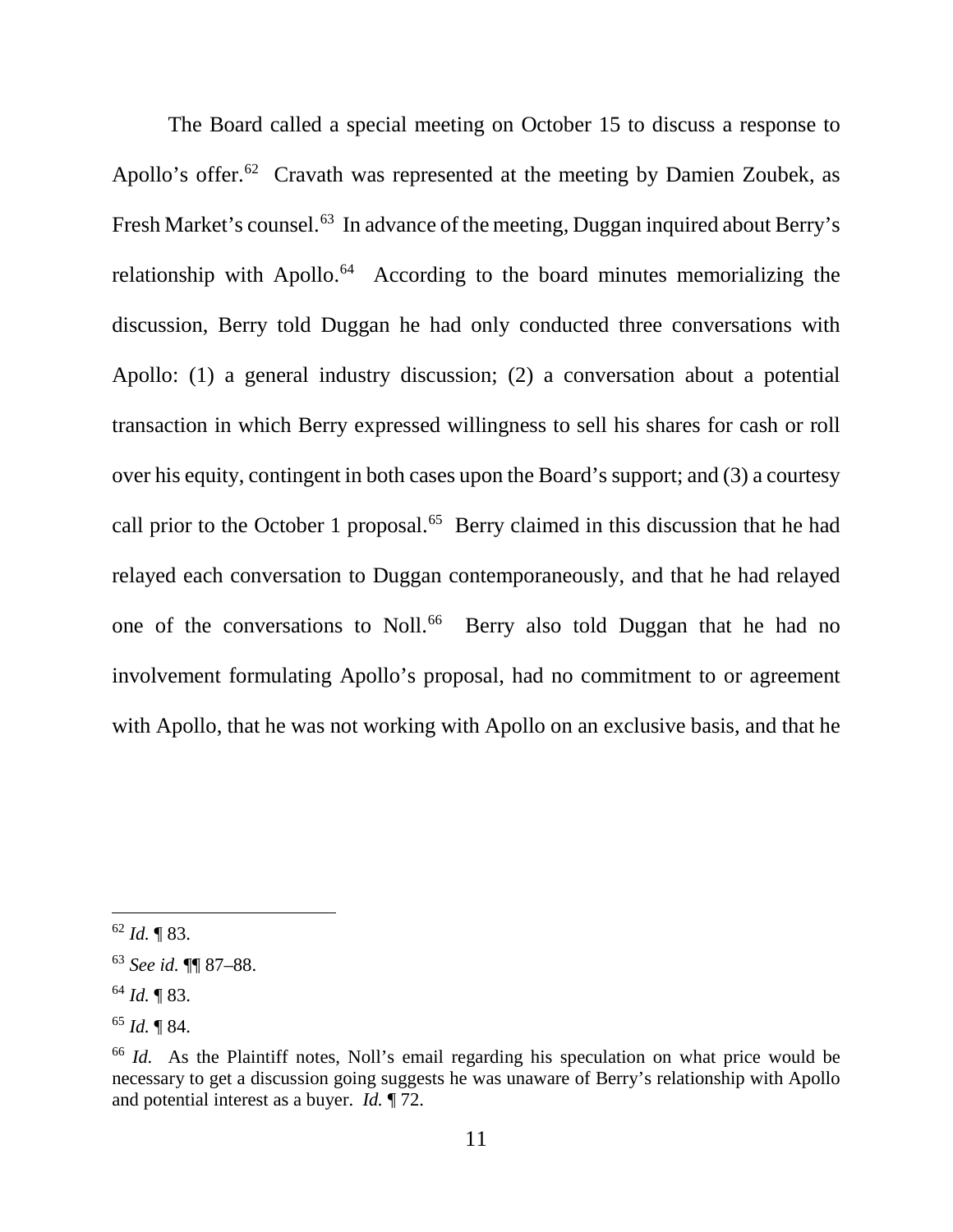The Board called a special meeting on October 15 to discuss a response to Apollo's offer.[62] Cravath was represented at the meeting by Damien Zoubek, as Fresh Market's counsel.[63] In advance of the meeting, Duggan inquired about Berry's relationship with Apollo.[64] According to the board minutes memorializing the discussion, Berry told Duggan he had only conducted three conversations with Apollo: (1) a general industry discussion; (2) a conversation about a potential transaction in which Berry expressed willingness to sell his shares for cash or roll over his equity, contingent in both cases upon the Board's support; and (3) a courtesy call prior to the October 1 proposal.[65] Berry claimed in this discussion that he had relayed each conversation to Duggan contemporaneously, and that he had relayed one of the conversations to Noll.[66] Berry also told Duggan that he had no involvement formulating Apollo's proposal, had no commitment to or agreement with Apollo, that he was not working with Apollo on an exclusive basis, and that he

---

[62] *Id.* ¶ 83.

[63] *See id.* ¶¶ 87–88.

[64] *Id.* ¶ 83.

[65] *Id.* ¶ 84.

[66] *Id.* As the Plaintiff notes, Noll's email regarding his speculation on what price would be necessary to get a discussion going suggests he was unaware of Berry's relationship with Apollo and potential interest as a buyer. *Id.* ¶ 72.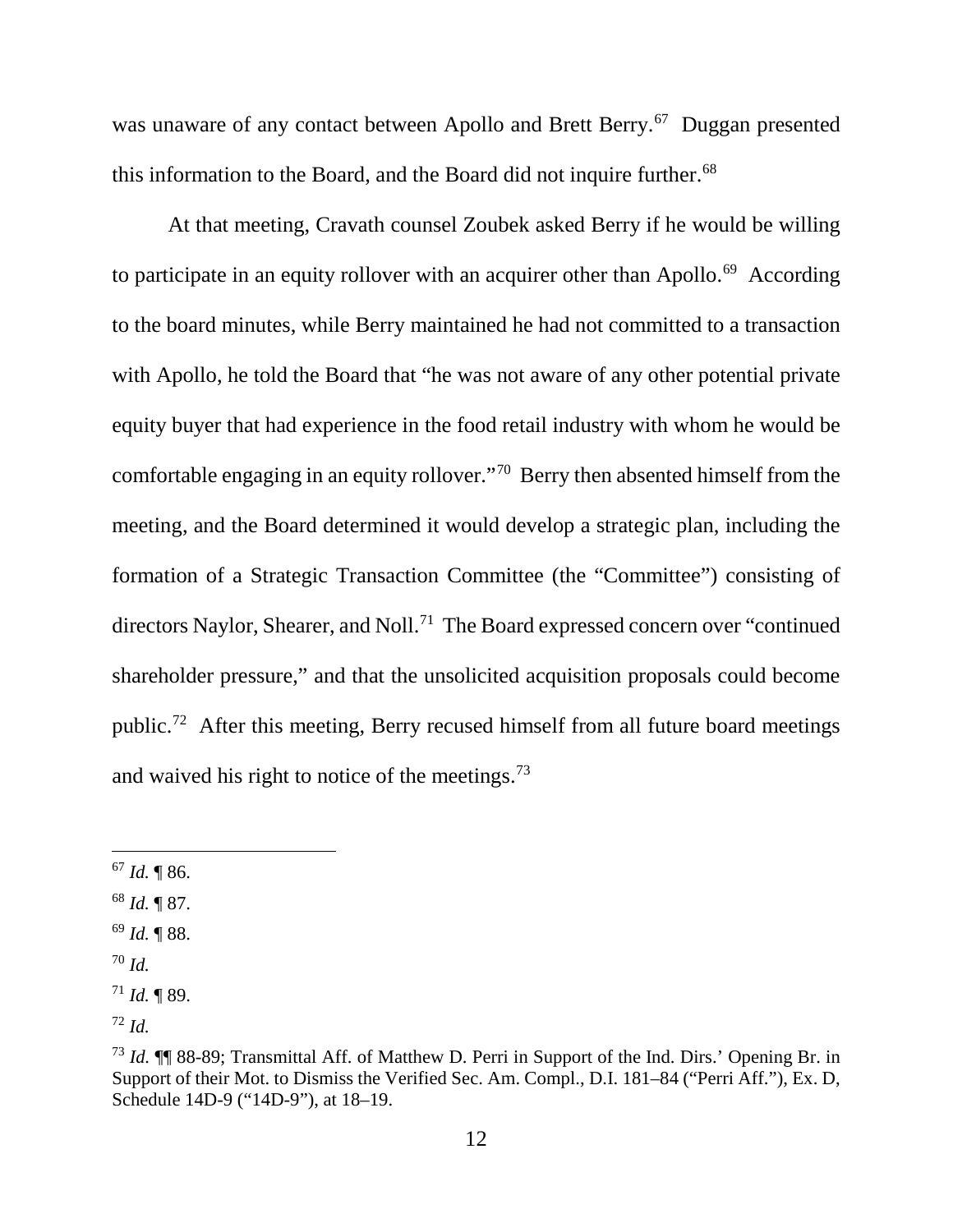was unaware of any contact between Apollo and Brett Berry.[67] Duggan presented this information to the Board, and the Board did not inquire further.[68]

At that meeting, Cravath counsel Zoubek asked Berry if he would be willing to participate in an equity rollover with an acquirer other than Apollo.[69] According to the board minutes, while Berry maintained he had not committed to a transaction with Apollo, he told the Board that "he was not aware of any other potential private equity buyer that had experience in the food retail industry with whom he would be comfortable engaging in an equity rollover."[70] Berry then absented himself from the meeting, and the Board determined it would develop a strategic plan, including the formation of a Strategic Transaction Committee (the "Committee") consisting of directors Naylor, Shearer, and Noll.[71] The Board expressed concern over "continued shareholder pressure," and that the unsolicited acquisition proposals could become public.[72] After this meeting, Berry recused himself from all future board meetings and waived his right to notice of the meetings.[73]

---

[67] *Id.* ¶ 86.

[68] *Id.* ¶ 87.

[69] *Id.* ¶ 88.

[70] *Id.*

[71] *Id.* ¶ 89.

[72] *Id.*

[73] *Id.* ¶¶ 88-89; Transmittal Aff. of Matthew D. Perri in Support of the Ind. Dirs.' Opening Br. in Support of their Mot. to Dismiss the Verified Sec. Am. Compl., D.I. 181–84 ("Perri Aff."), Ex. D, Schedule 14D-9 ("14D-9"), at 18–19.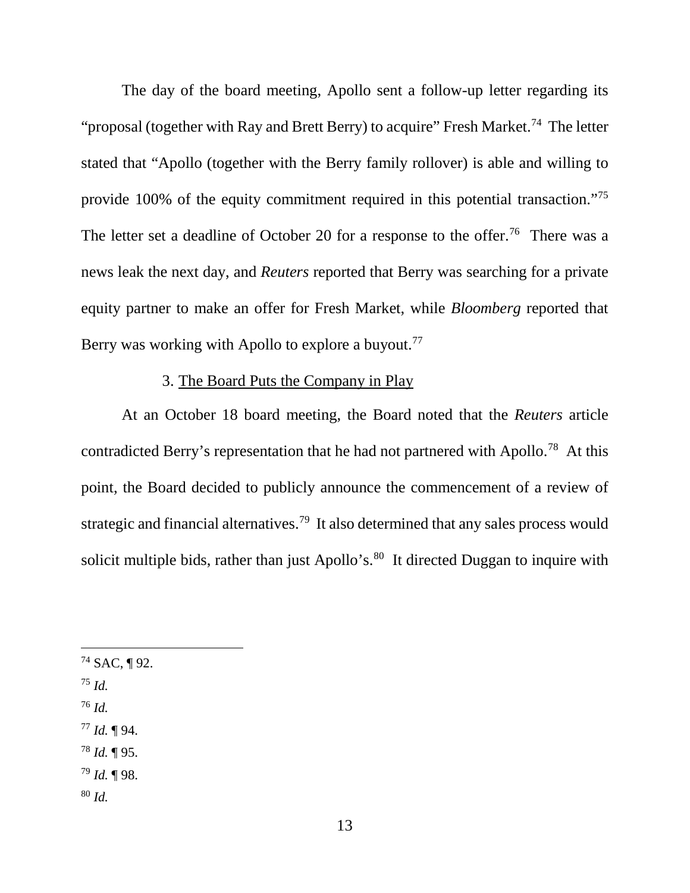The day of the board meeting, Apollo sent a follow-up letter regarding its "proposal (together with Ray and Brett Berry) to acquire" Fresh Market.[74] The letter stated that "Apollo (together with the Berry family rollover) is able and willing to provide 100% of the equity commitment required in this potential transaction."[75] The letter set a deadline of October 20 for a response to the offer.[76] There was a news leak the next day, and *Reuters* reported that Berry was searching for a private equity partner to make an offer for Fresh Market, while *Bloomberg* reported that Berry was working with Apollo to explore a buyout.[77]

3. <u>The Board Puts the Company in Play</u>

At an October 18 board meeting, the Board noted that the *Reuters* article contradicted Berry's representation that he had not partnered with Apollo.[78] At this point, the Board decided to publicly announce the commencement of a review of strategic and financial alternatives.[79] It also determined that any sales process would solicit multiple bids, rather than just Apollo's.[80] It directed Duggan to inquire with

---

[74] SAC, ¶ 92.

[75] *Id.*

[76] *Id.*

[77] *Id.* ¶ 94.

[78] *Id.* ¶ 95.

[79] *Id.* ¶ 98.

[80] *Id.*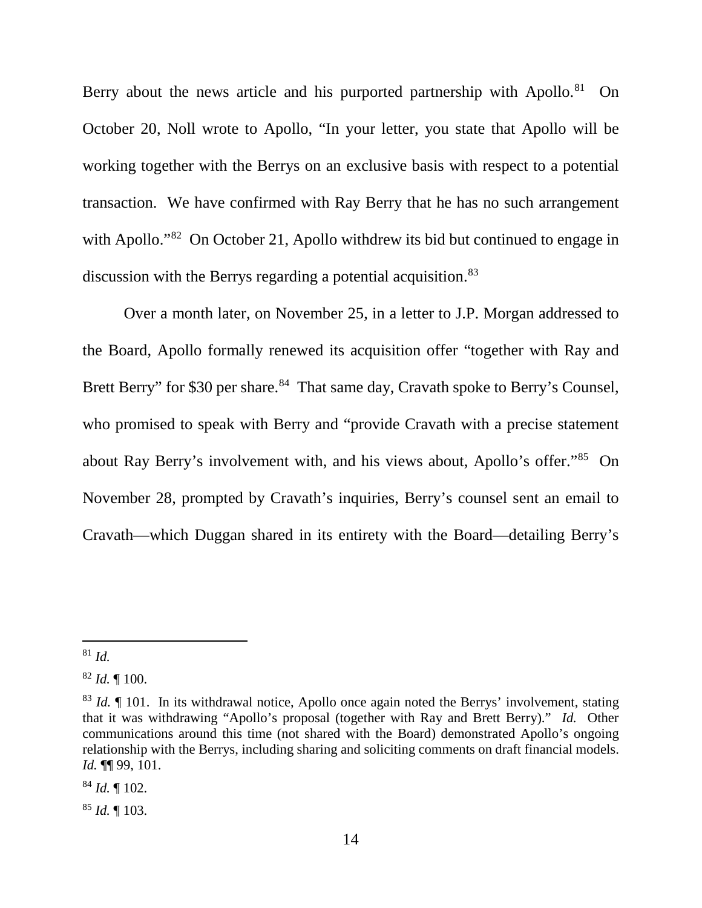Berry about the news article and his purported partnership with Apollo.[81] On October 20, Noll wrote to Apollo, "In your letter, you state that Apollo will be working together with the Berrys on an exclusive basis with respect to a potential transaction. We have confirmed with Ray Berry that he has no such arrangement with Apollo."[82] On October 21, Apollo withdrew its bid but continued to engage in discussion with the Berrys regarding a potential acquisition.[83]

Over a month later, on November 25, in a letter to J.P. Morgan addressed to the Board, Apollo formally renewed its acquisition offer "together with Ray and Brett Berry" for $30 per share.[84] That same day, Cravath spoke to Berry's Counsel, who promised to speak with Berry and "provide Cravath with a precise statement about Ray Berry's involvement with, and his views about, Apollo's offer."[85] On November 28, prompted by Cravath's inquiries, Berry's counsel sent an email to Cravath—which Duggan shared in its entirety with the Board—detailing Berry's

---

[81] *Id.*

[82] *Id.* ¶ 100.

[83] *Id.* ¶ 101. In its withdrawal notice, Apollo once again noted the Berrys' involvement, stating that it was withdrawing "Apollo's proposal (together with Ray and Brett Berry)." *Id.* Other communications around this time (not shared with the Board) demonstrated Apollo's ongoing relationship with the Berrys, including sharing and soliciting comments on draft financial models. *Id.* ¶¶ 99, 101.

[84] *Id.* ¶ 102.

[85] *Id.* ¶ 103.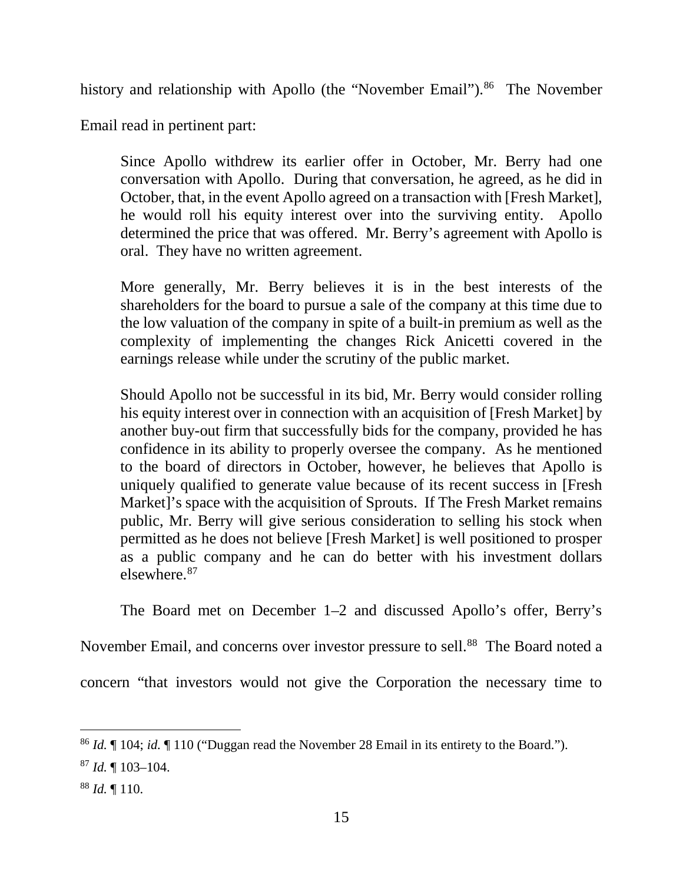history and relationship with Apollo (the "November Email").[86] The November Email read in pertinent part:

> Since Apollo withdrew its earlier offer in October, Mr. Berry had one conversation with Apollo. During that conversation, he agreed, as he did in October, that, in the event Apollo agreed on a transaction with [Fresh Market], he would roll his equity interest over into the surviving entity. Apollo determined the price that was offered. Mr. Berry's agreement with Apollo is oral. They have no written agreement.
>
> More generally, Mr. Berry believes it is in the best interests of the shareholders for the board to pursue a sale of the company at this time due to the low valuation of the company in spite of a built-in premium as well as the complexity of implementing the changes Rick Anicetti covered in the earnings release while under the scrutiny of the public market.
>
> Should Apollo not be successful in its bid, Mr. Berry would consider rolling his equity interest over in connection with an acquisition of [Fresh Market] by another buy-out firm that successfully bids for the company, provided he has confidence in its ability to properly oversee the company. As he mentioned to the board of directors in October, however, he believes that Apollo is uniquely qualified to generate value because of its recent success in [Fresh Market]'s space with the acquisition of Sprouts. If The Fresh Market remains public, Mr. Berry will give serious consideration to selling his stock when permitted as he does not believe [Fresh Market] is well positioned to prosper as a public company and he can do better with his investment dollars elsewhere.[87]

The Board met on December 1–2 and discussed Apollo's offer, Berry's November Email, and concerns over investor pressure to sell.[88] The Board noted a concern "that investors would not give the Corporation the necessary time to

---

[86] *Id.* ¶ 104; *id.* ¶ 110 ("Duggan read the November 28 Email in its entirety to the Board.").

[87] *Id.* ¶ 103–104.

[88] *Id.* ¶ 110.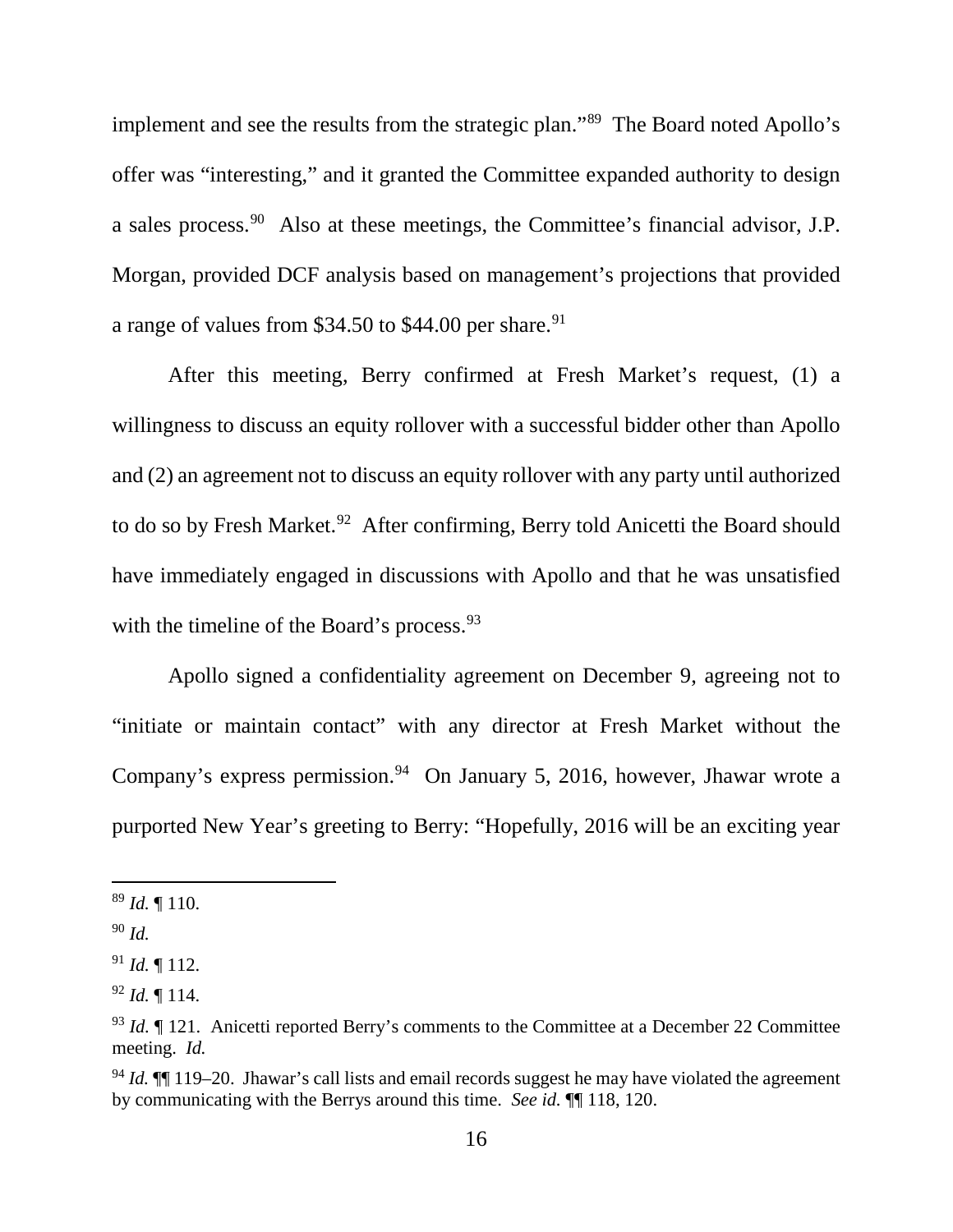implement and see the results from the strategic plan."[89] The Board noted Apollo's offer was "interesting," and it granted the Committee expanded authority to design a sales process.[90] Also at these meetings, the Committee's financial advisor, J.P. Morgan, provided DCF analysis based on management's projections that provided a range of values from $34.50 to $44.00 per share.[91]

After this meeting, Berry confirmed at Fresh Market's request, (1) a willingness to discuss an equity rollover with a successful bidder other than Apollo and (2) an agreement not to discuss an equity rollover with any party until authorized to do so by Fresh Market.[92] After confirming, Berry told Anicetti the Board should have immediately engaged in discussions with Apollo and that he was unsatisfied with the timeline of the Board's process.[93]

Apollo signed a confidentiality agreement on December 9, agreeing not to "initiate or maintain contact" with any director at Fresh Market without the Company's express permission.[94] On January 5, 2016, however, Jhawar wrote a purported New Year's greeting to Berry: "Hopefully, 2016 will be an exciting year

---

[89] *Id.* ¶ 110.

[90] *Id.*

[91] *Id.* ¶ 112.

[92] *Id.* ¶ 114.

[93] *Id.* ¶ 121. Anicetti reported Berry's comments to the Committee at a December 22 Committee meeting. *Id.*

[94] *Id.* ¶¶ 119–20. Jhawar's call lists and email records suggest he may have violated the agreement by communicating with the Berrys around this time. *See id.* ¶¶ 118, 120.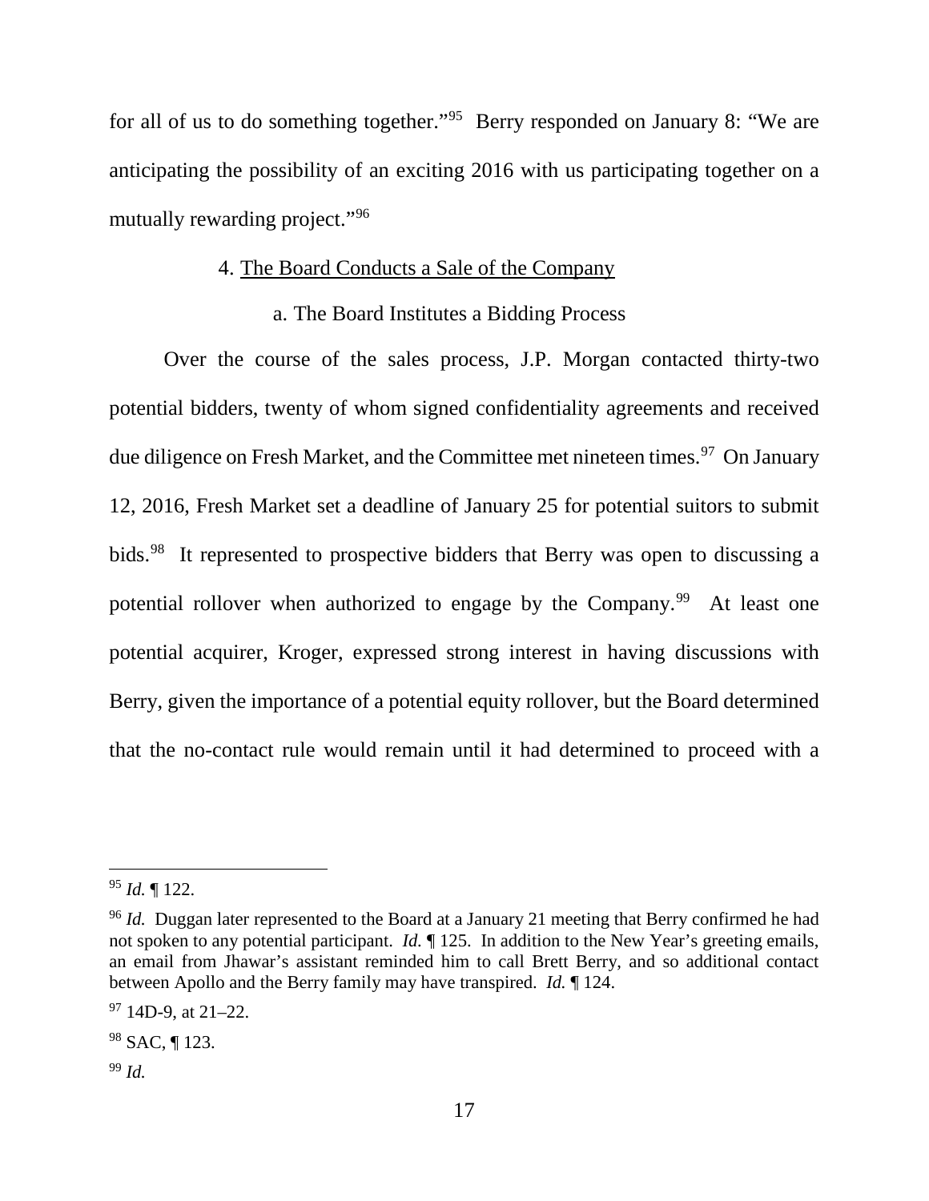for all of us to do something together."[95] Berry responded on January 8: "We are anticipating the possibility of an exciting 2016 with us participating together on a mutually rewarding project."[96]

4. The Board Conducts a Sale of the Company

a. The Board Institutes a Bidding Process

Over the course of the sales process, J.P. Morgan contacted thirty-two potential bidders, twenty of whom signed confidentiality agreements and received due diligence on Fresh Market, and the Committee met nineteen times.[97] On January 12, 2016, Fresh Market set a deadline of January 25 for potential suitors to submit bids.[98] It represented to prospective bidders that Berry was open to discussing a potential rollover when authorized to engage by the Company.[99] At least one potential acquirer, Kroger, expressed strong interest in having discussions with Berry, given the importance of a potential equity rollover, but the Board determined that the no-contact rule would remain until it had determined to proceed with a

---

[95] *Id.* ¶ 122.

[96] *Id.* Duggan later represented to the Board at a January 21 meeting that Berry confirmed he had not spoken to any potential participant. *Id.* ¶ 125. In addition to the New Year's greeting emails, an email from Jhawar's assistant reminded him to call Brett Berry, and so additional contact between Apollo and the Berry family may have transpired. *Id.* ¶ 124.

[97] 14D-9, at 21–22.

[98] SAC, ¶ 123.

[99] *Id.*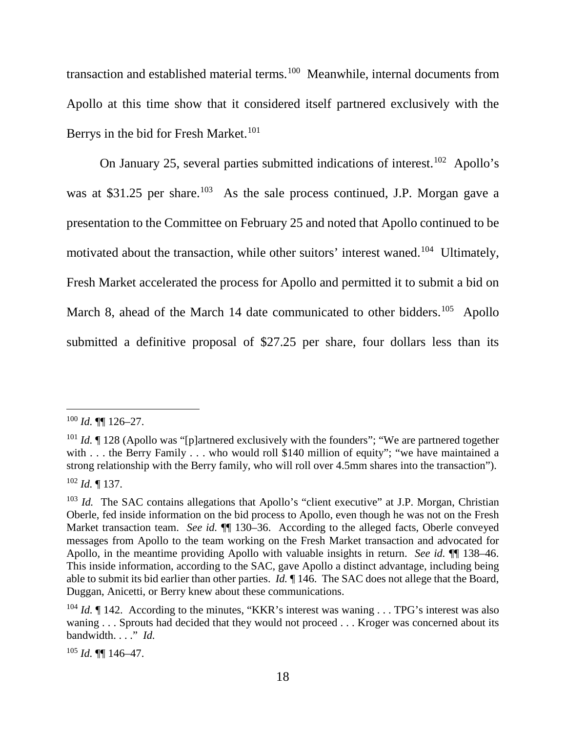transaction and established material terms.[100] Meanwhile, internal documents from Apollo at this time show that it considered itself partnered exclusively with the Berrys in the bid for Fresh Market.[101]

On January 25, several parties submitted indications of interest.[102] Apollo's was at $31.25 per share.[103] As the sale process continued, J.P. Morgan gave a presentation to the Committee on February 25 and noted that Apollo continued to be motivated about the transaction, while other suitors' interest waned.[104] Ultimately, Fresh Market accelerated the process for Apollo and permitted it to submit a bid on March 8, ahead of the March 14 date communicated to other bidders.[105] Apollo submitted a definitive proposal of $27.25 per share, four dollars less than its

---

[100] *Id.* ¶¶ 126–27.

[101] *Id.* ¶ 128 (Apollo was "[p]artnered exclusively with the founders"; "We are partnered together with . . . the Berry Family . . . who would roll $140 million of equity"; "we have maintained a strong relationship with the Berry family, who will roll over 4.5mm shares into the transaction").

[102] *Id.* ¶ 137.

[103] *Id.* The SAC contains allegations that Apollo's "client executive" at J.P. Morgan, Christian Oberle, fed inside information on the bid process to Apollo, even though he was not on the Fresh Market transaction team. *See id.* ¶¶ 130–36. According to the alleged facts, Oberle conveyed messages from Apollo to the team working on the Fresh Market transaction and advocated for Apollo, in the meantime providing Apollo with valuable insights in return. *See id.* ¶¶ 138–46. This inside information, according to the SAC, gave Apollo a distinct advantage, including being able to submit its bid earlier than other parties. *Id.* ¶ 146. The SAC does not allege that the Board, Duggan, Anicetti, or Berry knew about these communications.

[104] *Id.* ¶ 142. According to the minutes, "KKR's interest was waning . . . TPG's interest was also waning . . . Sprouts had decided that they would not proceed . . . Kroger was concerned about its bandwidth. . . ." *Id.*

[105] *Id.* ¶¶ 146–47.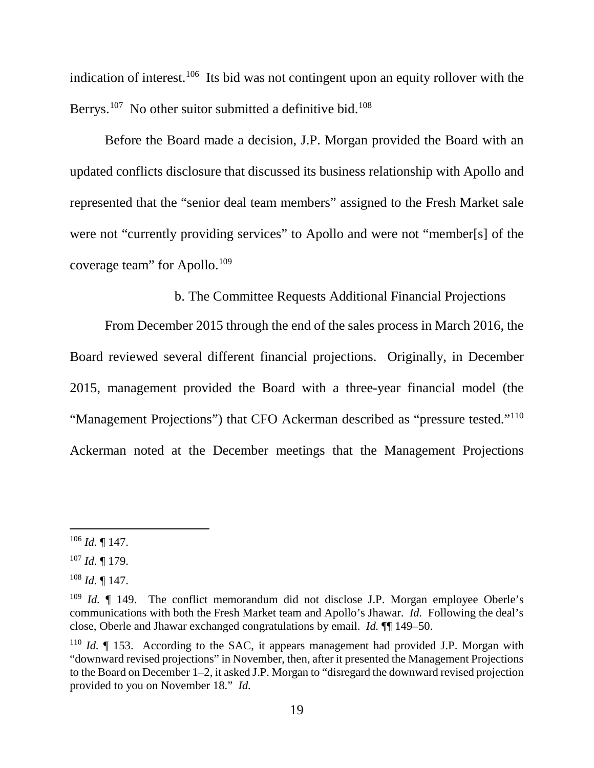indication of interest.[106] Its bid was not contingent upon an equity rollover with the Berrys.[107] No other suitor submitted a definitive bid.[108]

Before the Board made a decision, J.P. Morgan provided the Board with an updated conflicts disclosure that discussed its business relationship with Apollo and represented that the "senior deal team members" assigned to the Fresh Market sale were not "currently providing services" to Apollo and were not "member[s] of the coverage team" for Apollo.[109]

b. The Committee Requests Additional Financial Projections

From December 2015 through the end of the sales process in March 2016, the Board reviewed several different financial projections. Originally, in December 2015, management provided the Board with a three-year financial model (the "Management Projections") that CFO Ackerman described as "pressure tested."[110] Ackerman noted at the December meetings that the Management Projections

---

[106] *Id.* ¶ 147.

[107] *Id.* ¶ 179.

[108] *Id.* ¶ 147.

[109] *Id.* ¶ 149. The conflict memorandum did not disclose J.P. Morgan employee Oberle's communications with both the Fresh Market team and Apollo's Jhawar. *Id.* Following the deal's close, Oberle and Jhawar exchanged congratulations by email. *Id.* ¶¶ 149–50.

[110] *Id.* ¶ 153. According to the SAC, it appears management had provided J.P. Morgan with "downward revised projections" in November, then, after it presented the Management Projections to the Board on December 1–2, it asked J.P. Morgan to "disregard the downward revised projection provided to you on November 18." *Id.*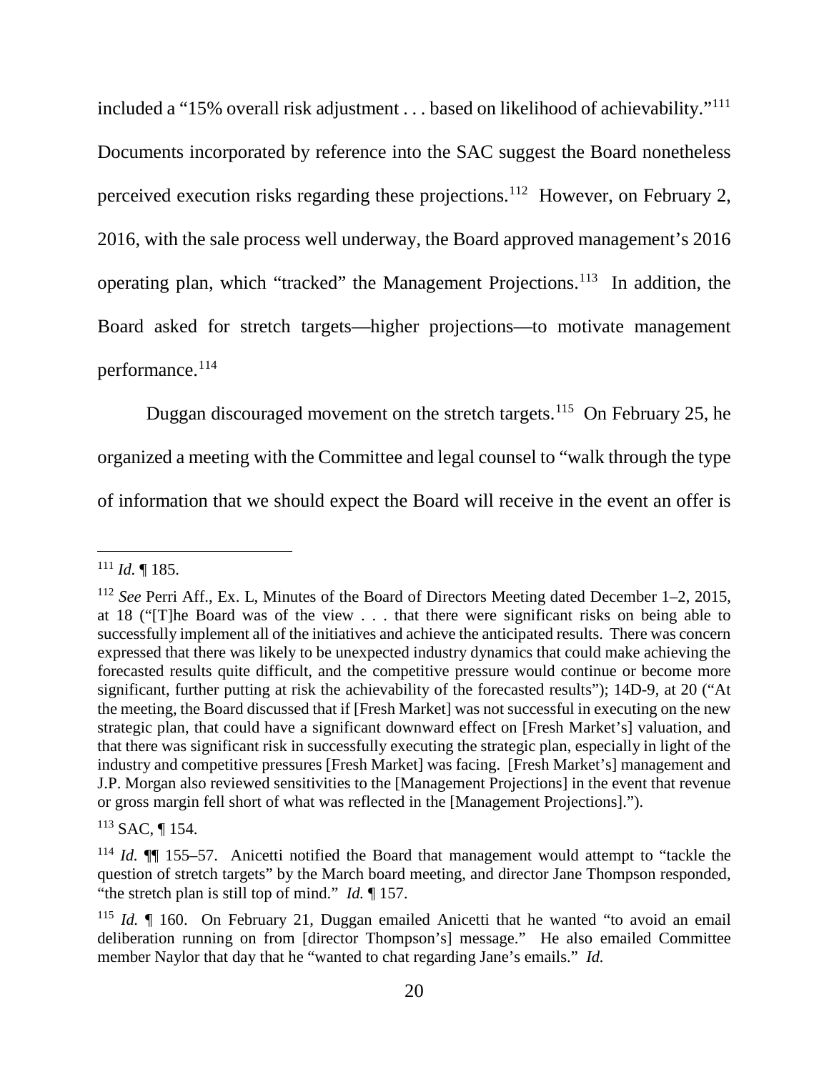included a "15% overall risk adjustment . . . based on likelihood of achievability."[111] Documents incorporated by reference into the SAC suggest the Board nonetheless perceived execution risks regarding these projections.[112] However, on February 2, 2016, with the sale process well underway, the Board approved management's 2016 operating plan, which "tracked" the Management Projections.[113] In addition, the Board asked for stretch targets—higher projections—to motivate management performance.[114]

Duggan discouraged movement on the stretch targets.[115] On February 25, he organized a meeting with the Committee and legal counsel to "walk through the type of information that we should expect the Board will receive in the event an offer is

---

[111] *Id.* ¶ 185.

[112] *See* Perri Aff., Ex. L, Minutes of the Board of Directors Meeting dated December 1–2, 2015, at 18 ("[T]he Board was of the view . . . that there were significant risks on being able to successfully implement all of the initiatives and achieve the anticipated results. There was concern expressed that there was likely to be unexpected industry dynamics that could make achieving the forecasted results quite difficult, and the competitive pressure would continue or become more significant, further putting at risk the achievability of the forecasted results"); 14D-9, at 20 ("At the meeting, the Board discussed that if [Fresh Market] was not successful in executing on the new strategic plan, that could have a significant downward effect on [Fresh Market's] valuation, and that there was significant risk in successfully executing the strategic plan, especially in light of the industry and competitive pressures [Fresh Market] was facing. [Fresh Market's] management and J.P. Morgan also reviewed sensitivities to the [Management Projections] in the event that revenue or gross margin fell short of what was reflected in the [Management Projections].").

[113] SAC, ¶ 154.

[114] *Id.* ¶¶ 155–57. Anicetti notified the Board that management would attempt to "tackle the question of stretch targets" by the March board meeting, and director Jane Thompson responded, "the stretch plan is still top of mind." *Id.* ¶ 157.

[115] *Id.* ¶ 160. On February 21, Duggan emailed Anicetti that he wanted "to avoid an email deliberation running on from [director Thompson's] message." He also emailed Committee member Naylor that day that he "wanted to chat regarding Jane's emails." *Id.*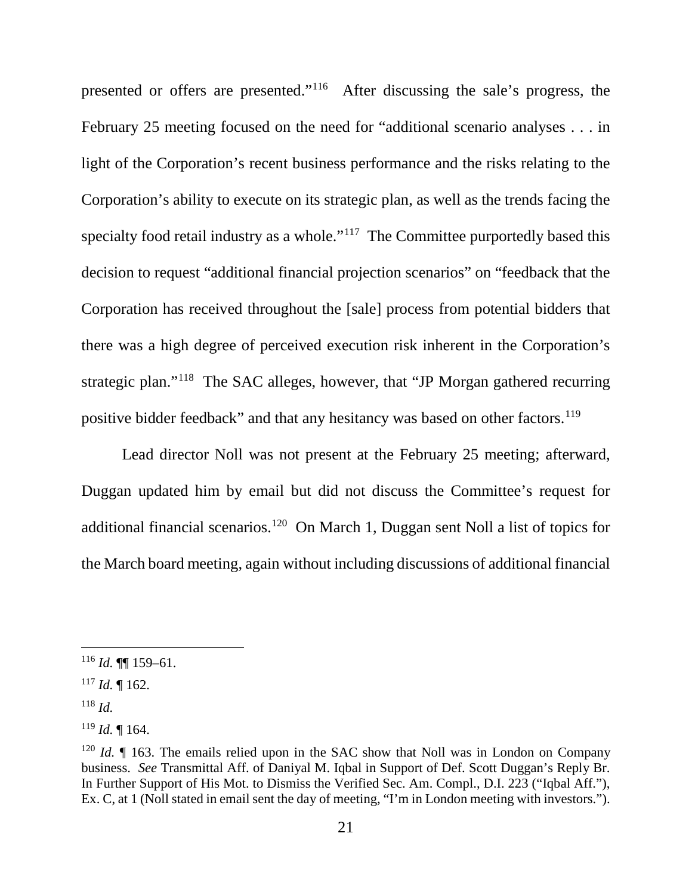presented or offers are presented."[116] After discussing the sale's progress, the February 25 meeting focused on the need for "additional scenario analyses . . . in light of the Corporation's recent business performance and the risks relating to the Corporation's ability to execute on its strategic plan, as well as the trends facing the specialty food retail industry as a whole."[117] The Committee purportedly based this decision to request "additional financial projection scenarios" on "feedback that the Corporation has received throughout the [sale] process from potential bidders that there was a high degree of perceived execution risk inherent in the Corporation's strategic plan."[118] The SAC alleges, however, that "JP Morgan gathered recurring positive bidder feedback" and that any hesitancy was based on other factors.[119]

Lead director Noll was not present at the February 25 meeting; afterward, Duggan updated him by email but did not discuss the Committee's request for additional financial scenarios.[120] On March 1, Duggan sent Noll a list of topics for the March board meeting, again without including discussions of additional financial

---

[116] *Id.* ¶¶ 159–61.

[117] *Id.* ¶ 162.

[118] *Id.*

[119] *Id.* ¶ 164.

[120] *Id.* ¶ 163. The emails relied upon in the SAC show that Noll was in London on Company business. *See* Transmittal Aff. of Daniyal M. Iqbal in Support of Def. Scott Duggan's Reply Br. In Further Support of His Mot. to Dismiss the Verified Sec. Am. Compl., D.I. 223 ("Iqbal Aff."), Ex. C, at 1 (Noll stated in email sent the day of meeting, "I'm in London meeting with investors.").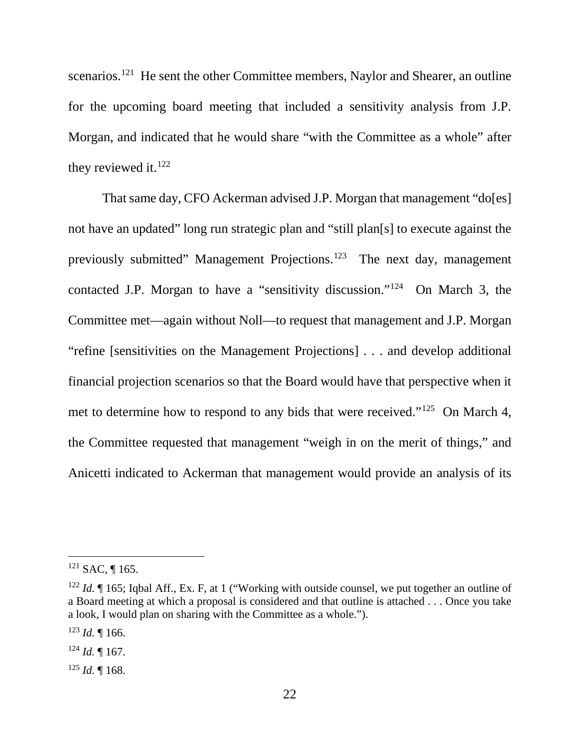scenarios.[121] He sent the other Committee members, Naylor and Shearer, an outline for the upcoming board meeting that included a sensitivity analysis from J.P. Morgan, and indicated that he would share "with the Committee as a whole" after they reviewed it.[122]

That same day, CFO Ackerman advised J.P. Morgan that management "do[es] not have an updated" long run strategic plan and "still plan[s] to execute against the previously submitted" Management Projections.[123] The next day, management contacted J.P. Morgan to have a "sensitivity discussion."[124] On March 3, the Committee met—again without Noll—to request that management and J.P. Morgan "refine [sensitivities on the Management Projections] . . . and develop additional financial projection scenarios so that the Board would have that perspective when it met to determine how to respond to any bids that were received."[125] On March 4, the Committee requested that management "weigh in on the merit of things," and Anicetti indicated to Ackerman that management would provide an analysis of its

---

[121] SAC, ¶ 165.

[122] *Id.* ¶ 165; Iqbal Aff., Ex. F, at 1 ("Working with outside counsel, we put together an outline of a Board meeting at which a proposal is considered and that outline is attached . . . Once you take a look, I would plan on sharing with the Committee as a whole.").

[123] *Id.* ¶ 166.

[124] *Id.* ¶ 167.

[125] *Id.* ¶ 168.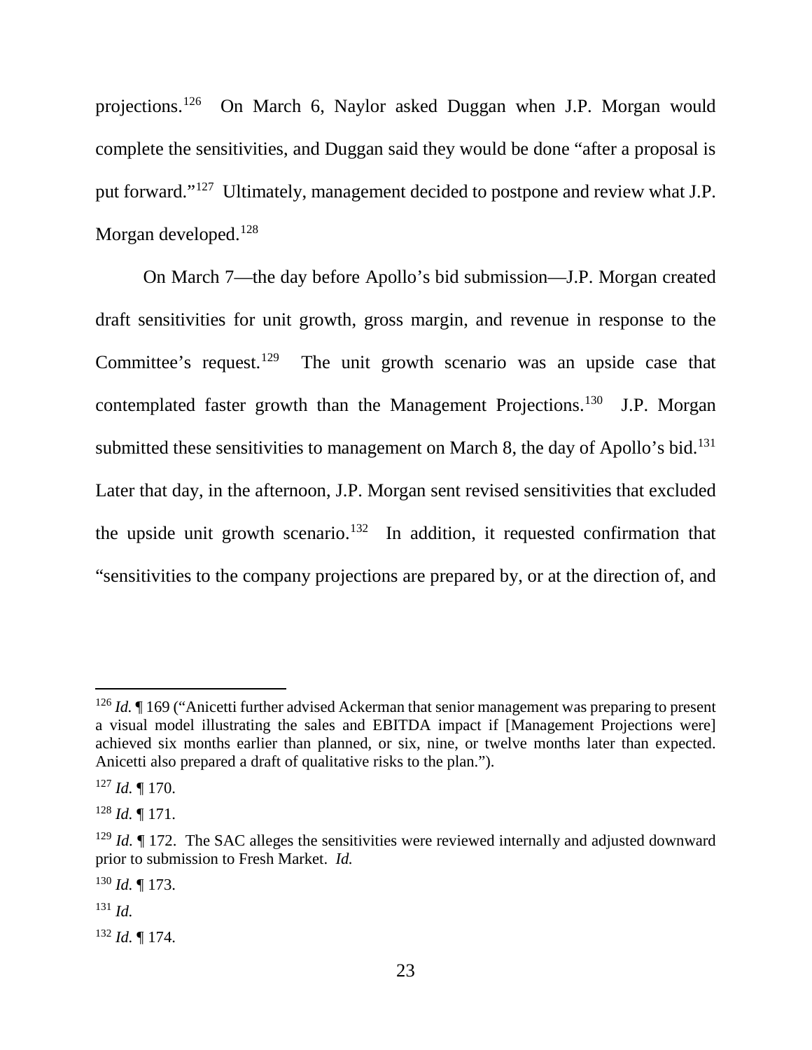projections.[126] On March 6, Naylor asked Duggan when J.P. Morgan would complete the sensitivities, and Duggan said they would be done "after a proposal is put forward."[127] Ultimately, management decided to postpone and review what J.P. Morgan developed.[128]

On March 7—the day before Apollo's bid submission—J.P. Morgan created draft sensitivities for unit growth, gross margin, and revenue in response to the Committee's request.[129] The unit growth scenario was an upside case that contemplated faster growth than the Management Projections.[130] J.P. Morgan submitted these sensitivities to management on March 8, the day of Apollo's bid.[131] Later that day, in the afternoon, J.P. Morgan sent revised sensitivities that excluded the upside unit growth scenario.[132] In addition, it requested confirmation that "sensitivities to the company projections are prepared by, or at the direction of, and

---

[126] *Id.* ¶ 169 ("Anicetti further advised Ackerman that senior management was preparing to present a visual model illustrating the sales and EBITDA impact if [Management Projections were] achieved six months earlier than planned, or six, nine, or twelve months later than expected. Anicetti also prepared a draft of qualitative risks to the plan.").

[127] *Id.* ¶ 170.

[128] *Id.* ¶ 171.

[129] *Id.* ¶ 172. The SAC alleges the sensitivities were reviewed internally and adjusted downward prior to submission to Fresh Market. *Id.*

[130] *Id.* ¶ 173.

[131] *Id.*

[132] *Id.* ¶ 174.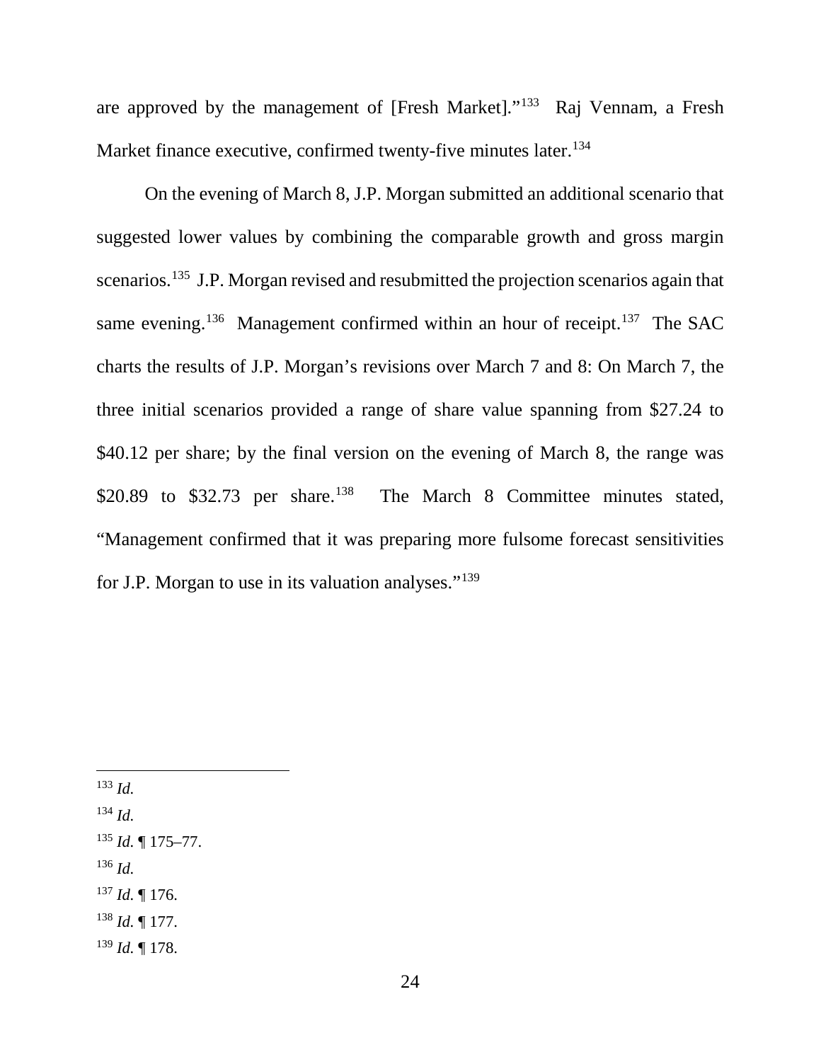are approved by the management of [Fresh Market]."[133] Raj Vennam, a Fresh Market finance executive, confirmed twenty-five minutes later.[134]

On the evening of March 8, J.P. Morgan submitted an additional scenario that suggested lower values by combining the comparable growth and gross margin scenarios.[135] J.P. Morgan revised and resubmitted the projection scenarios again that same evening.[136] Management confirmed within an hour of receipt.[137] The SAC charts the results of J.P. Morgan's revisions over March 7 and 8: On March 7, the three initial scenarios provided a range of share value spanning from $27.24 to $40.12 per share; by the final version on the evening of March 8, the range was $20.89 to $32.73 per share.[138] The March 8 Committee minutes stated, "Management confirmed that it was preparing more fulsome forecast sensitivities for J.P. Morgan to use in its valuation analyses."[139]

---

[133] *Id.*

[134] *Id.*

[135] *Id.* ¶ 175–77.

[136] *Id.*

[137] *Id.* ¶ 176.

[138] *Id.* ¶ 177.

[139] *Id.* ¶ 178.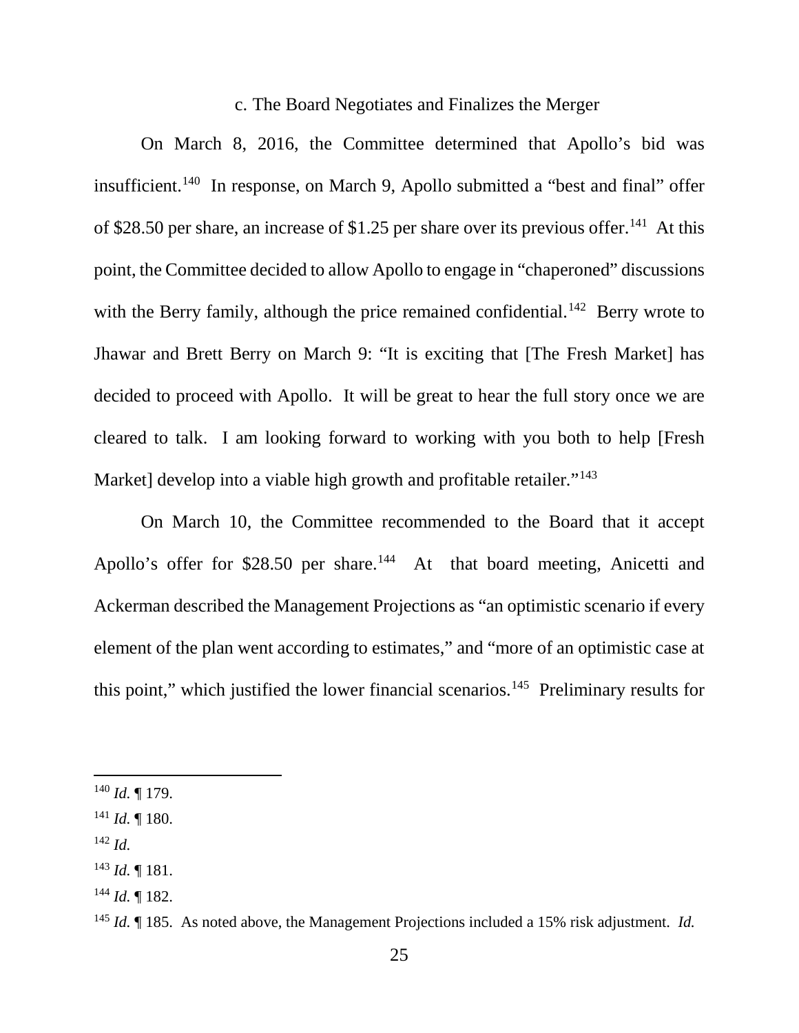### c. The Board Negotiates and Finalizes the Merger

On March 8, 2016, the Committee determined that Apollo's bid was insufficient.[140] In response, on March 9, Apollo submitted a "best and final" offer of $28.50 per share, an increase of $1.25 per share over its previous offer.[141] At this point, the Committee decided to allow Apollo to engage in "chaperoned" discussions with the Berry family, although the price remained confidential.[142] Berry wrote to Jhawar and Brett Berry on March 9: "It is exciting that [The Fresh Market] has decided to proceed with Apollo. It will be great to hear the full story once we are cleared to talk. I am looking forward to working with you both to help [Fresh Market] develop into a viable high growth and profitable retailer."[143]

On March 10, the Committee recommended to the Board that it accept Apollo's offer for $28.50 per share.[144] At that board meeting, Anicetti and Ackerman described the Management Projections as "an optimistic scenario if every element of the plan went according to estimates," and "more of an optimistic case at this point," which justified the lower financial scenarios.[145] Preliminary results for

---

[140] *Id.* ¶ 179.

[141] *Id.* ¶ 180.

[142] *Id.*

[143] *Id.* ¶ 181.

[144] *Id.* ¶ 182.

[145] *Id.* ¶ 185. As noted above, the Management Projections included a 15% risk adjustment. *Id.*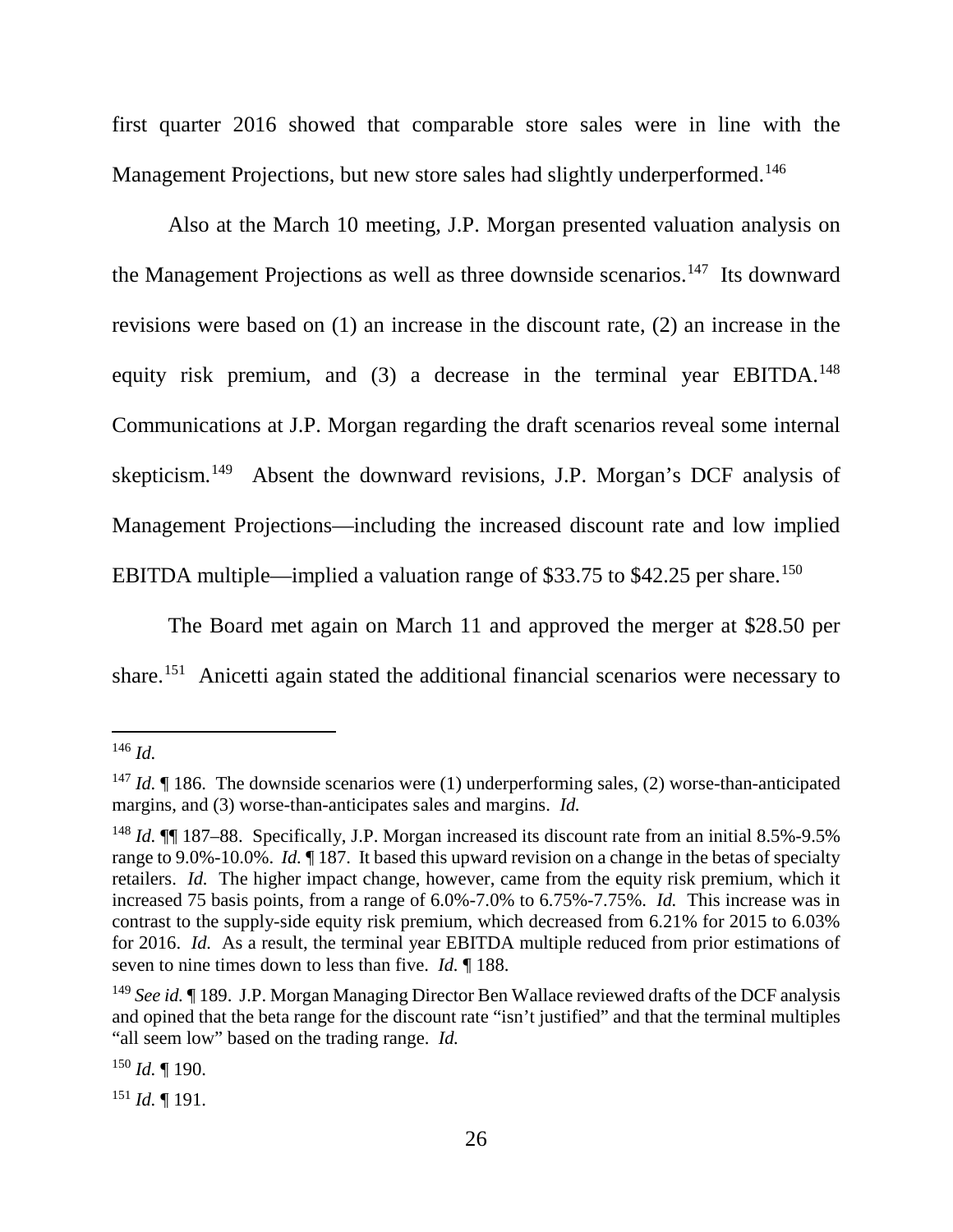first quarter 2016 showed that comparable store sales were in line with the Management Projections, but new store sales had slightly underperformed.[146]

Also at the March 10 meeting, J.P. Morgan presented valuation analysis on the Management Projections as well as three downside scenarios.[147] Its downward revisions were based on (1) an increase in the discount rate, (2) an increase in the equity risk premium, and (3) a decrease in the terminal year EBITDA.[148] Communications at J.P. Morgan regarding the draft scenarios reveal some internal skepticism.[149] Absent the downward revisions, J.P. Morgan's DCF analysis of Management Projections—including the increased discount rate and low implied EBITDA multiple—implied a valuation range of $33.75 to $42.25 per share.[150]

The Board met again on March 11 and approved the merger at $28.50 per share.[151] Anicetti again stated the additional financial scenarios were necessary to

---

[146] *Id.*

[147] *Id.* ¶ 186. The downside scenarios were (1) underperforming sales, (2) worse-than-anticipated margins, and (3) worse-than-anticipates sales and margins. *Id.*

[148] *Id.* ¶¶ 187–88. Specifically, J.P. Morgan increased its discount rate from an initial 8.5%-9.5% range to 9.0%-10.0%. *Id.* ¶ 187. It based this upward revision on a change in the betas of specialty retailers. *Id.* The higher impact change, however, came from the equity risk premium, which it increased 75 basis points, from a range of 6.0%-7.0% to 6.75%-7.75%. *Id.* This increase was in contrast to the supply-side equity risk premium, which decreased from 6.21% for 2015 to 6.03% for 2016. *Id.* As a result, the terminal year EBITDA multiple reduced from prior estimations of seven to nine times down to less than five. *Id.* ¶ 188.

[149] *See id.* ¶ 189. J.P. Morgan Managing Director Ben Wallace reviewed drafts of the DCF analysis and opined that the beta range for the discount rate "isn't justified" and that the terminal multiples "all seem low" based on the trading range. *Id.*

[150] *Id.* ¶ 190.

[151] *Id.* ¶ 191.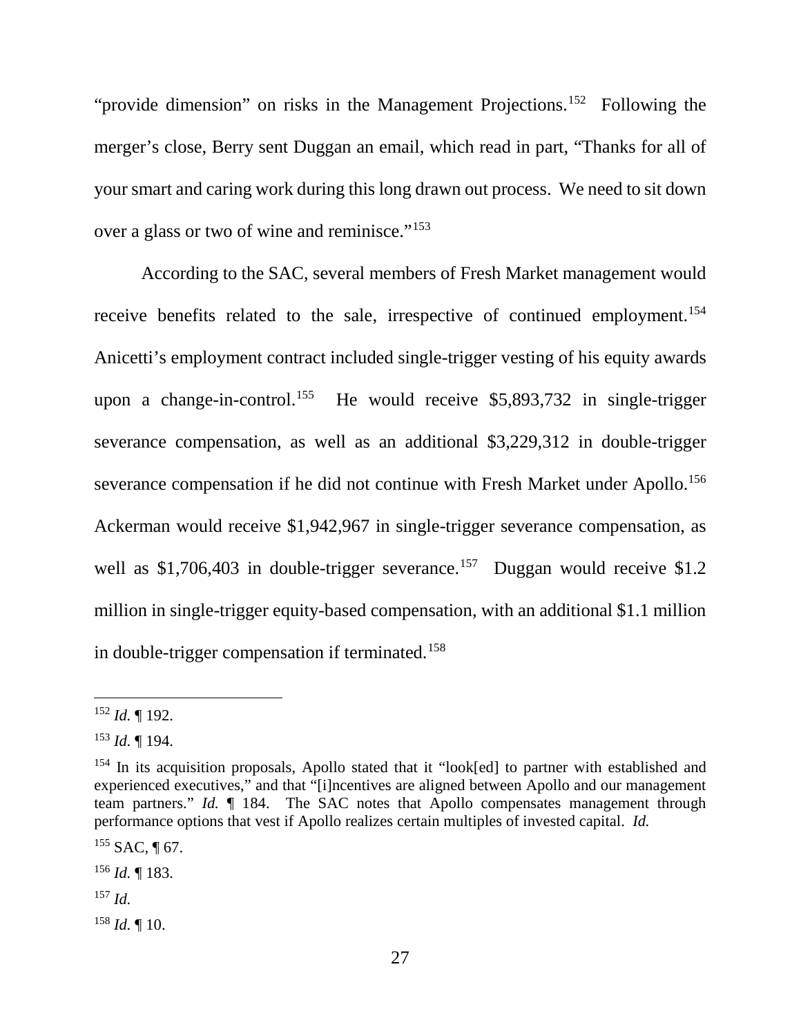"provide dimension" on risks in the Management Projections.[152] Following the merger's close, Berry sent Duggan an email, which read in part, "Thanks for all of your smart and caring work during this long drawn out process. We need to sit down over a glass or two of wine and reminisce."[153]

According to the SAC, several members of Fresh Market management would receive benefits related to the sale, irrespective of continued employment.[154] Anicetti's employment contract included single-trigger vesting of his equity awards upon a change-in-control.[155] He would receive $5,893,732 in single-trigger severance compensation, as well as an additional $3,229,312 in double-trigger severance compensation if he did not continue with Fresh Market under Apollo.[156] Ackerman would receive $1,942,967 in single-trigger severance compensation, as well as $1,706,403 in double-trigger severance.[157] Duggan would receive $1.2 million in single-trigger equity-based compensation, with an additional $1.1 million in double-trigger compensation if terminated.[158]

---

[152] *Id.* ¶ 192.

[153] *Id.* ¶ 194.

[154] In its acquisition proposals, Apollo stated that it "look[ed] to partner with established and experienced executives," and that "[i]ncentives are aligned between Apollo and our management team partners." *Id.* ¶ 184. The SAC notes that Apollo compensates management through performance options that vest if Apollo realizes certain multiples of invested capital. *Id.*

[155] SAC, ¶ 67.

[156] *Id.* ¶ 183.

[157] *Id.*

[158] *Id.* ¶ 10.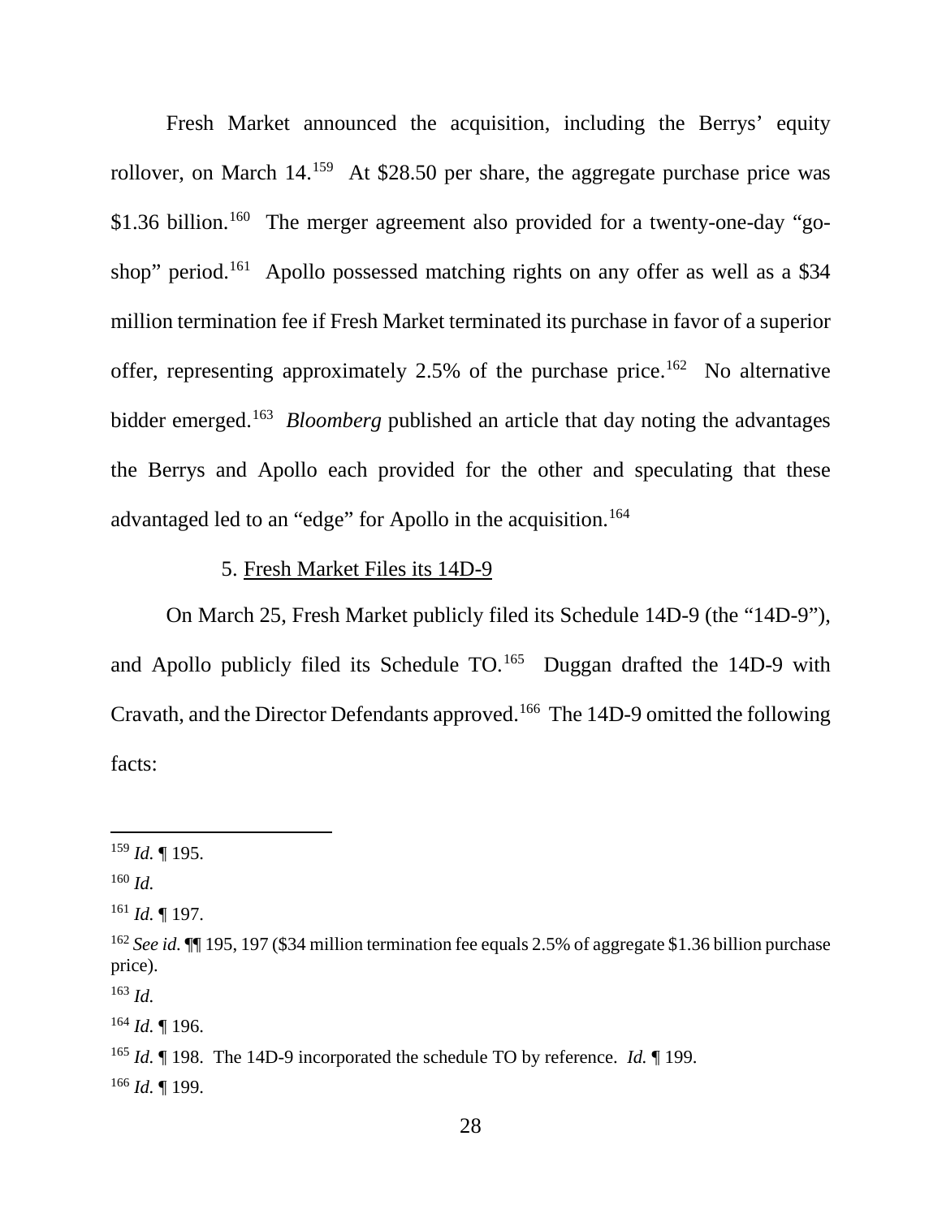Fresh Market announced the acquisition, including the Berrys' equity rollover, on March 14.[159] At $28.50 per share, the aggregate purchase price was $1.36 billion.[160] The merger agreement also provided for a twenty-one-day "go-shop" period.[161] Apollo possessed matching rights on any offer as well as a $34 million termination fee if Fresh Market terminated its purchase in favor of a superior offer, representing approximately 2.5% of the purchase price.[162] No alternative bidder emerged.[163] *Bloomberg* published an article that day noting the advantages the Berrys and Apollo each provided for the other and speculating that these advantaged led to an "edge" for Apollo in the acquisition.[164]

5. Fresh Market Files its 14D-9

On March 25, Fresh Market publicly filed its Schedule 14D-9 (the "14D-9"), and Apollo publicly filed its Schedule TO.[165] Duggan drafted the 14D-9 with Cravath, and the Director Defendants approved.[166] The 14D-9 omitted the following facts:

---

[159] *Id.* ¶ 195.

[160] *Id.*

[161] *Id.* ¶ 197.

[162] *See id.* ¶¶ 195, 197 ($34 million termination fee equals 2.5% of aggregate $1.36 billion purchase price).

[163] *Id.*

[164] *Id.* ¶ 196.

[165] *Id.* ¶ 198. The 14D-9 incorporated the schedule TO by reference. *Id.* ¶ 199.

[166] *Id.* ¶ 199.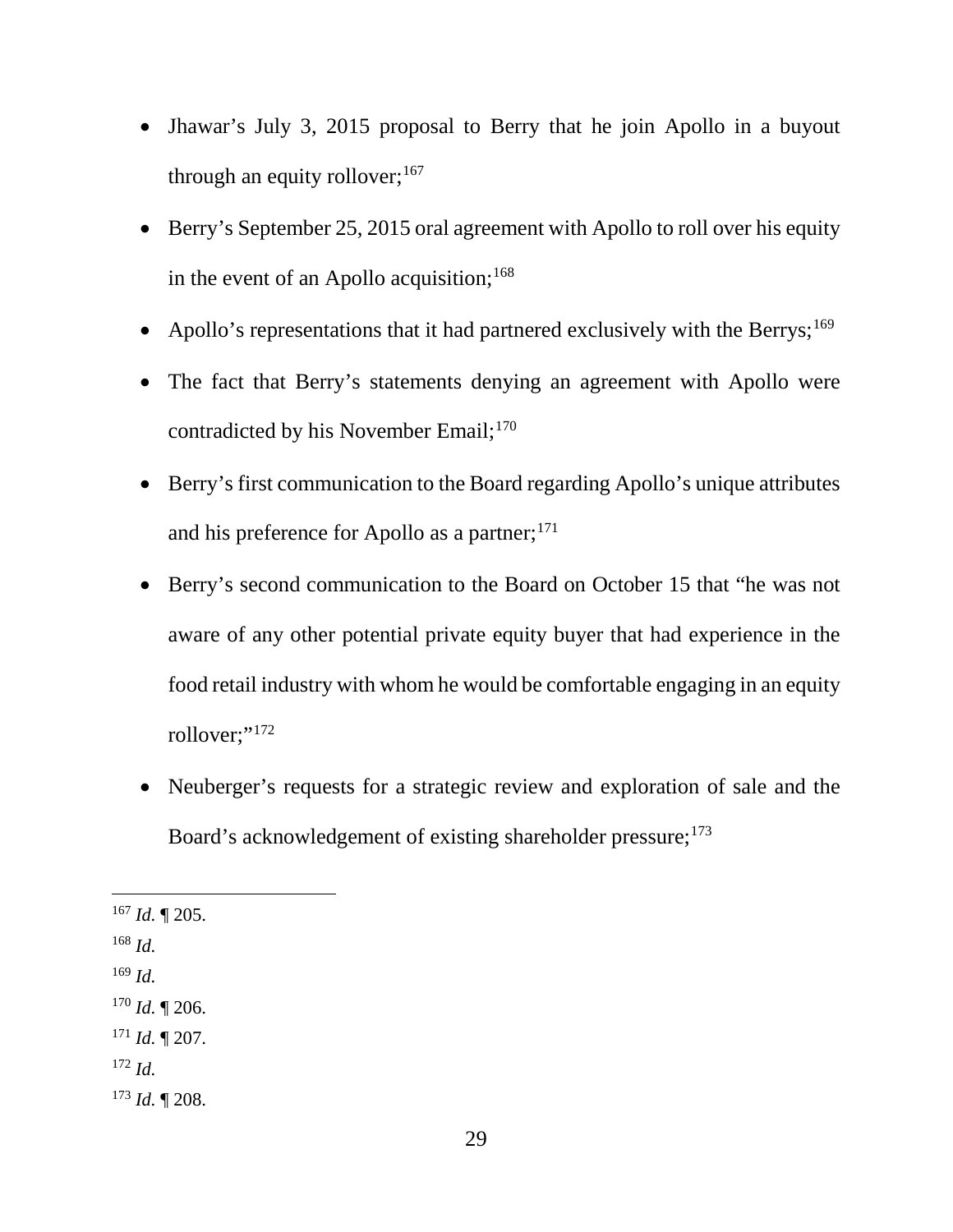- Jhawar's July 3, 2015 proposal to Berry that he join Apollo in a buyout through an equity rollover;[167]
- Berry's September 25, 2015 oral agreement with Apollo to roll over his equity in the event of an Apollo acquisition;[168]
- Apollo's representations that it had partnered exclusively with the Berrys;[169]
- The fact that Berry's statements denying an agreement with Apollo were contradicted by his November Email;[170]
- Berry's first communication to the Board regarding Apollo's unique attributes and his preference for Apollo as a partner;[171]
- Berry's second communication to the Board on October 15 that "he was not aware of any other potential private equity buyer that had experience in the food retail industry with whom he would be comfortable engaging in an equity rollover;"[172]
- Neuberger's requests for a strategic review and exploration of sale and the Board's acknowledgement of existing shareholder pressure;[173]

---

[167] *Id.* ¶ 205.

[168] *Id.*

[169] *Id.*

[170] *Id.* ¶ 206.

[171] *Id.* ¶ 207.

[172] *Id.*

[173] *Id.* ¶ 208.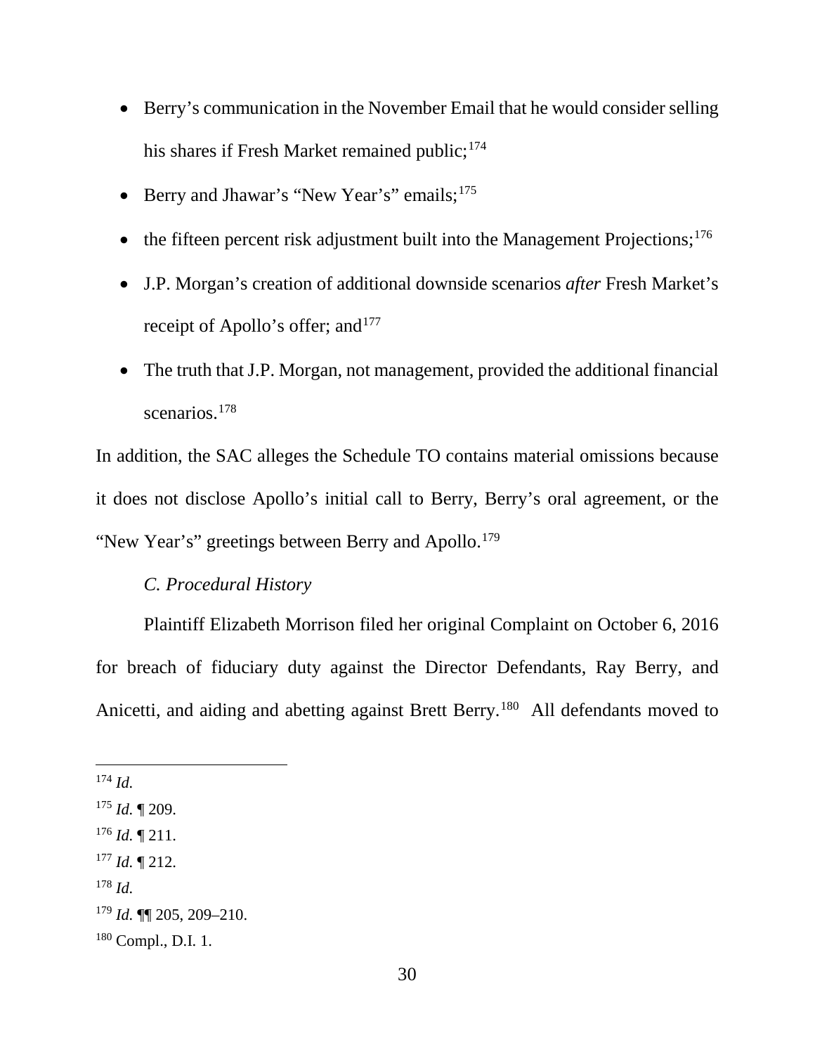- Berry's communication in the November Email that he would consider selling his shares if Fresh Market remained public;[174]
- Berry and Jhawar's "New Year's" emails;[175]
- the fifteen percent risk adjustment built into the Management Projections;[176]
- J.P. Morgan's creation of additional downside scenarios *after* Fresh Market's receipt of Apollo's offer; and[177]
- The truth that J.P. Morgan, not management, provided the additional financial scenarios.[178]

In addition, the SAC alleges the Schedule TO contains material omissions because it does not disclose Apollo's initial call to Berry, Berry's oral agreement, or the "New Year's" greetings between Berry and Apollo.[179]

*C. Procedural History*

Plaintiff Elizabeth Morrison filed her original Complaint on October 6, 2016 for breach of fiduciary duty against the Director Defendants, Ray Berry, and Anicetti, and aiding and abetting against Brett Berry.[180] All defendants moved to

---

[174] *Id.*

[175] *Id.* ¶ 209.

[176] *Id.* ¶ 211.

[177] *Id.* ¶ 212.

[178] *Id.*

[179] *Id.* ¶¶ 205, 209–210.

[180] Compl., D.I. 1.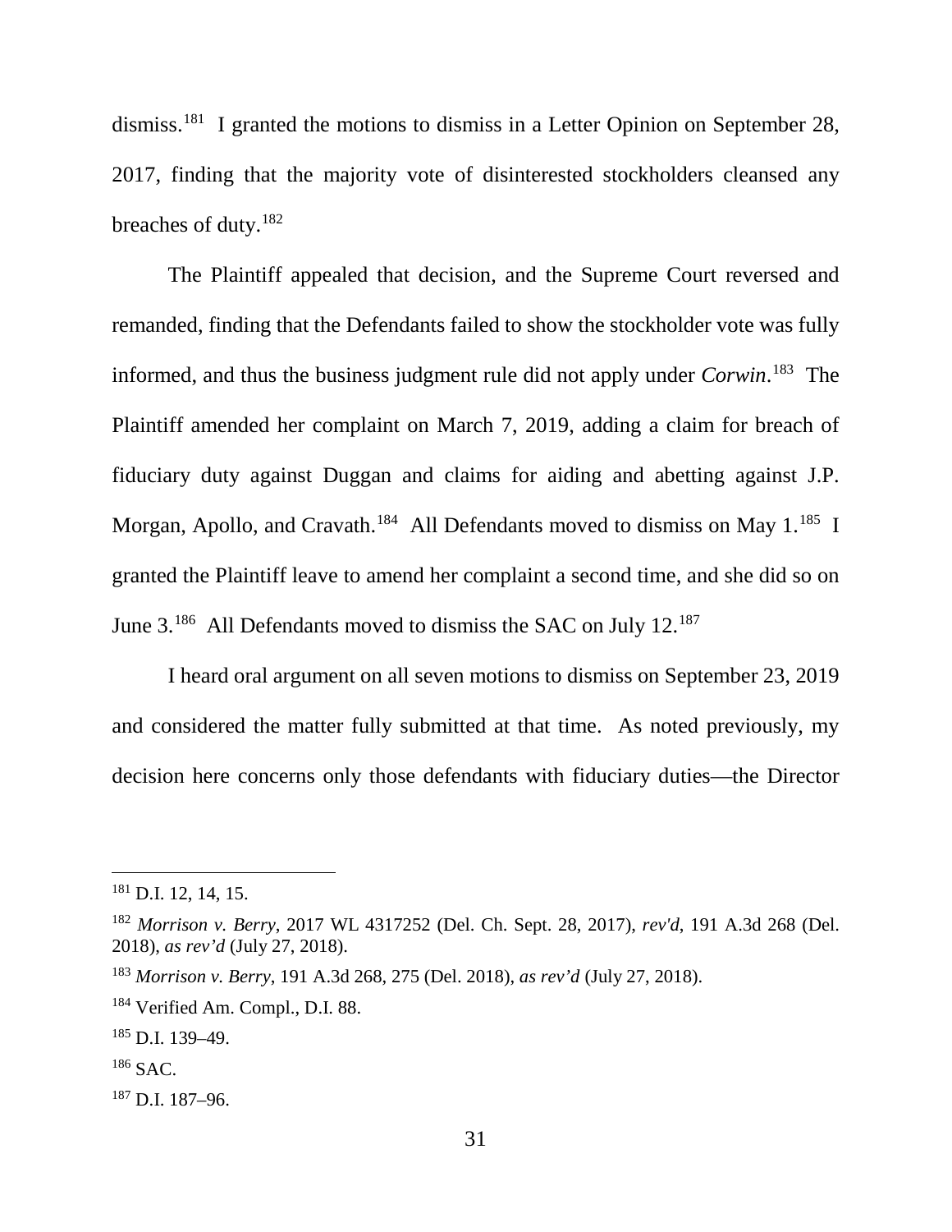dismiss.[181] I granted the motions to dismiss in a Letter Opinion on September 28, 2017, finding that the majority vote of disinterested stockholders cleansed any breaches of duty.[182]

The Plaintiff appealed that decision, and the Supreme Court reversed and remanded, finding that the Defendants failed to show the stockholder vote was fully informed, and thus the business judgment rule did not apply under *Corwin*.[183] The Plaintiff amended her complaint on March 7, 2019, adding a claim for breach of fiduciary duty against Duggan and claims for aiding and abetting against J.P. Morgan, Apollo, and Cravath.[184] All Defendants moved to dismiss on May 1.[185] I granted the Plaintiff leave to amend her complaint a second time, and she did so on June 3.[186] All Defendants moved to dismiss the SAC on July 12.[187]

I heard oral argument on all seven motions to dismiss on September 23, 2019 and considered the matter fully submitted at that time. As noted previously, my decision here concerns only those defendants with fiduciary duties—the Director

---

[181] D.I. 12, 14, 15.

[182] *Morrison v. Berry*, 2017 WL 4317252 (Del. Ch. Sept. 28, 2017), *rev'd*, 191 A.3d 268 (Del. 2018), *as rev'd* (July 27, 2018).

[183] *Morrison v. Berry*, 191 A.3d 268, 275 (Del. 2018), *as rev'd* (July 27, 2018).

[184] Verified Am. Compl., D.I. 88.

[185] D.I. 139–49.

[186] SAC.

[187] D.I. 187–96.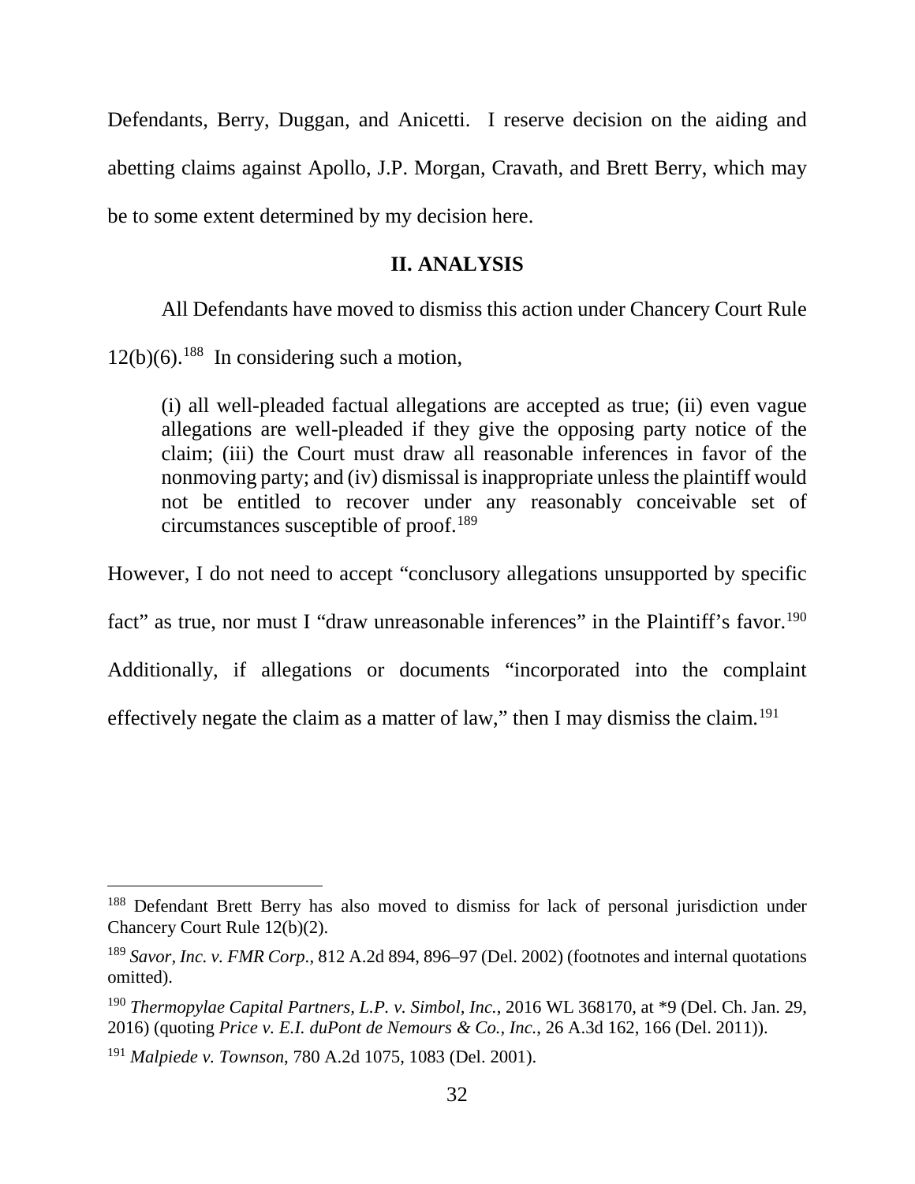Defendants, Berry, Duggan, and Anicetti. I reserve decision on the aiding and abetting claims against Apollo, J.P. Morgan, Cravath, and Brett Berry, which may be to some extent determined by my decision here.

## II. ANALYSIS

All Defendants have moved to dismiss this action under Chancery Court Rule 12(b)(6).[188] In considering such a motion,

> (i) all well-pleaded factual allegations are accepted as true; (ii) even vague allegations are well-pleaded if they give the opposing party notice of the claim; (iii) the Court must draw all reasonable inferences in favor of the nonmoving party; and (iv) dismissal is inappropriate unless the plaintiff would not be entitled to recover under any reasonably conceivable set of circumstances susceptible of proof.[189]

However, I do not need to accept "conclusory allegations unsupported by specific fact" as true, nor must I "draw unreasonable inferences" in the Plaintiff's favor.[190] Additionally, if allegations or documents "incorporated into the complaint effectively negate the claim as a matter of law," then I may dismiss the claim.[191]

---

[188] Defendant Brett Berry has also moved to dismiss for lack of personal jurisdiction under Chancery Court Rule 12(b)(2).

[189] *Savor, Inc. v. FMR Corp.*, 812 A.2d 894, 896–97 (Del. 2002) (footnotes and internal quotations omitted).

[190] *Thermopylae Capital Partners, L.P. v. Simbol, Inc.*, 2016 WL 368170, at *9 (Del. Ch. Jan. 29, 2016) (quoting *Price v. E.I. duPont de Nemours & Co., Inc.*, 26 A.3d 162, 166 (Del. 2011)).

[191] *Malpiede v. Townson*, 780 A.2d 1075, 1083 (Del. 2001).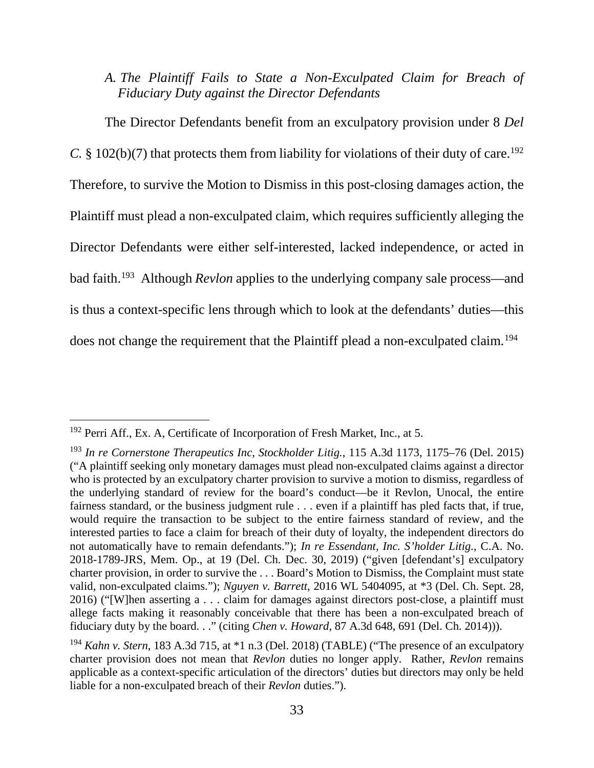### A. *The Plaintiff Fails to State a Non-Exculpated Claim for Breach of Fiduciary Duty against the Director Defendants*

The Director Defendants benefit from an exculpatory provision under 8 *Del C.* § 102(b)(7) that protects them from liability for violations of their duty of care.[192] Therefore, to survive the Motion to Dismiss in this post-closing damages action, the Plaintiff must plead a non-exculpated claim, which requires sufficiently alleging the Director Defendants were either self-interested, lacked independence, or acted in bad faith.[193] Although *Revlon* applies to the underlying company sale process—and is thus a context-specific lens through which to look at the defendants' duties—this does not change the requirement that the Plaintiff plead a non-exculpated claim.[194]

---

[192] Perri Aff., Ex. A, Certificate of Incorporation of Fresh Market, Inc., at 5.

[193] *In re Cornerstone Therapeutics Inc, Stockholder Litig.*, 115 A.3d 1173, 1175–76 (Del. 2015) ("A plaintiff seeking only monetary damages must plead non-exculpated claims against a director who is protected by an exculpatory charter provision to survive a motion to dismiss, regardless of the underlying standard of review for the board's conduct—be it Revlon, Unocal, the entire fairness standard, or the business judgment rule . . . even if a plaintiff has pled facts that, if true, would require the transaction to be subject to the entire fairness standard of review, and the interested parties to face a claim for breach of their duty of loyalty, the independent directors do not automatically have to remain defendants."); *In re Essendant, Inc. S'holder Litig.*, C.A. No. 2018-1789-JRS, Mem. Op., at 19 (Del. Ch. Dec. 30, 2019) ("given [defendant's] exculpatory charter provision, in order to survive the . . . Board's Motion to Dismiss, the Complaint must state valid, non-exculpated claims."); *Nguyen v. Barrett*, 2016 WL 5404095, at *3 (Del. Ch. Sept. 28, 2016) ("[W]hen asserting a . . . claim for damages against directors post-close, a plaintiff must allege facts making it reasonably conceivable that there has been a non-exculpated breach of fiduciary duty by the board. . ." (citing *Chen v. Howard*, 87 A.3d 648, 691 (Del. Ch. 2014))).

[194] *Kahn v. Stern*, 183 A.3d 715, at *1 n.3 (Del. 2018) (TABLE) ("The presence of an exculpatory charter provision does not mean that *Revlon* duties no longer apply. Rather, *Revlon* remains applicable as a context-specific articulation of the directors' duties but directors may only be held liable for a non-exculpated breach of their *Revlon* duties.").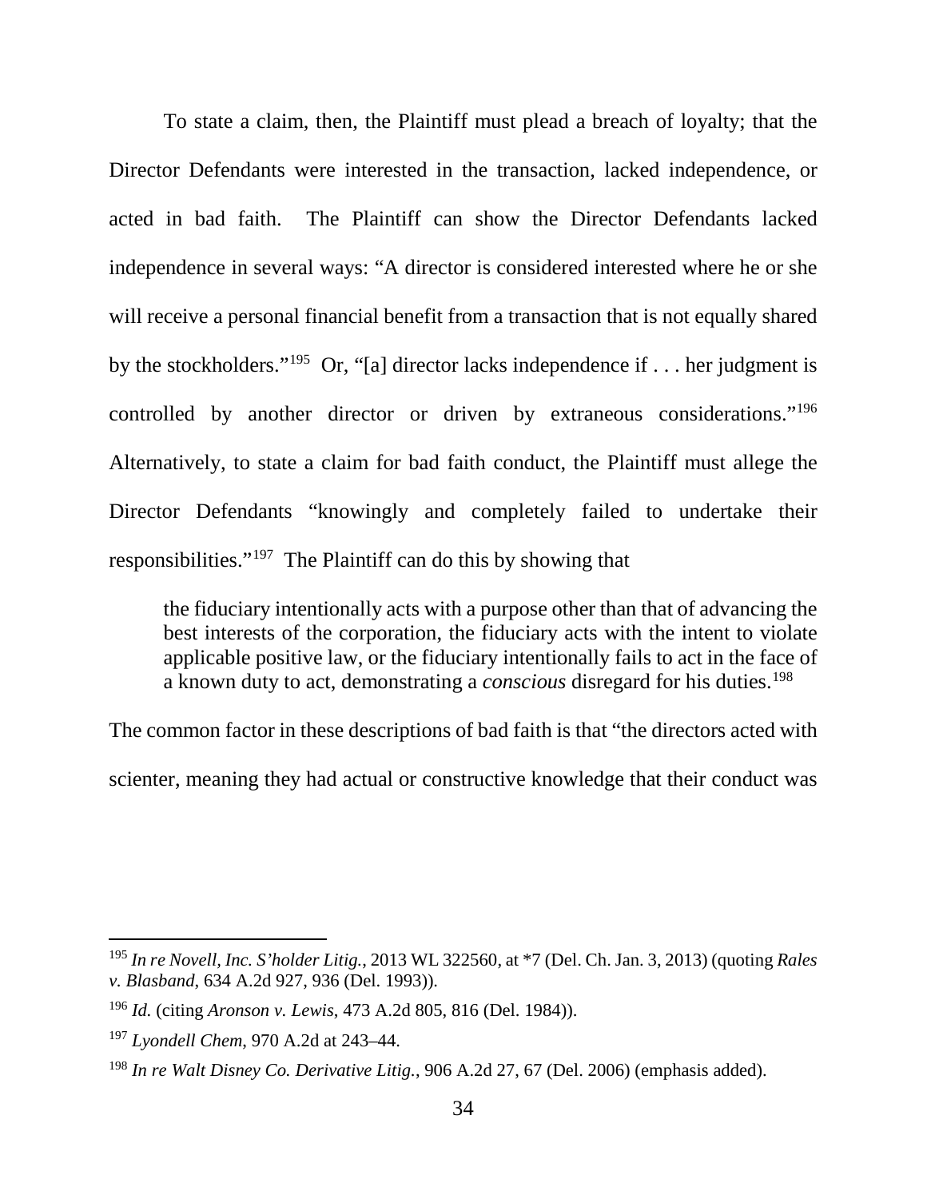To state a claim, then, the Plaintiff must plead a breach of loyalty; that the Director Defendants were interested in the transaction, lacked independence, or acted in bad faith. The Plaintiff can show the Director Defendants lacked independence in several ways: "A director is considered interested where he or she will receive a personal financial benefit from a transaction that is not equally shared by the stockholders."[195] Or, "[a] director lacks independence if . . . her judgment is controlled by another director or driven by extraneous considerations."[196] Alternatively, to state a claim for bad faith conduct, the Plaintiff must allege the Director Defendants "knowingly and completely failed to undertake their responsibilities."[197] The Plaintiff can do this by showing that

> the fiduciary intentionally acts with a purpose other than that of advancing the best interests of the corporation, the fiduciary acts with the intent to violate applicable positive law, or the fiduciary intentionally fails to act in the face of a known duty to act, demonstrating a *conscious* disregard for his duties.[198]

The common factor in these descriptions of bad faith is that "the directors acted with scienter, meaning they had actual or constructive knowledge that their conduct was

---

[195] *In re Novell, Inc. S'holder Litig.*, 2013 WL 322560, at *7 (Del. Ch. Jan. 3, 2013) (quoting *Rales v. Blasband*, 634 A.2d 927, 936 (Del. 1993)).

[196] *Id.* (citing *Aronson v. Lewis*, 473 A.2d 805, 816 (Del. 1984)).

[197] *Lyondell Chem*, 970 A.2d at 243–44.

[198] *In re Walt Disney Co. Derivative Litig.*, 906 A.2d 27, 67 (Del. 2006) (emphasis added).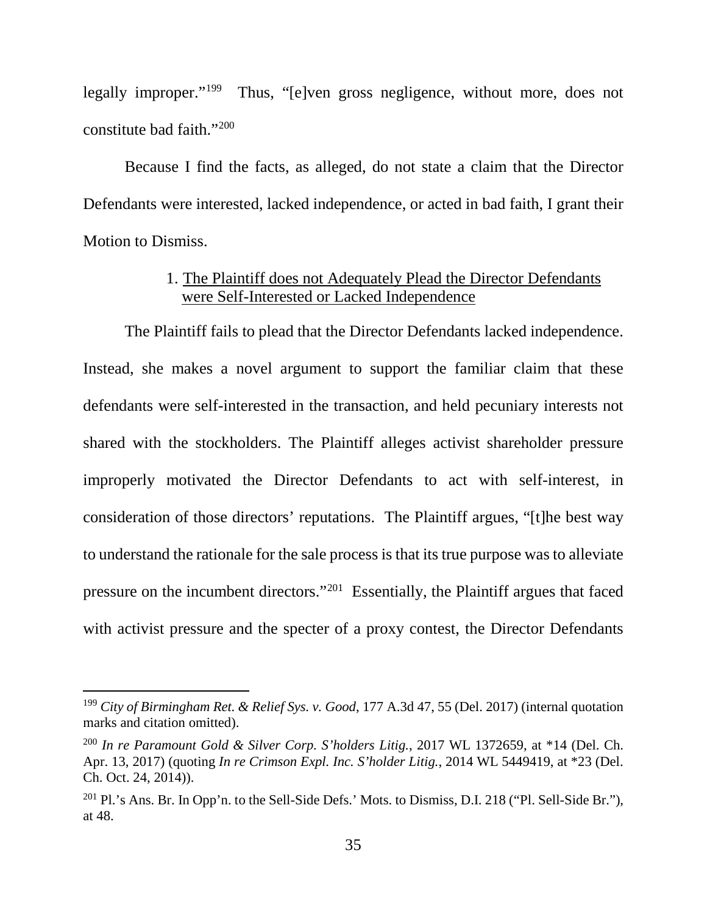legally improper."[199] Thus, "[e]ven gross negligence, without more, does not constitute bad faith."[200]

Because I find the facts, as alleged, do not state a claim that the Director Defendants were interested, lacked independence, or acted in bad faith, I grant their Motion to Dismiss.

### 1. The Plaintiff does not Adequately Plead the Director Defendants were Self-Interested or Lacked Independence

The Plaintiff fails to plead that the Director Defendants lacked independence. Instead, she makes a novel argument to support the familiar claim that these defendants were self-interested in the transaction, and held pecuniary interests not shared with the stockholders. The Plaintiff alleges activist shareholder pressure improperly motivated the Director Defendants to act with self-interest, in consideration of those directors' reputations. The Plaintiff argues, "[t]he best way to understand the rationale for the sale process is that its true purpose was to alleviate pressure on the incumbent directors."[201] Essentially, the Plaintiff argues that faced with activist pressure and the specter of a proxy contest, the Director Defendants

---

[199] *City of Birmingham Ret. & Relief Sys. v. Good*, 177 A.3d 47, 55 (Del. 2017) (internal quotation marks and citation omitted).

[200] *In re Paramount Gold & Silver Corp. S'holders Litig.*, 2017 WL 1372659, at *14 (Del. Ch. Apr. 13, 2017) (quoting *In re Crimson Expl. Inc. S'holder Litig.*, 2014 WL 5449419, at *23 (Del. Ch. Oct. 24, 2014)).

[201] Pl.'s Ans. Br. In Opp'n. to the Sell-Side Defs.' Mots. to Dismiss, D.I. 218 ("Pl. Sell-Side Br."), at 48.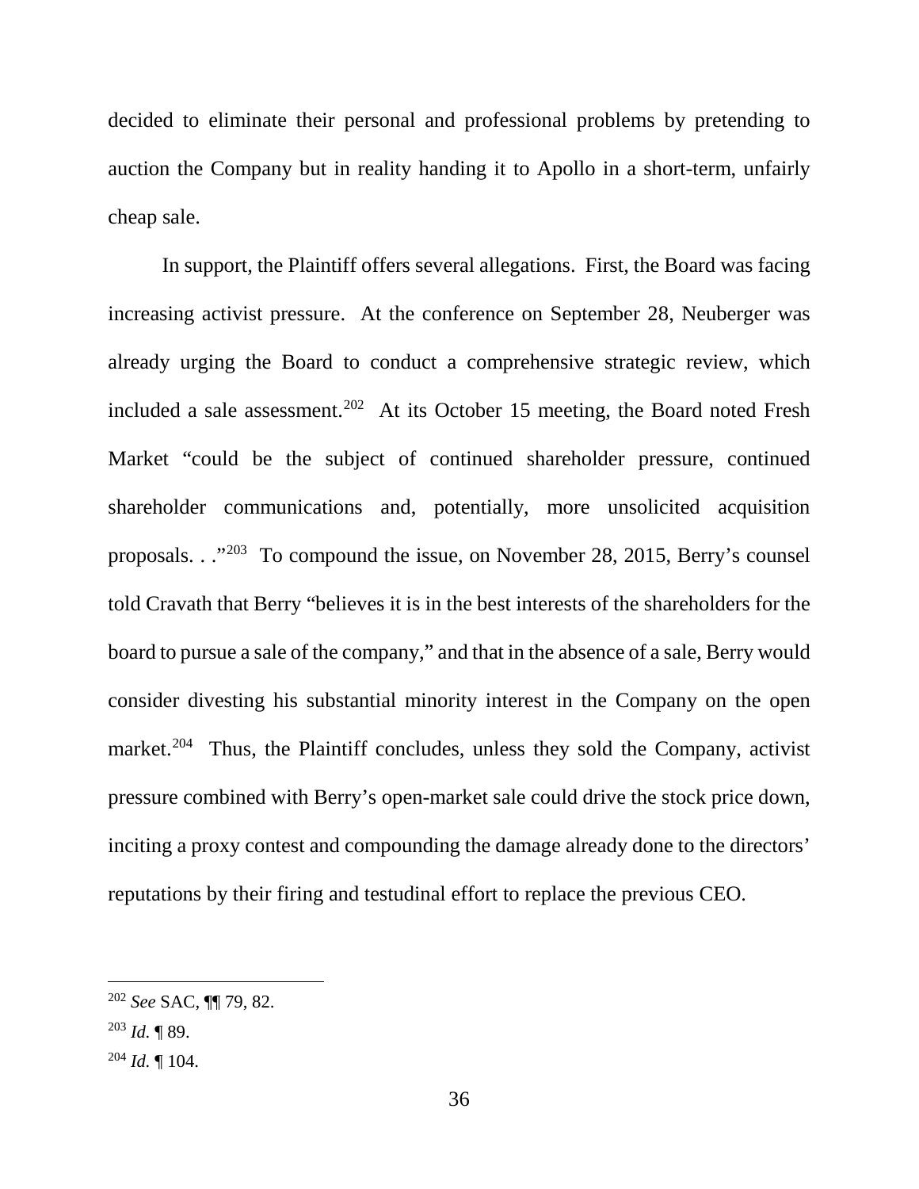decided to eliminate their personal and professional problems by pretending to auction the Company but in reality handing it to Apollo in a short-term, unfairly cheap sale.

In support, the Plaintiff offers several allegations. First, the Board was facing increasing activist pressure. At the conference on September 28, Neuberger was already urging the Board to conduct a comprehensive strategic review, which included a sale assessment.[202] At its October 15 meeting, the Board noted Fresh Market "could be the subject of continued shareholder pressure, continued shareholder communications and, potentially, more unsolicited acquisition proposals. . ."[203] To compound the issue, on November 28, 2015, Berry's counsel told Cravath that Berry "believes it is in the best interests of the shareholders for the board to pursue a sale of the company," and that in the absence of a sale, Berry would consider divesting his substantial minority interest in the Company on the open market.[204] Thus, the Plaintiff concludes, unless they sold the Company, activist pressure combined with Berry's open-market sale could drive the stock price down, inciting a proxy contest and compounding the damage already done to the directors' reputations by their firing and testudinal effort to replace the previous CEO.

---

[202] *See* SAC, ¶¶ 79, 82.

[203] *Id.* ¶ 89.

[204] *Id.* ¶ 104.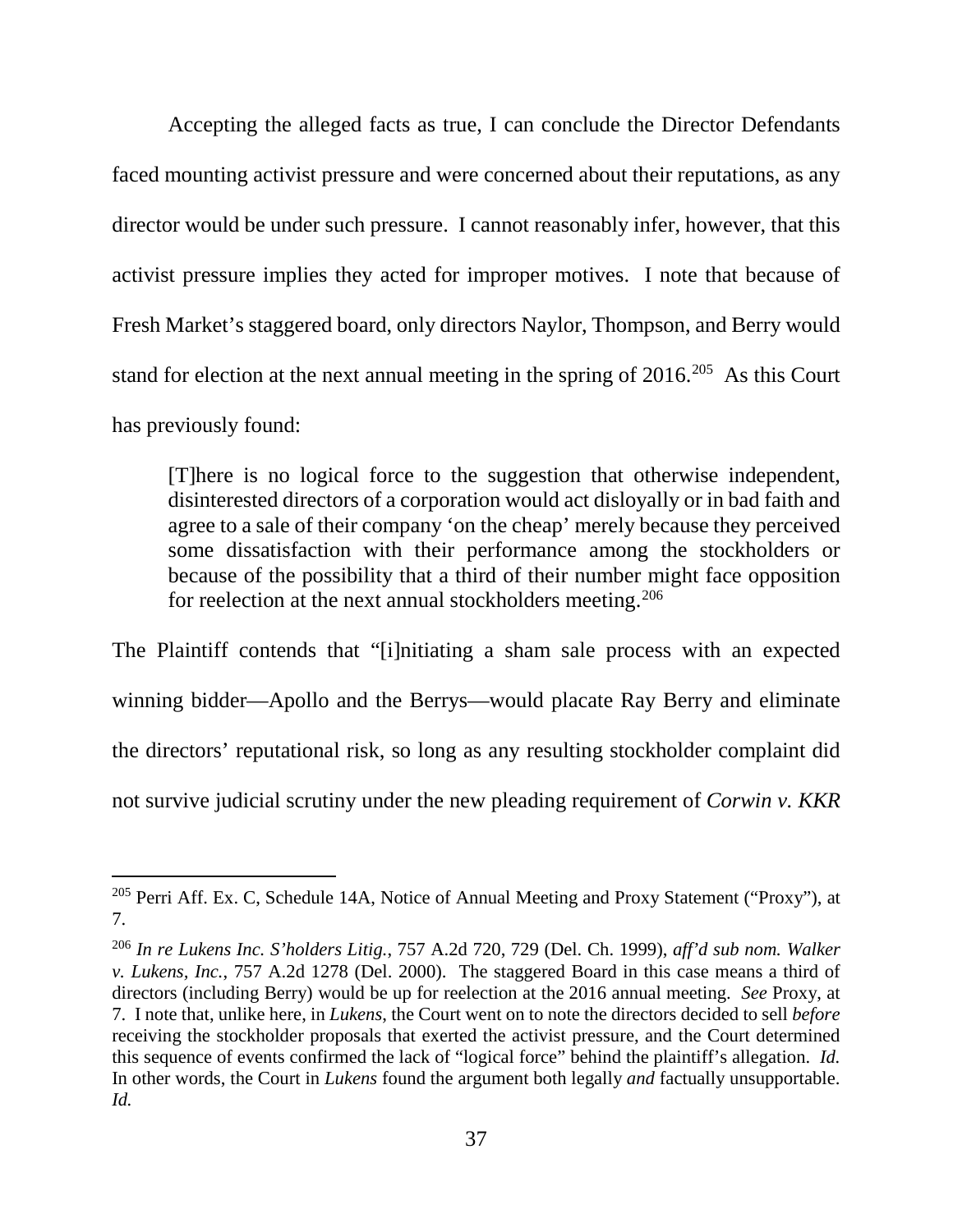Accepting the alleged facts as true, I can conclude the Director Defendants faced mounting activist pressure and were concerned about their reputations, as any director would be under such pressure. I cannot reasonably infer, however, that this activist pressure implies they acted for improper motives. I note that because of Fresh Market's staggered board, only directors Naylor, Thompson, and Berry would stand for election at the next annual meeting in the spring of 2016.[205] As this Court has previously found:

> [T]here is no logical force to the suggestion that otherwise independent, disinterested directors of a corporation would act disloyally or in bad faith and agree to a sale of their company 'on the cheap' merely because they perceived some dissatisfaction with their performance among the stockholders or because of the possibility that a third of their number might face opposition for reelection at the next annual stockholders meeting.[206]

The Plaintiff contends that "[i]nitiating a sham sale process with an expected winning bidder—Apollo and the Berrys—would placate Ray Berry and eliminate the directors' reputational risk, so long as any resulting stockholder complaint did not survive judicial scrutiny under the new pleading requirement of *Corwin v. KKR*

---

[205] Perri Aff. Ex. C, Schedule 14A, Notice of Annual Meeting and Proxy Statement ("Proxy"), at 7.

[206] *In re Lukens Inc. S'holders Litig.*, 757 A.2d 720, 729 (Del. Ch. 1999), *aff'd sub nom. Walker v. Lukens, Inc.*, 757 A.2d 1278 (Del. 2000). The staggered Board in this case means a third of directors (including Berry) would be up for reelection at the 2016 annual meeting. *See* Proxy, at 7. I note that, unlike here, in *Lukens*, the Court went on to note the directors decided to sell *before* receiving the stockholder proposals that exerted the activist pressure, and the Court determined this sequence of events confirmed the lack of "logical force" behind the plaintiff's allegation. *Id.* In other words, the Court in *Lukens* found the argument both legally *and* factually unsupportable. *Id.*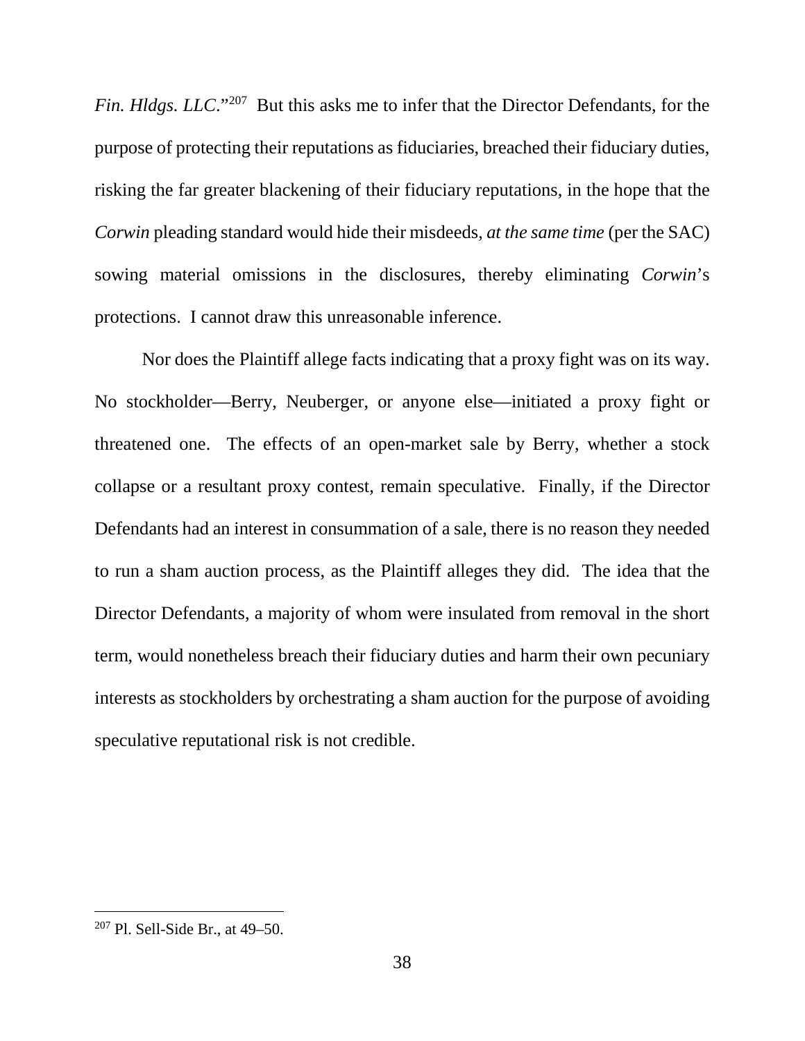*Fin. Hldgs. LLC*."[207] But this asks me to infer that the Director Defendants, for the purpose of protecting their reputations as fiduciaries, breached their fiduciary duties, risking the far greater blackening of their fiduciary reputations, in the hope that the *Corwin* pleading standard would hide their misdeeds, *at the same time* (per the SAC) sowing material omissions in the disclosures, thereby eliminating *Corwin*'s protections. I cannot draw this unreasonable inference.

Nor does the Plaintiff allege facts indicating that a proxy fight was on its way. No stockholder—Berry, Neuberger, or anyone else—initiated a proxy fight or threatened one. The effects of an open-market sale by Berry, whether a stock collapse or a resultant proxy contest, remain speculative. Finally, if the Director Defendants had an interest in consummation of a sale, there is no reason they needed to run a sham auction process, as the Plaintiff alleges they did. The idea that the Director Defendants, a majority of whom were insulated from removal in the short term, would nonetheless breach their fiduciary duties and harm their own pecuniary interests as stockholders by orchestrating a sham auction for the purpose of avoiding speculative reputational risk is not credible.

---

[207] Pl. Sell-Side Br., at 49–50.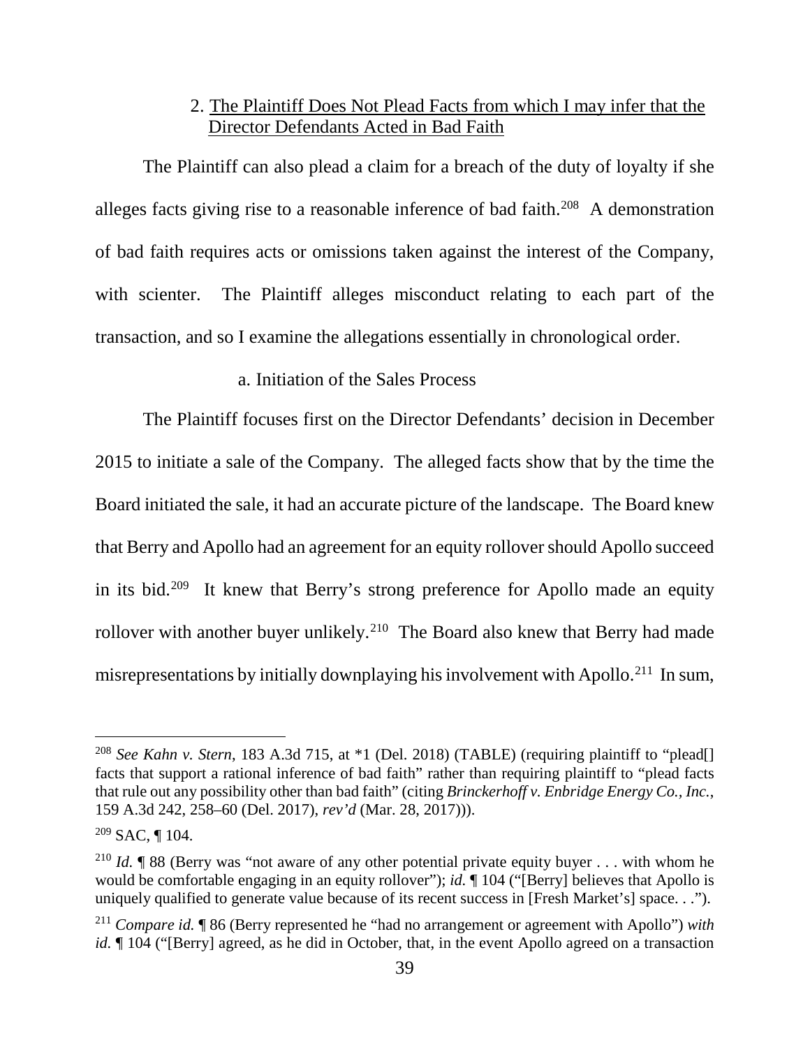## 2. The Plaintiff Does Not Plead Facts from which I may infer that the Director Defendants Acted in Bad Faith

The Plaintiff can also plead a claim for a breach of the duty of loyalty if she alleges facts giving rise to a reasonable inference of bad faith.[208] A demonstration of bad faith requires acts or omissions taken against the interest of the Company, with scienter. The Plaintiff alleges misconduct relating to each part of the transaction, and so I examine the allegations essentially in chronological order.

### a. Initiation of the Sales Process

The Plaintiff focuses first on the Director Defendants' decision in December 2015 to initiate a sale of the Company. The alleged facts show that by the time the Board initiated the sale, it had an accurate picture of the landscape. The Board knew that Berry and Apollo had an agreement for an equity rollover should Apollo succeed in its bid.[209] It knew that Berry's strong preference for Apollo made an equity rollover with another buyer unlikely.[210] The Board also knew that Berry had made misrepresentations by initially downplaying his involvement with Apollo.[211] In sum,

---

[208] *See Kahn v. Stern*, 183 A.3d 715, at *1 (Del. 2018) (TABLE) (requiring plaintiff to "plead[] facts that support a rational inference of bad faith" rather than requiring plaintiff to "plead facts that rule out any possibility other than bad faith" (citing *Brinckerhoff v. Enbridge Energy Co., Inc.*, 159 A.3d 242, 258–60 (Del. 2017), *rev'd* (Mar. 28, 2017))).

[209] SAC, ¶ 104.

[210] *Id.* ¶ 88 (Berry was "not aware of any other potential private equity buyer . . . with whom he would be comfortable engaging in an equity rollover"); *id.* ¶ 104 ("[Berry] believes that Apollo is uniquely qualified to generate value because of its recent success in [Fresh Market's] space. . .").

[211] *Compare id.* ¶ 86 (Berry represented he "had no arrangement or agreement with Apollo") *with id.* ¶ 104 ("[Berry] agreed, as he did in October, that, in the event Apollo agreed on a transaction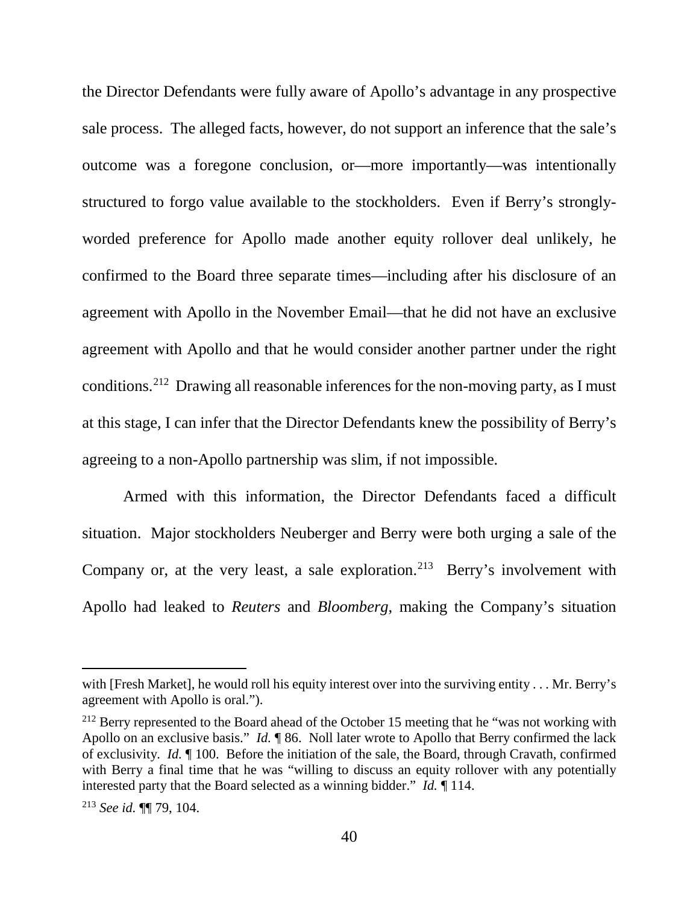the Director Defendants were fully aware of Apollo's advantage in any prospective sale process. The alleged facts, however, do not support an inference that the sale's outcome was a foregone conclusion, or—more importantly—was intentionally structured to forgo value available to the stockholders. Even if Berry's strongly-worded preference for Apollo made another equity rollover deal unlikely, he confirmed to the Board three separate times—including after his disclosure of an agreement with Apollo in the November Email—that he did not have an exclusive agreement with Apollo and that he would consider another partner under the right conditions.[212] Drawing all reasonable inferences for the non-moving party, as I must at this stage, I can infer that the Director Defendants knew the possibility of Berry's agreeing to a non-Apollo partnership was slim, if not impossible.

Armed with this information, the Director Defendants faced a difficult situation. Major stockholders Neuberger and Berry were both urging a sale of the Company or, at the very least, a sale exploration.[213] Berry's involvement with Apollo had leaked to *Reuters* and *Bloomberg*, making the Company's situation

---

with [Fresh Market], he would roll his equity interest over into the surviving entity . . . Mr. Berry's agreement with Apollo is oral.").

[212] Berry represented to the Board ahead of the October 15 meeting that he "was not working with Apollo on an exclusive basis." *Id.* ¶ 86. Noll later wrote to Apollo that Berry confirmed the lack of exclusivity. *Id.* ¶ 100. Before the initiation of the sale, the Board, through Cravath, confirmed with Berry a final time that he was "willing to discuss an equity rollover with any potentially interested party that the Board selected as a winning bidder." *Id.* ¶ 114.

[213] *See id.* ¶¶ 79, 104.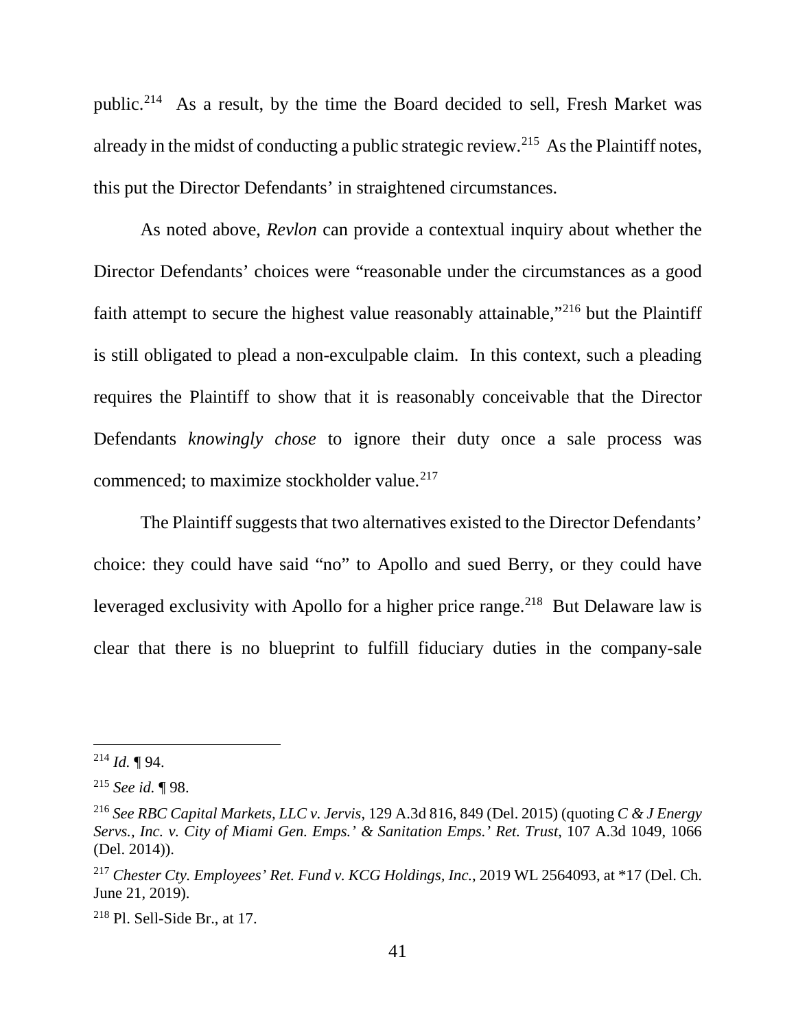public.[214] As a result, by the time the Board decided to sell, Fresh Market was already in the midst of conducting a public strategic review.[215] As the Plaintiff notes, this put the Director Defendants' in straightened circumstances.

As noted above, *Revlon* can provide a contextual inquiry about whether the Director Defendants' choices were "reasonable under the circumstances as a good faith attempt to secure the highest value reasonably attainable,"[216] but the Plaintiff is still obligated to plead a non-exculpable claim. In this context, such a pleading requires the Plaintiff to show that it is reasonably conceivable that the Director Defendants *knowingly chose* to ignore their duty once a sale process was commenced; to maximize stockholder value.[217]

The Plaintiff suggests that two alternatives existed to the Director Defendants' choice: they could have said "no" to Apollo and sued Berry, or they could have leveraged exclusivity with Apollo for a higher price range.[218] But Delaware law is clear that there is no blueprint to fulfill fiduciary duties in the company-sale

---

[214] *Id.* ¶ 94.

[215] *See id.* ¶ 98.

[216] *See RBC Capital Markets, LLC v. Jervis*, 129 A.3d 816, 849 (Del. 2015) (quoting *C & J Energy Servs., Inc. v. City of Miami Gen. Emps.' & Sanitation Emps.' Ret. Trust*, 107 A.3d 1049, 1066 (Del. 2014)).

[217] *Chester Cty. Employees' Ret. Fund v. KCG Holdings, Inc.*, 2019 WL 2564093, at *17 (Del. Ch. June 21, 2019).

[218] Pl. Sell-Side Br., at 17.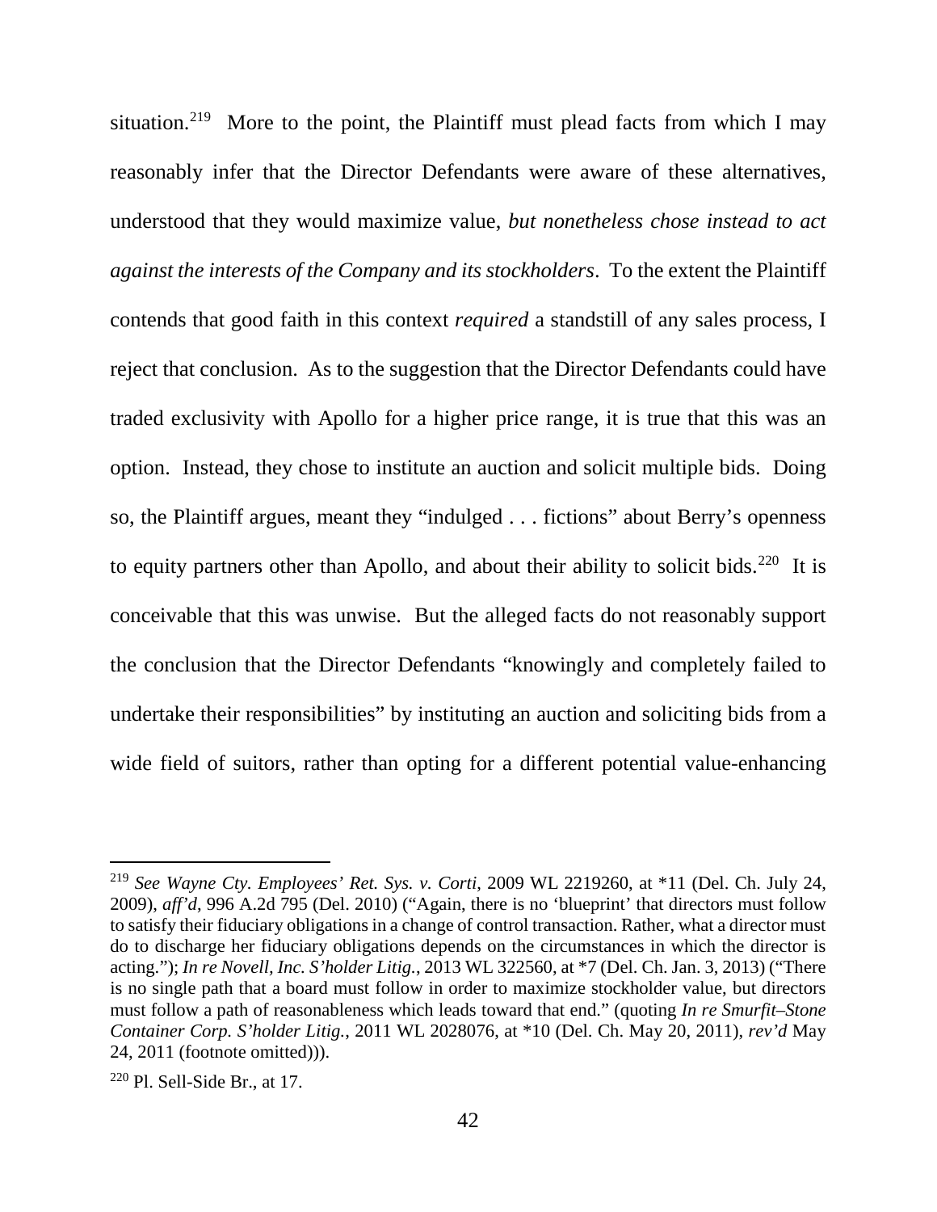situation.[219] More to the point, the Plaintiff must plead facts from which I may reasonably infer that the Director Defendants were aware of these alternatives, understood that they would maximize value, *but nonetheless chose instead to act against the interests of the Company and its stockholders*. To the extent the Plaintiff contends that good faith in this context *required* a standstill of any sales process, I reject that conclusion. As to the suggestion that the Director Defendants could have traded exclusivity with Apollo for a higher price range, it is true that this was an option. Instead, they chose to institute an auction and solicit multiple bids. Doing so, the Plaintiff argues, meant they "indulged . . . fictions" about Berry's openness to equity partners other than Apollo, and about their ability to solicit bids.[220] It is conceivable that this was unwise. But the alleged facts do not reasonably support the conclusion that the Director Defendants "knowingly and completely failed to undertake their responsibilities" by instituting an auction and soliciting bids from a wide field of suitors, rather than opting for a different potential value-enhancing

---

[219] *See Wayne Cty. Employees' Ret. Sys. v. Corti*, 2009 WL 2219260, at *11 (Del. Ch. July 24, 2009), *aff'd*, 996 A.2d 795 (Del. 2010) ("Again, there is no 'blueprint' that directors must follow to satisfy their fiduciary obligations in a change of control transaction. Rather, what a director must do to discharge her fiduciary obligations depends on the circumstances in which the director is acting."); *In re Novell, Inc. S'holder Litig.*, 2013 WL 322560, at *7 (Del. Ch. Jan. 3, 2013) ("There is no single path that a board must follow in order to maximize stockholder value, but directors must follow a path of reasonableness which leads toward that end." (quoting *In re Smurfit–Stone Container Corp. S'holder Litig.*, 2011 WL 2028076, at *10 (Del. Ch. May 20, 2011), *rev'd* May 24, 2011 (footnote omitted))).

[220] Pl. Sell-Side Br., at 17.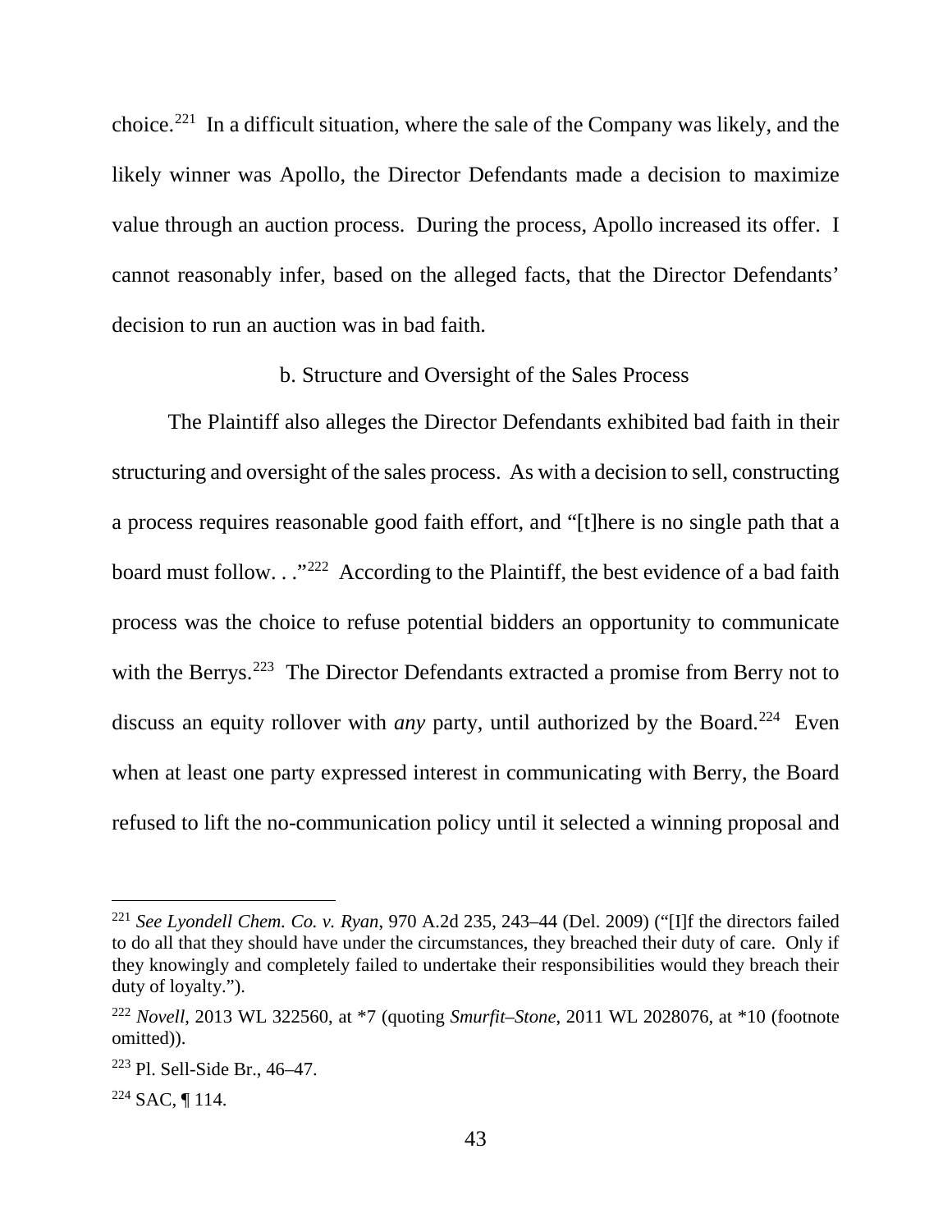choice.[221] In a difficult situation, where the sale of the Company was likely, and the likely winner was Apollo, the Director Defendants made a decision to maximize value through an auction process. During the process, Apollo increased its offer. I cannot reasonably infer, based on the alleged facts, that the Director Defendants' decision to run an auction was in bad faith.

b. Structure and Oversight of the Sales Process

The Plaintiff also alleges the Director Defendants exhibited bad faith in their structuring and oversight of the sales process. As with a decision to sell, constructing a process requires reasonable good faith effort, and "[t]here is no single path that a board must follow. . ."[222] According to the Plaintiff, the best evidence of a bad faith process was the choice to refuse potential bidders an opportunity to communicate with the Berrys.[223] The Director Defendants extracted a promise from Berry not to discuss an equity rollover with *any* party, until authorized by the Board.[224] Even when at least one party expressed interest in communicating with Berry, the Board refused to lift the no-communication policy until it selected a winning proposal and

---

[221] *See Lyondell Chem. Co. v. Ryan*, 970 A.2d 235, 243–44 (Del. 2009) ("[I]f the directors failed to do all that they should have under the circumstances, they breached their duty of care. Only if they knowingly and completely failed to undertake their responsibilities would they breach their duty of loyalty.").

[222] *Novell*, 2013 WL 322560, at *7 (quoting *Smurfit–Stone*, 2011 WL 2028076, at *10 (footnote omitted)).

[223] Pl. Sell-Side Br., 46–47.

[224] SAC, ¶ 114.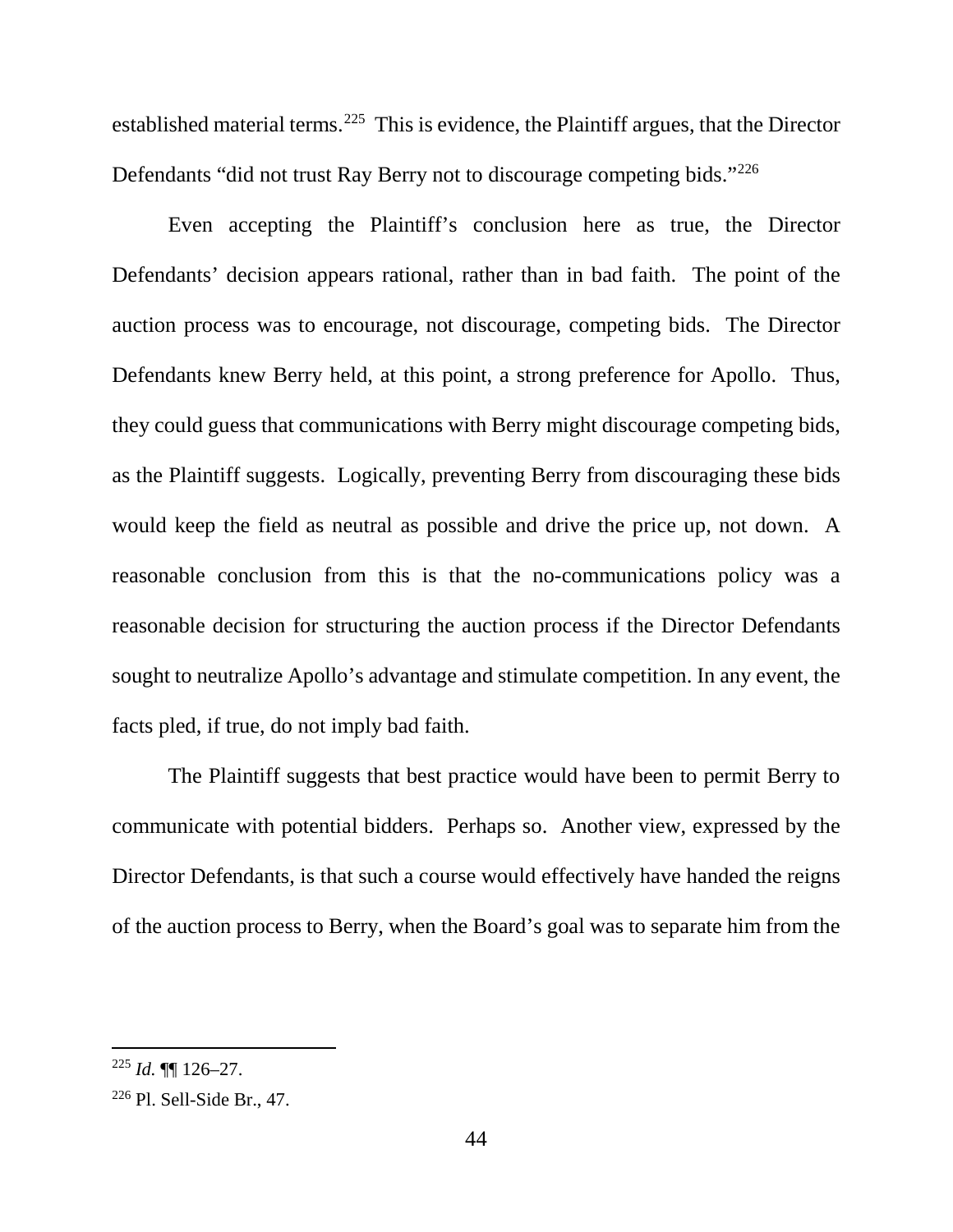established material terms.[225] This is evidence, the Plaintiff argues, that the Director Defendants "did not trust Ray Berry not to discourage competing bids."[226]

Even accepting the Plaintiff's conclusion here as true, the Director Defendants' decision appears rational, rather than in bad faith. The point of the auction process was to encourage, not discourage, competing bids. The Director Defendants knew Berry held, at this point, a strong preference for Apollo. Thus, they could guess that communications with Berry might discourage competing bids, as the Plaintiff suggests. Logically, preventing Berry from discouraging these bids would keep the field as neutral as possible and drive the price up, not down. A reasonable conclusion from this is that the no-communications policy was a reasonable decision for structuring the auction process if the Director Defendants sought to neutralize Apollo's advantage and stimulate competition. In any event, the facts pled, if true, do not imply bad faith.

The Plaintiff suggests that best practice would have been to permit Berry to communicate with potential bidders. Perhaps so. Another view, expressed by the Director Defendants, is that such a course would effectively have handed the reigns of the auction process to Berry, when the Board's goal was to separate him from the

---

[225] *Id.* ¶¶ 126–27.

[226] Pl. Sell-Side Br., 47.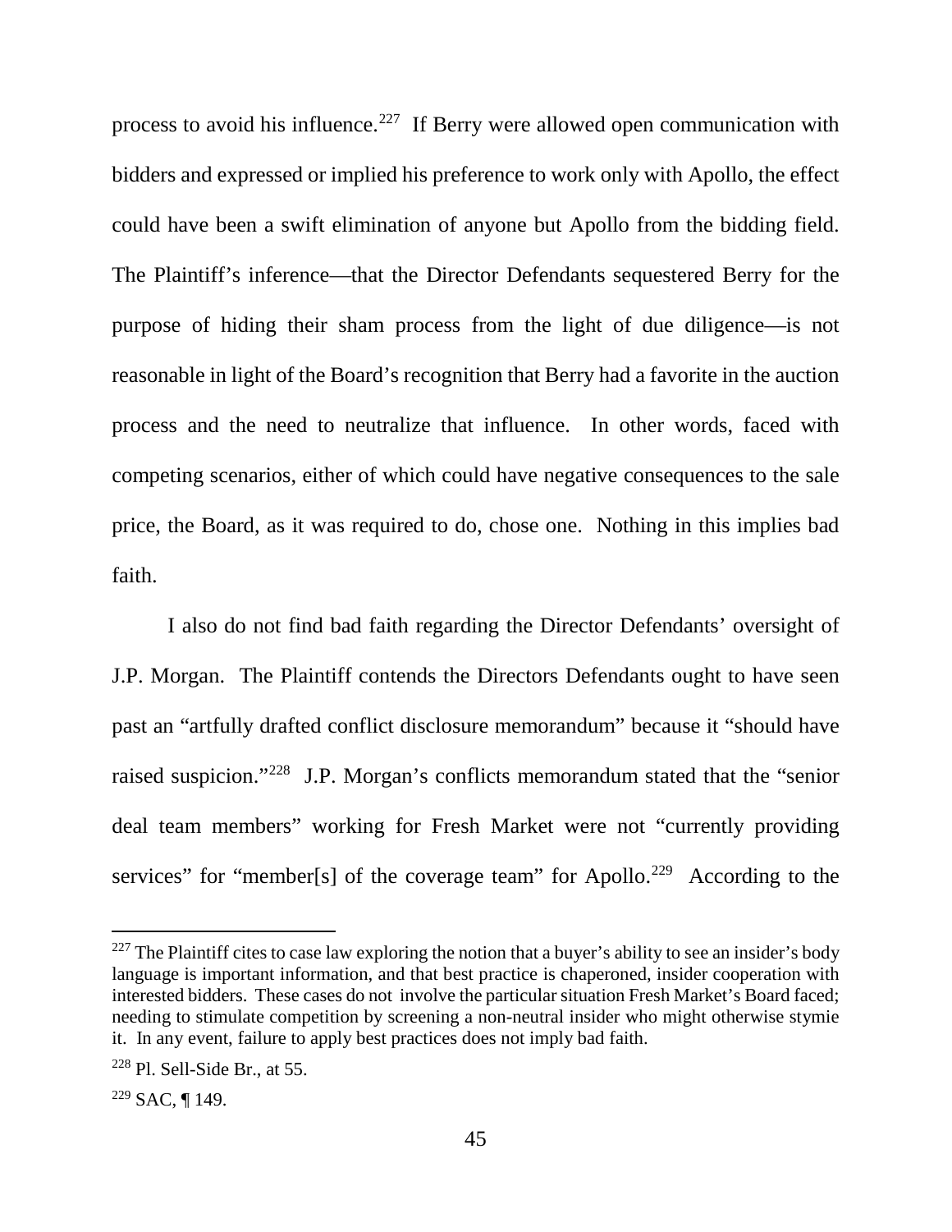process to avoid his influence.[227] If Berry were allowed open communication with bidders and expressed or implied his preference to work only with Apollo, the effect could have been a swift elimination of anyone but Apollo from the bidding field. The Plaintiff's inference—that the Director Defendants sequestered Berry for the purpose of hiding their sham process from the light of due diligence—is not reasonable in light of the Board's recognition that Berry had a favorite in the auction process and the need to neutralize that influence. In other words, faced with competing scenarios, either of which could have negative consequences to the sale price, the Board, as it was required to do, chose one. Nothing in this implies bad faith.

I also do not find bad faith regarding the Director Defendants' oversight of J.P. Morgan. The Plaintiff contends the Directors Defendants ought to have seen past an "artfully drafted conflict disclosure memorandum" because it "should have raised suspicion."[228] J.P. Morgan's conflicts memorandum stated that the "senior deal team members" working for Fresh Market were not "currently providing services" for "member[s] of the coverage team" for Apollo.[229] According to the

---

[227] The Plaintiff cites to case law exploring the notion that a buyer's ability to see an insider's body language is important information, and that best practice is chaperoned, insider cooperation with interested bidders. These cases do not involve the particular situation Fresh Market's Board faced; needing to stimulate competition by screening a non-neutral insider who might otherwise stymie it. In any event, failure to apply best practices does not imply bad faith.

[228] Pl. Sell-Side Br., at 55.

[229] SAC, ¶ 149.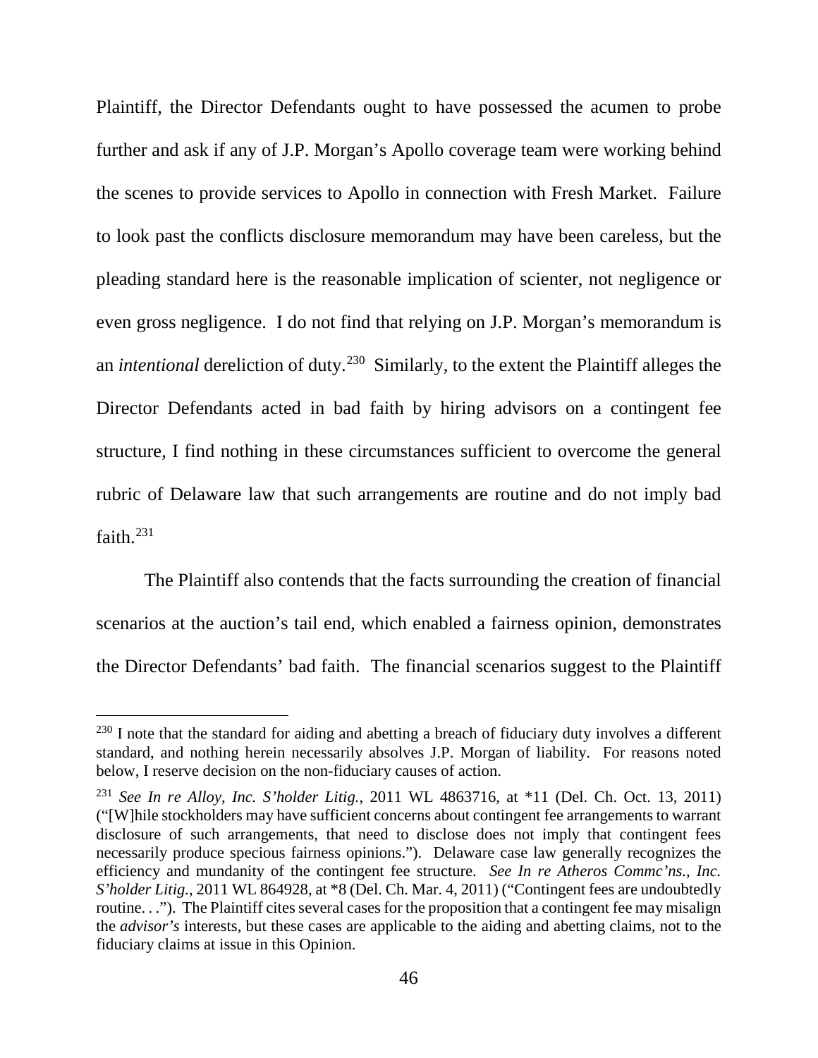Plaintiff, the Director Defendants ought to have possessed the acumen to probe further and ask if any of J.P. Morgan's Apollo coverage team were working behind the scenes to provide services to Apollo in connection with Fresh Market. Failure to look past the conflicts disclosure memorandum may have been careless, but the pleading standard here is the reasonable implication of scienter, not negligence or even gross negligence. I do not find that relying on J.P. Morgan's memorandum is an *intentional* dereliction of duty.[230] Similarly, to the extent the Plaintiff alleges the Director Defendants acted in bad faith by hiring advisors on a contingent fee structure, I find nothing in these circumstances sufficient to overcome the general rubric of Delaware law that such arrangements are routine and do not imply bad faith.[231]

The Plaintiff also contends that the facts surrounding the creation of financial scenarios at the auction's tail end, which enabled a fairness opinion, demonstrates the Director Defendants' bad faith. The financial scenarios suggest to the Plaintiff

---

[230] I note that the standard for aiding and abetting a breach of fiduciary duty involves a different standard, and nothing herein necessarily absolves J.P. Morgan of liability. For reasons noted below, I reserve decision on the non-fiduciary causes of action.

[231] *See In re Alloy, Inc. S'holder Litig.*, 2011 WL 4863716, at *11 (Del. Ch. Oct. 13, 2011) ("[W]hile stockholders may have sufficient concerns about contingent fee arrangements to warrant disclosure of such arrangements, that need to disclose does not imply that contingent fees necessarily produce specious fairness opinions."). Delaware case law generally recognizes the efficiency and mundanity of the contingent fee structure. *See In re Atheros Commc'ns., Inc. S'holder Litig.*, 2011 WL 864928, at *8 (Del. Ch. Mar. 4, 2011) ("Contingent fees are undoubtedly routine. . ."). The Plaintiff cites several cases for the proposition that a contingent fee may misalign the *advisor's* interests, but these cases are applicable to the aiding and abetting claims, not to the fiduciary claims at issue in this Opinion.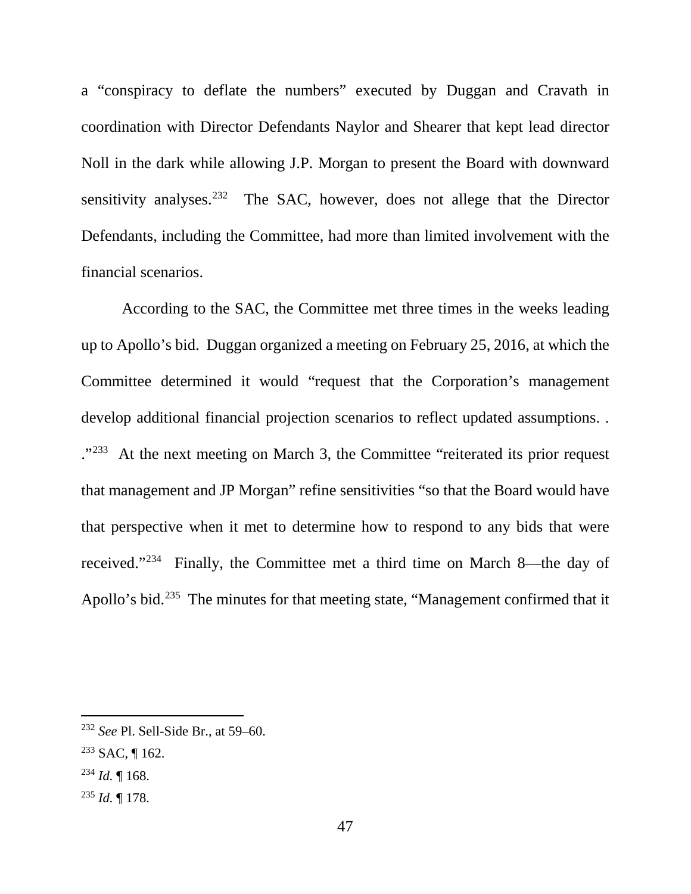a "conspiracy to deflate the numbers" executed by Duggan and Cravath in coordination with Director Defendants Naylor and Shearer that kept lead director Noll in the dark while allowing J.P. Morgan to present the Board with downward sensitivity analyses.[232] The SAC, however, does not allege that the Director Defendants, including the Committee, had more than limited involvement with the financial scenarios.

According to the SAC, the Committee met three times in the weeks leading up to Apollo's bid. Duggan organized a meeting on February 25, 2016, at which the Committee determined it would "request that the Corporation's management develop additional financial projection scenarios to reflect updated assumptions. . ."[233] At the next meeting on March 3, the Committee "reiterated its prior request that management and JP Morgan" refine sensitivities "so that the Board would have that perspective when it met to determine how to respond to any bids that were received."[234] Finally, the Committee met a third time on March 8—the day of Apollo's bid.[235] The minutes for that meeting state, "Management confirmed that it

---

[232] *See* Pl. Sell-Side Br., at 59–60.

[233] SAC, ¶ 162.

[234] *Id.* ¶ 168.

[235] *Id.* ¶ 178.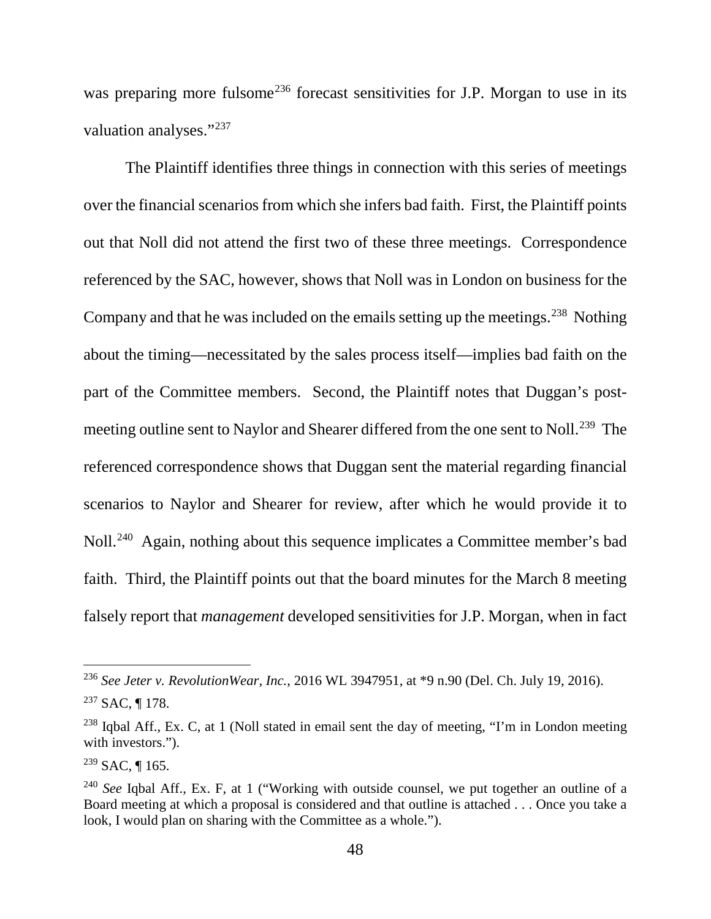was preparing more fulsome[236] forecast sensitivities for J.P. Morgan to use in its valuation analyses."[237]

The Plaintiff identifies three things in connection with this series of meetings over the financial scenarios from which she infers bad faith. First, the Plaintiff points out that Noll did not attend the first two of these three meetings. Correspondence referenced by the SAC, however, shows that Noll was in London on business for the Company and that he was included on the emails setting up the meetings.[238] Nothing about the timing—necessitated by the sales process itself—implies bad faith on the part of the Committee members. Second, the Plaintiff notes that Duggan's post-meeting outline sent to Naylor and Shearer differed from the one sent to Noll.[239] The referenced correspondence shows that Duggan sent the material regarding financial scenarios to Naylor and Shearer for review, after which he would provide it to Noll.[240] Again, nothing about this sequence implicates a Committee member's bad faith. Third, the Plaintiff points out that the board minutes for the March 8 meeting falsely report that *management* developed sensitivities for J.P. Morgan, when in fact

---

[236] *See Jeter v. RevolutionWear, Inc.*, 2016 WL 3947951, at *9 n.90 (Del. Ch. July 19, 2016).

[237] SAC, ¶ 178.

[238] Iqbal Aff., Ex. C, at 1 (Noll stated in email sent the day of meeting, "I'm in London meeting with investors.").

[239] SAC, ¶ 165.

[240] *See* Iqbal Aff., Ex. F, at 1 ("Working with outside counsel, we put together an outline of a Board meeting at which a proposal is considered and that outline is attached . . . Once you take a look, I would plan on sharing with the Committee as a whole.").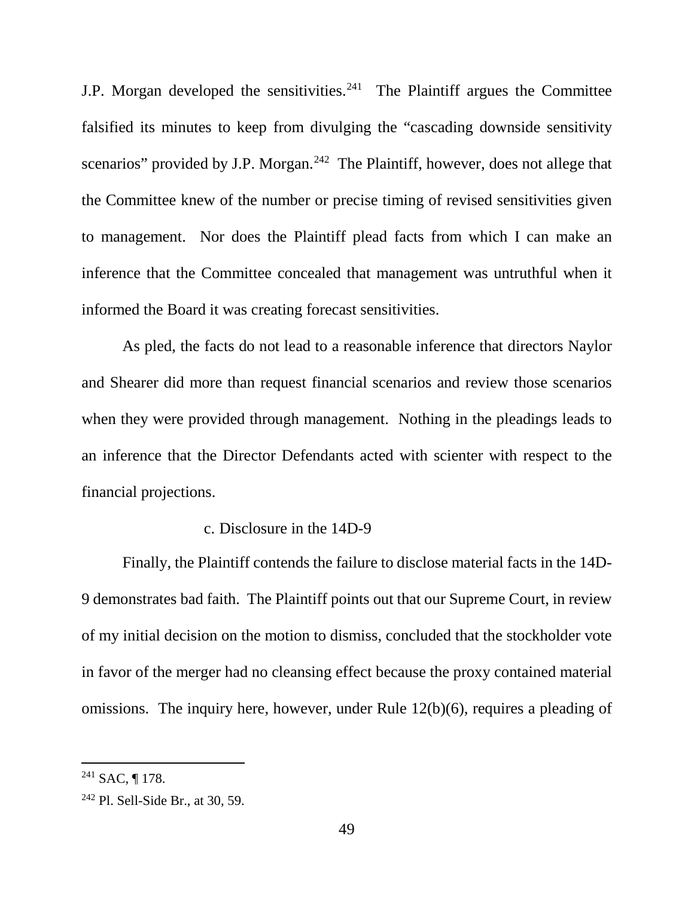J.P. Morgan developed the sensitivities.[241] The Plaintiff argues the Committee falsified its minutes to keep from divulging the "cascading downside sensitivity scenarios" provided by J.P. Morgan.[242] The Plaintiff, however, does not allege that the Committee knew of the number or precise timing of revised sensitivities given to management. Nor does the Plaintiff plead facts from which I can make an inference that the Committee concealed that management was untruthful when it informed the Board it was creating forecast sensitivities.

As pled, the facts do not lead to a reasonable inference that directors Naylor and Shearer did more than request financial scenarios and review those scenarios when they were provided through management. Nothing in the pleadings leads to an inference that the Director Defendants acted with scienter with respect to the financial projections.

c. Disclosure in the 14D-9

Finally, the Plaintiff contends the failure to disclose material facts in the 14D-9 demonstrates bad faith. The Plaintiff points out that our Supreme Court, in review of my initial decision on the motion to dismiss, concluded that the stockholder vote in favor of the merger had no cleansing effect because the proxy contained material omissions. The inquiry here, however, under Rule 12(b)(6), requires a pleading of

---

[241] SAC, ¶ 178.

[242] Pl. Sell-Side Br., at 30, 59.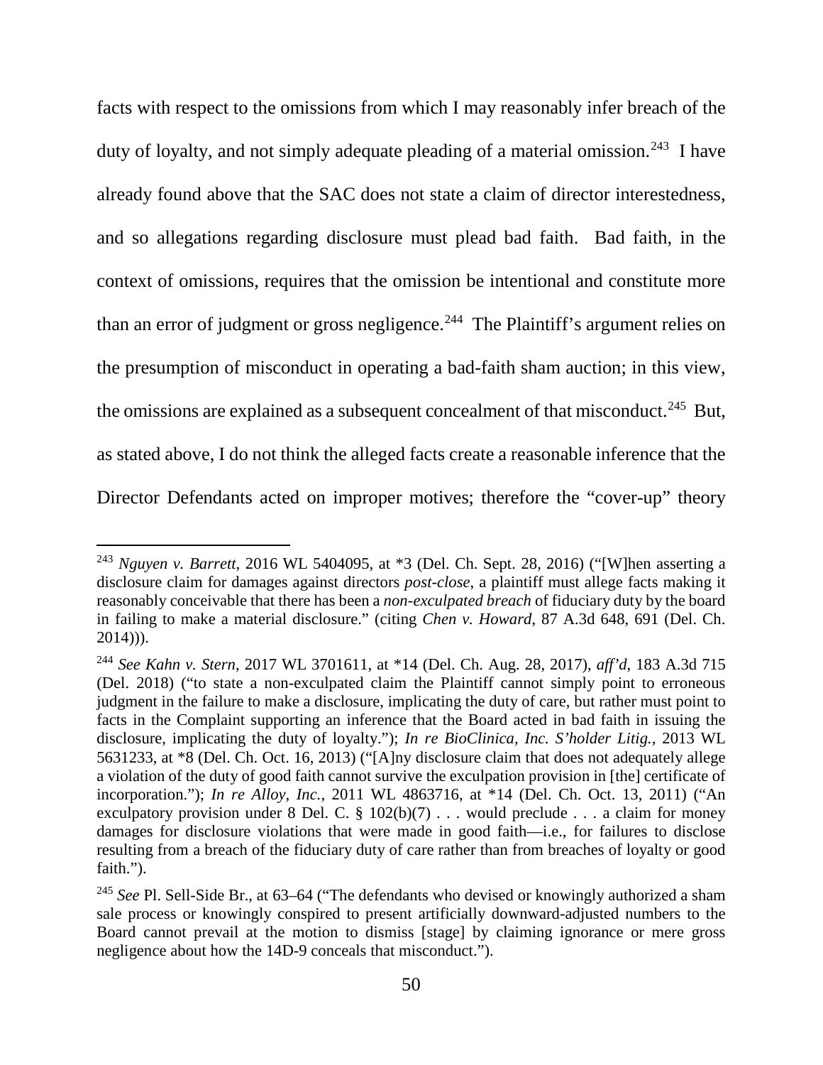facts with respect to the omissions from which I may reasonably infer breach of the duty of loyalty, and not simply adequate pleading of a material omission.[243] I have already found above that the SAC does not state a claim of director interestedness, and so allegations regarding disclosure must plead bad faith. Bad faith, in the context of omissions, requires that the omission be intentional and constitute more than an error of judgment or gross negligence.[244] The Plaintiff's argument relies on the presumption of misconduct in operating a bad-faith sham auction; in this view, the omissions are explained as a subsequent concealment of that misconduct.[245] But, as stated above, I do not think the alleged facts create a reasonable inference that the Director Defendants acted on improper motives; therefore the "cover-up" theory

---

[243] *Nguyen v. Barrett*, 2016 WL 5404095, at *3 (Del. Ch. Sept. 28, 2016) ("[W]hen asserting a disclosure claim for damages against directors *post-close*, a plaintiff must allege facts making it reasonably conceivable that there has been a *non-exculpated breach* of fiduciary duty by the board in failing to make a material disclosure." (citing *Chen v. Howard*, 87 A.3d 648, 691 (Del. Ch. 2014))).

[244] *See Kahn v. Stern*, 2017 WL 3701611, at *14 (Del. Ch. Aug. 28, 2017), *aff'd*, 183 A.3d 715 (Del. 2018) ("to state a non-exculpated claim the Plaintiff cannot simply point to erroneous judgment in the failure to make a disclosure, implicating the duty of care, but rather must point to facts in the Complaint supporting an inference that the Board acted in bad faith in issuing the disclosure, implicating the duty of loyalty."); *In re BioClinica, Inc. S'holder Litig.*, 2013 WL 5631233, at *8 (Del. Ch. Oct. 16, 2013) ("[A]ny disclosure claim that does not adequately allege a violation of the duty of good faith cannot survive the exculpation provision in [the] certificate of incorporation."); *In re Alloy, Inc.*, 2011 WL 4863716, at *14 (Del. Ch. Oct. 13, 2011) ("An exculpatory provision under 8 Del. C. § 102(b)(7) . . . would preclude . . . a claim for money damages for disclosure violations that were made in good faith—i.e., for failures to disclose resulting from a breach of the fiduciary duty of care rather than from breaches of loyalty or good faith.").

[245] *See* Pl. Sell-Side Br., at 63–64 ("The defendants who devised or knowingly authorized a sham sale process or knowingly conspired to present artificially downward-adjusted numbers to the Board cannot prevail at the motion to dismiss [stage] by claiming ignorance or mere gross negligence about how the 14D-9 conceals that misconduct.").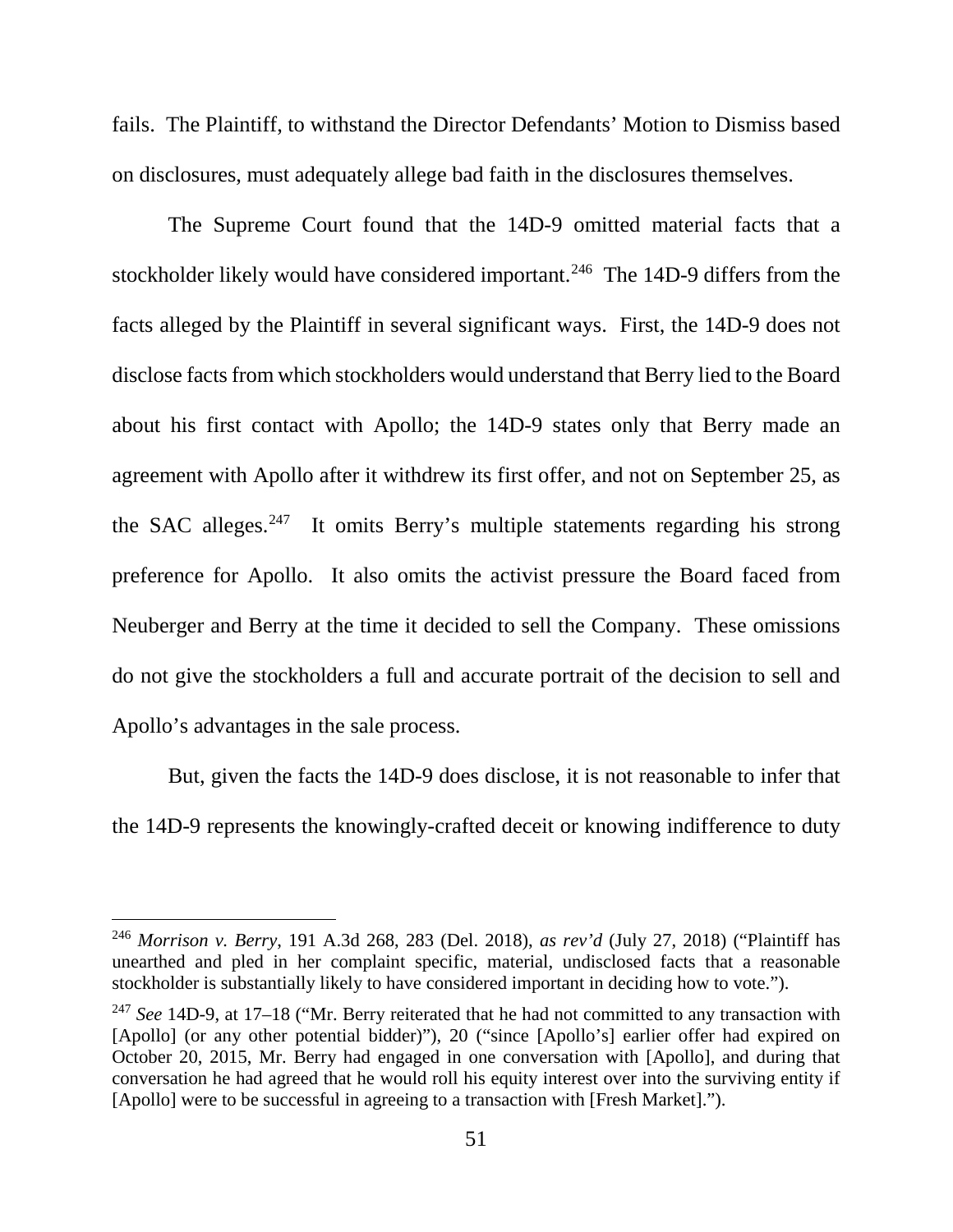fails. The Plaintiff, to withstand the Director Defendants' Motion to Dismiss based on disclosures, must adequately allege bad faith in the disclosures themselves.

The Supreme Court found that the 14D-9 omitted material facts that a stockholder likely would have considered important.[246] The 14D-9 differs from the facts alleged by the Plaintiff in several significant ways. First, the 14D-9 does not disclose facts from which stockholders would understand that Berry lied to the Board about his first contact with Apollo; the 14D-9 states only that Berry made an agreement with Apollo after it withdrew its first offer, and not on September 25, as the SAC alleges.[247] It omits Berry's multiple statements regarding his strong preference for Apollo. It also omits the activist pressure the Board faced from Neuberger and Berry at the time it decided to sell the Company. These omissions do not give the stockholders a full and accurate portrait of the decision to sell and Apollo's advantages in the sale process.

But, given the facts the 14D-9 does disclose, it is not reasonable to infer that the 14D-9 represents the knowingly-crafted deceit or knowing indifference to duty

---

[246] *Morrison v. Berry*, 191 A.3d 268, 283 (Del. 2018), *as rev'd* (July 27, 2018) ("Plaintiff has unearthed and pled in her complaint specific, material, undisclosed facts that a reasonable stockholder is substantially likely to have considered important in deciding how to vote.").

[247] *See* 14D-9, at 17–18 ("Mr. Berry reiterated that he had not committed to any transaction with [Apollo] (or any other potential bidder)"), 20 ("since [Apollo's] earlier offer had expired on October 20, 2015, Mr. Berry had engaged in one conversation with [Apollo], and during that conversation he had agreed that he would roll his equity interest over into the surviving entity if [Apollo] were to be successful in agreeing to a transaction with [Fresh Market].").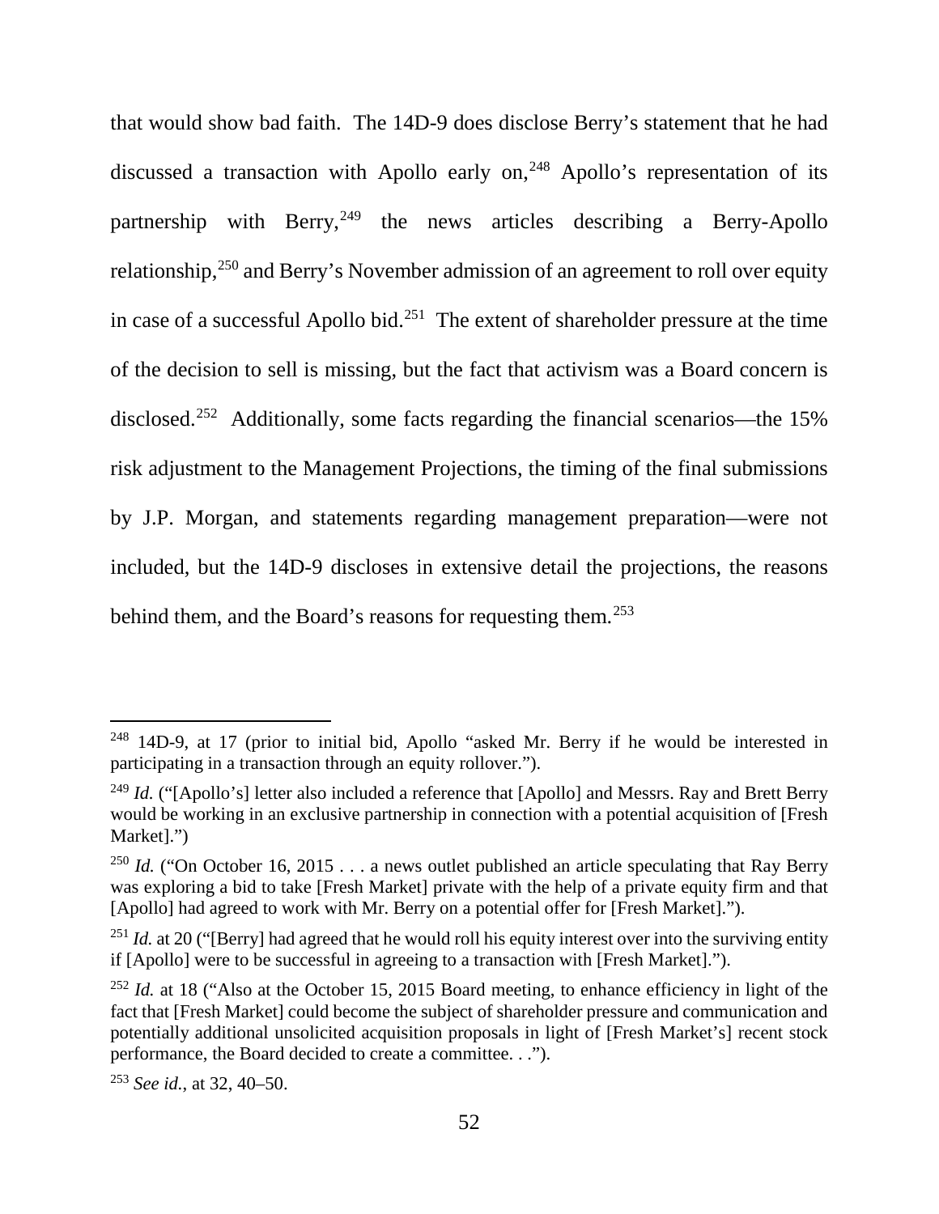that would show bad faith. The 14D-9 does disclose Berry's statement that he had discussed a transaction with Apollo early on,[248] Apollo's representation of its partnership with Berry,[249] the news articles describing a Berry-Apollo relationship,[250] and Berry's November admission of an agreement to roll over equity in case of a successful Apollo bid.[251] The extent of shareholder pressure at the time of the decision to sell is missing, but the fact that activism was a Board concern is disclosed.[252] Additionally, some facts regarding the financial scenarios—the 15% risk adjustment to the Management Projections, the timing of the final submissions by J.P. Morgan, and statements regarding management preparation—were not included, but the 14D-9 discloses in extensive detail the projections, the reasons behind them, and the Board's reasons for requesting them.[253]

---

[248] 14D-9, at 17 (prior to initial bid, Apollo "asked Mr. Berry if he would be interested in participating in a transaction through an equity rollover.").

[249] *Id.* ("[Apollo's] letter also included a reference that [Apollo] and Messrs. Ray and Brett Berry would be working in an exclusive partnership in connection with a potential acquisition of [Fresh Market].")

[250] *Id.* ("On October 16, 2015 . . . a news outlet published an article speculating that Ray Berry was exploring a bid to take [Fresh Market] private with the help of a private equity firm and that [Apollo] had agreed to work with Mr. Berry on a potential offer for [Fresh Market].").

[251] *Id.* at 20 ("[Berry] had agreed that he would roll his equity interest over into the surviving entity if [Apollo] were to be successful in agreeing to a transaction with [Fresh Market].").

[252] *Id.* at 18 ("Also at the October 15, 2015 Board meeting, to enhance efficiency in light of the fact that [Fresh Market] could become the subject of shareholder pressure and communication and potentially additional unsolicited acquisition proposals in light of [Fresh Market's] recent stock performance, the Board decided to create a committee. . .").

[253] *See id.*, at 32, 40–50.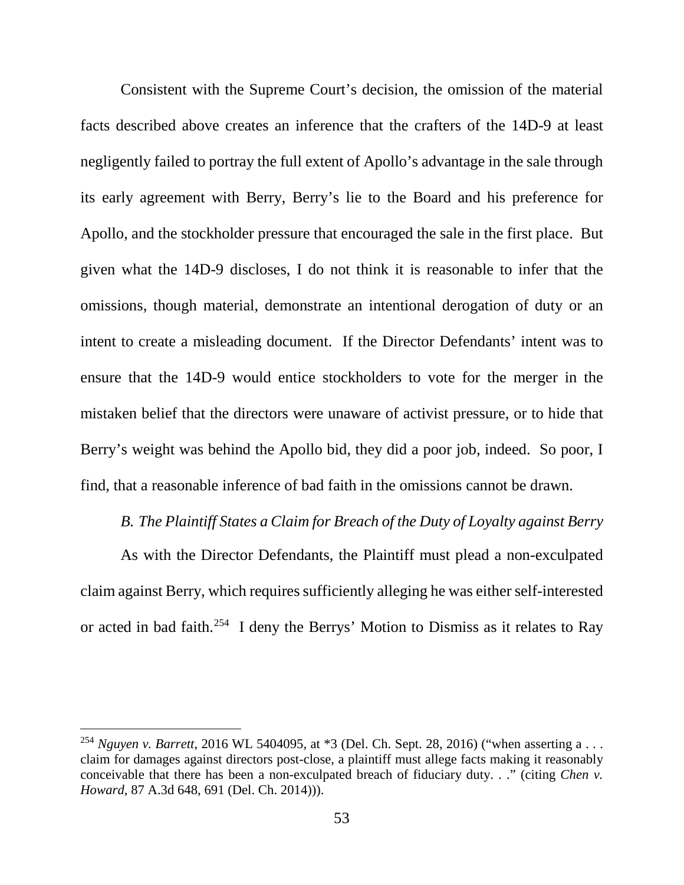Consistent with the Supreme Court's decision, the omission of the material facts described above creates an inference that the crafters of the 14D-9 at least negligently failed to portray the full extent of Apollo's advantage in the sale through its early agreement with Berry, Berry's lie to the Board and his preference for Apollo, and the stockholder pressure that encouraged the sale in the first place. But given what the 14D-9 discloses, I do not think it is reasonable to infer that the omissions, though material, demonstrate an intentional derogation of duty or an intent to create a misleading document. If the Director Defendants' intent was to ensure that the 14D-9 would entice stockholders to vote for the merger in the mistaken belief that the directors were unaware of activist pressure, or to hide that Berry's weight was behind the Apollo bid, they did a poor job, indeed. So poor, I find, that a reasonable inference of bad faith in the omissions cannot be drawn.

*B. The Plaintiff States a Claim for Breach of the Duty of Loyalty against Berry*

As with the Director Defendants, the Plaintiff must plead a non-exculpated claim against Berry, which requires sufficiently alleging he was either self-interested or acted in bad faith.[254] I deny the Berrys' Motion to Dismiss as it relates to Ray

---

[254] *Nguyen v. Barrett*, 2016 WL 5404095, at *3 (Del. Ch. Sept. 28, 2016) ("when asserting a . . . claim for damages against directors post-close, a plaintiff must allege facts making it reasonably conceivable that there has been a non-exculpated breach of fiduciary duty. . ." (citing *Chen v. Howard*, 87 A.3d 648, 691 (Del. Ch. 2014))).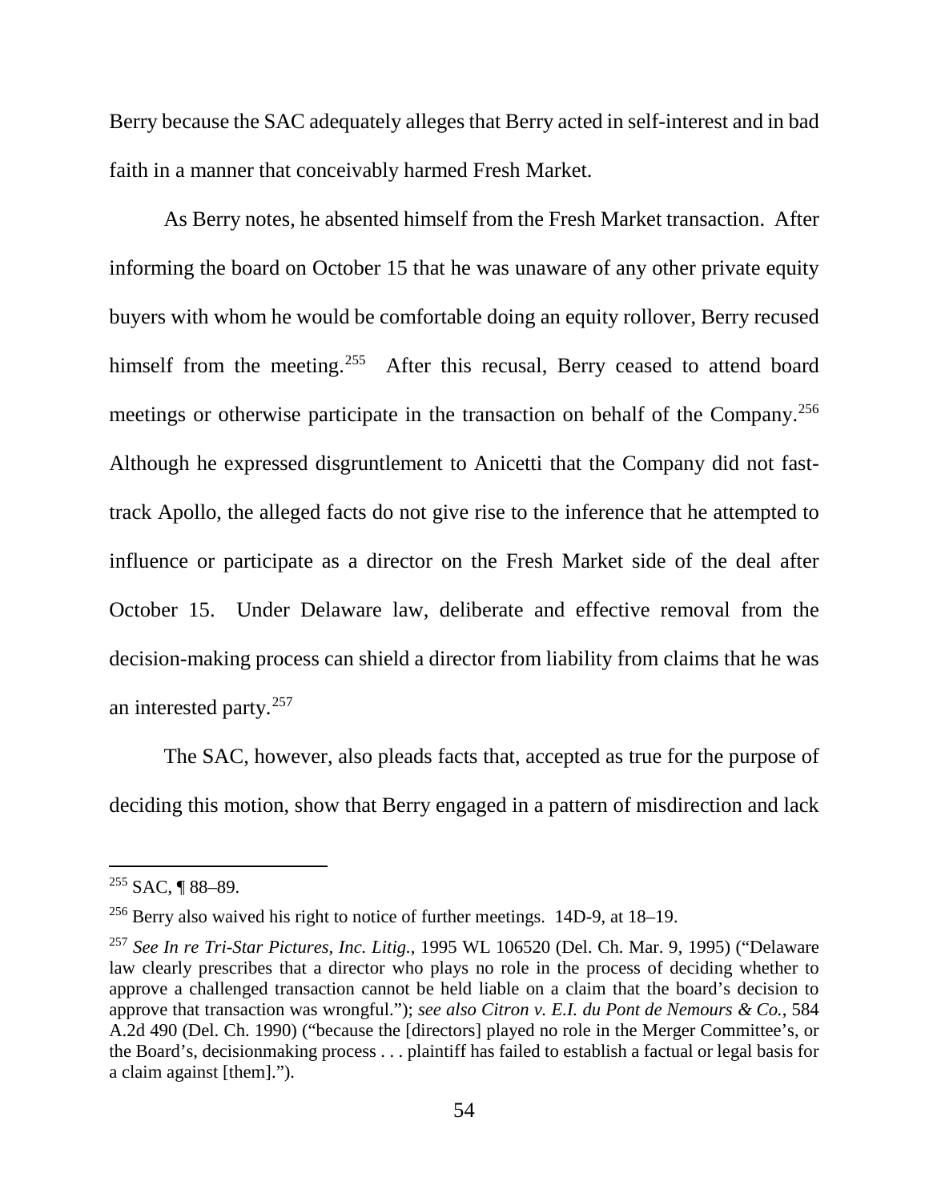Berry because the SAC adequately alleges that Berry acted in self-interest and in bad faith in a manner that conceivably harmed Fresh Market.

As Berry notes, he absented himself from the Fresh Market transaction. After informing the board on October 15 that he was unaware of any other private equity buyers with whom he would be comfortable doing an equity rollover, Berry recused himself from the meeting.[255] After this recusal, Berry ceased to attend board meetings or otherwise participate in the transaction on behalf of the Company.[256] Although he expressed disgruntlement to Anicetti that the Company did not fast-track Apollo, the alleged facts do not give rise to the inference that he attempted to influence or participate as a director on the Fresh Market side of the deal after October 15. Under Delaware law, deliberate and effective removal from the decision-making process can shield a director from liability from claims that he was an interested party.[257]

The SAC, however, also pleads facts that, accepted as true for the purpose of deciding this motion, show that Berry engaged in a pattern of misdirection and lack

---

[255] SAC, ¶ 88–89.

[256] Berry also waived his right to notice of further meetings. 14D-9, at 18–19.

[257] *See In re Tri-Star Pictures, Inc. Litig.*, 1995 WL 106520 (Del. Ch. Mar. 9, 1995) ("Delaware law clearly prescribes that a director who plays no role in the process of deciding whether to approve a challenged transaction cannot be held liable on a claim that the board's decision to approve that transaction was wrongful."); *see also Citron v. E.I. du Pont de Nemours & Co.*, 584 A.2d 490 (Del. Ch. 1990) ("because the [directors] played no role in the Merger Committee's, or the Board's, decisionmaking process . . . plaintiff has failed to establish a factual or legal basis for a claim against [them].").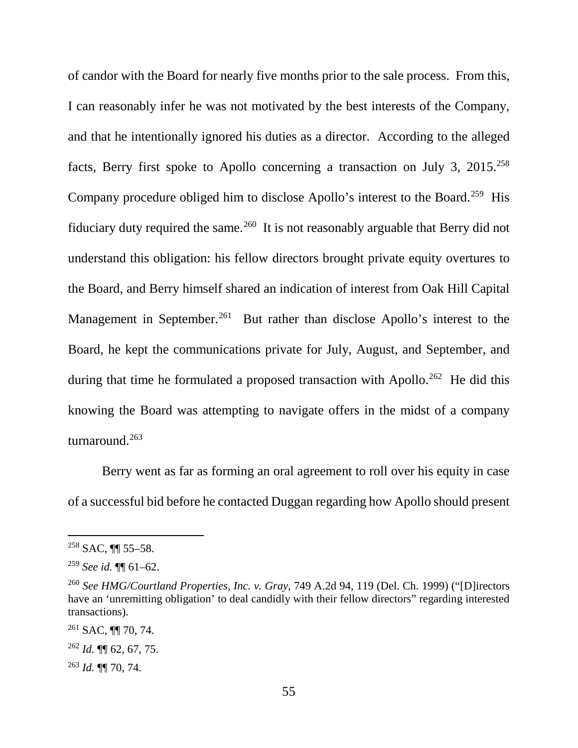of candor with the Board for nearly five months prior to the sale process. From this, I can reasonably infer he was not motivated by the best interests of the Company, and that he intentionally ignored his duties as a director. According to the alleged facts, Berry first spoke to Apollo concerning a transaction on July 3, 2015.[258] Company procedure obliged him to disclose Apollo's interest to the Board.[259] His fiduciary duty required the same.[260] It is not reasonably arguable that Berry did not understand this obligation: his fellow directors brought private equity overtures to the Board, and Berry himself shared an indication of interest from Oak Hill Capital Management in September.[261] But rather than disclose Apollo's interest to the Board, he kept the communications private for July, August, and September, and during that time he formulated a proposed transaction with Apollo.[262] He did this knowing the Board was attempting to navigate offers in the midst of a company turnaround.[263]

Berry went as far as forming an oral agreement to roll over his equity in case of a successful bid before he contacted Duggan regarding how Apollo should present

---

[258] SAC, ¶¶ 55–58.

[259] *See id.* ¶¶ 61–62.

[260] *See HMG/Courtland Properties, Inc. v. Gray*, 749 A.2d 94, 119 (Del. Ch. 1999) ("[D]irectors have an 'unremitting obligation' to deal candidly with their fellow directors" regarding interested transactions).

[261] SAC, ¶¶ 70, 74.

[262] *Id.* ¶¶ 62, 67, 75.

[263] *Id.* ¶¶ 70, 74.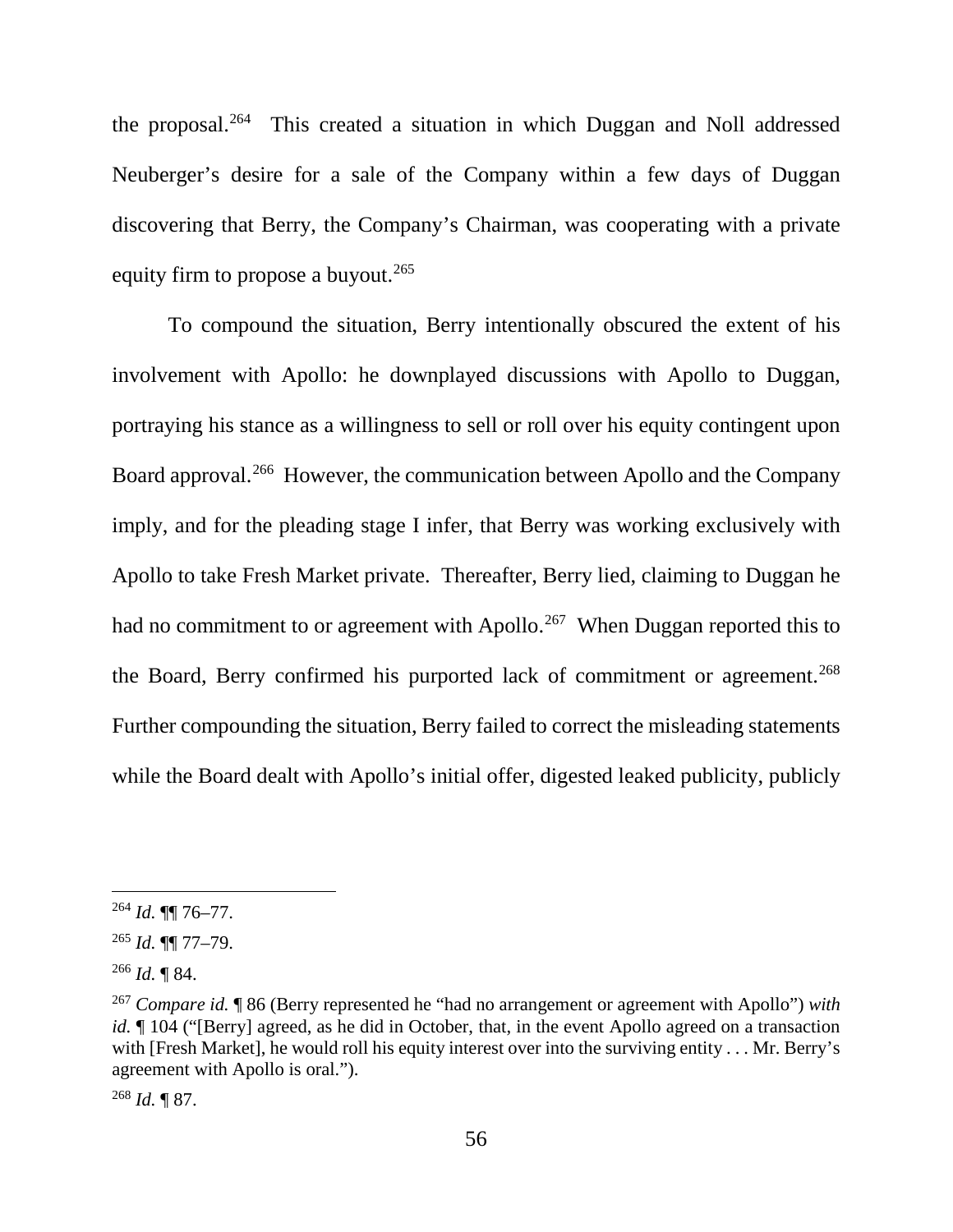the proposal.[264] This created a situation in which Duggan and Noll addressed Neuberger's desire for a sale of the Company within a few days of Duggan discovering that Berry, the Company's Chairman, was cooperating with a private equity firm to propose a buyout.[265]

To compound the situation, Berry intentionally obscured the extent of his involvement with Apollo: he downplayed discussions with Apollo to Duggan, portraying his stance as a willingness to sell or roll over his equity contingent upon Board approval.[266] However, the communication between Apollo and the Company imply, and for the pleading stage I infer, that Berry was working exclusively with Apollo to take Fresh Market private. Thereafter, Berry lied, claiming to Duggan he had no commitment to or agreement with Apollo.[267] When Duggan reported this to the Board, Berry confirmed his purported lack of commitment or agreement.[268] Further compounding the situation, Berry failed to correct the misleading statements while the Board dealt with Apollo's initial offer, digested leaked publicity, publicly

---

[264] *Id.* ¶¶ 76–77.

[265] *Id.* ¶¶ 77–79.

[266] *Id.* ¶ 84.

[267] *Compare id.* ¶ 86 (Berry represented he "had no arrangement or agreement with Apollo") *with id.* ¶ 104 ("[Berry] agreed, as he did in October, that, in the event Apollo agreed on a transaction with [Fresh Market], he would roll his equity interest over into the surviving entity . . . Mr. Berry's agreement with Apollo is oral.").

[268] *Id.* ¶ 87.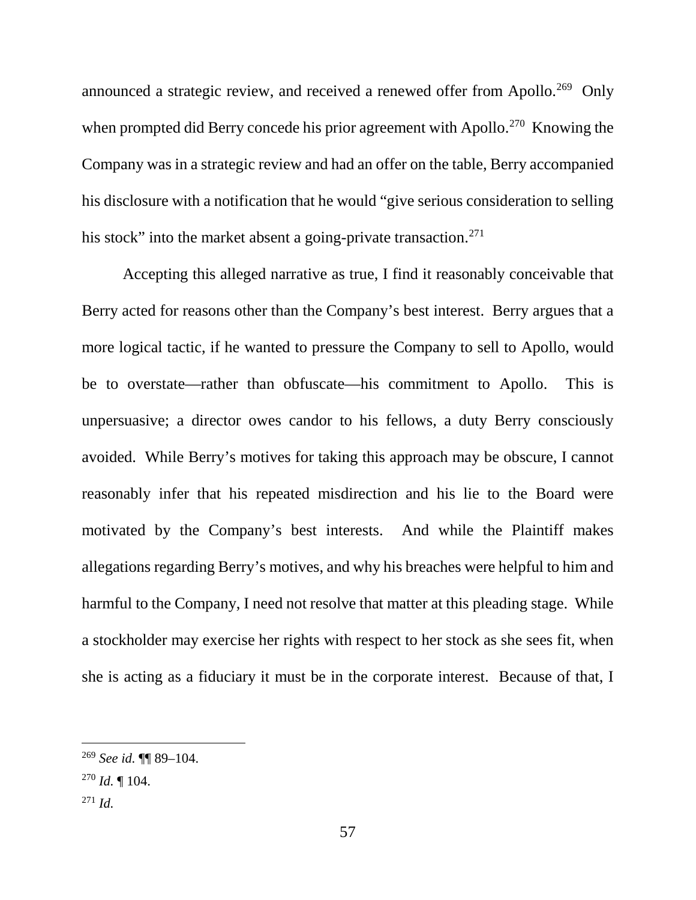announced a strategic review, and received a renewed offer from Apollo.[269] Only when prompted did Berry concede his prior agreement with Apollo.[270] Knowing the Company was in a strategic review and had an offer on the table, Berry accompanied his disclosure with a notification that he would "give serious consideration to selling his stock" into the market absent a going-private transaction.[271]

Accepting this alleged narrative as true, I find it reasonably conceivable that Berry acted for reasons other than the Company's best interest. Berry argues that a more logical tactic, if he wanted to pressure the Company to sell to Apollo, would be to overstate—rather than obfuscate—his commitment to Apollo. This is unpersuasive; a director owes candor to his fellows, a duty Berry consciously avoided. While Berry's motives for taking this approach may be obscure, I cannot reasonably infer that his repeated misdirection and his lie to the Board were motivated by the Company's best interests. And while the Plaintiff makes allegations regarding Berry's motives, and why his breaches were helpful to him and harmful to the Company, I need not resolve that matter at this pleading stage. While a stockholder may exercise her rights with respect to her stock as she sees fit, when she is acting as a fiduciary it must be in the corporate interest. Because of that, I

---

[269] *See id.* ¶¶ 89–104.

[270] *Id.* ¶ 104.

[271] *Id.*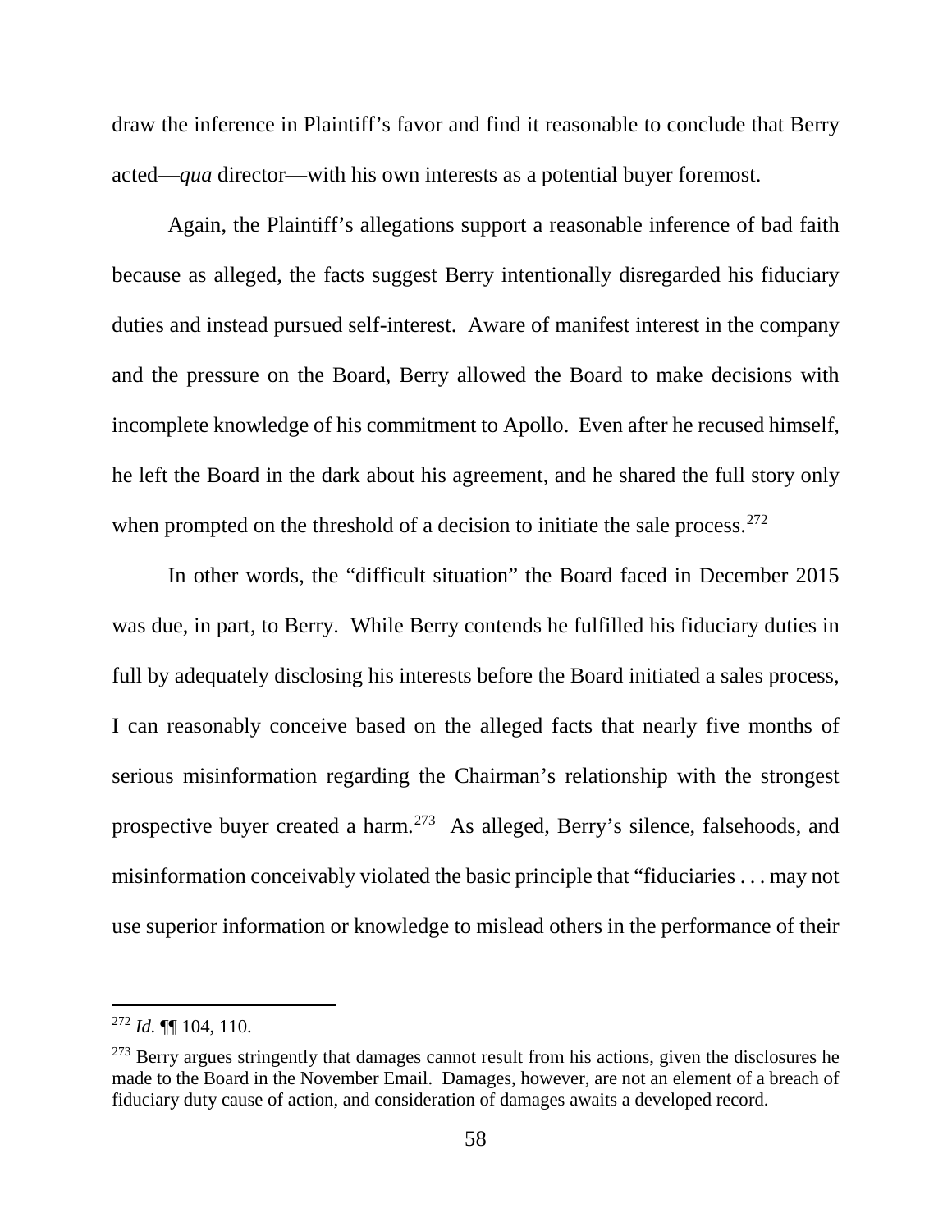draw the inference in Plaintiff's favor and find it reasonable to conclude that Berry acted—*qua* director—with his own interests as a potential buyer foremost.

Again, the Plaintiff's allegations support a reasonable inference of bad faith because as alleged, the facts suggest Berry intentionally disregarded his fiduciary duties and instead pursued self-interest. Aware of manifest interest in the company and the pressure on the Board, Berry allowed the Board to make decisions with incomplete knowledge of his commitment to Apollo. Even after he recused himself, he left the Board in the dark about his agreement, and he shared the full story only when prompted on the threshold of a decision to initiate the sale process.[272]

In other words, the "difficult situation" the Board faced in December 2015 was due, in part, to Berry. While Berry contends he fulfilled his fiduciary duties in full by adequately disclosing his interests before the Board initiated a sales process, I can reasonably conceive based on the alleged facts that nearly five months of serious misinformation regarding the Chairman's relationship with the strongest prospective buyer created a harm.[273] As alleged, Berry's silence, falsehoods, and misinformation conceivably violated the basic principle that "fiduciaries . . . may not use superior information or knowledge to mislead others in the performance of their

---

[272] *Id.* ¶¶ 104, 110.

[273] Berry argues stringently that damages cannot result from his actions, given the disclosures he made to the Board in the November Email. Damages, however, are not an element of a breach of fiduciary duty cause of action, and consideration of damages awaits a developed record.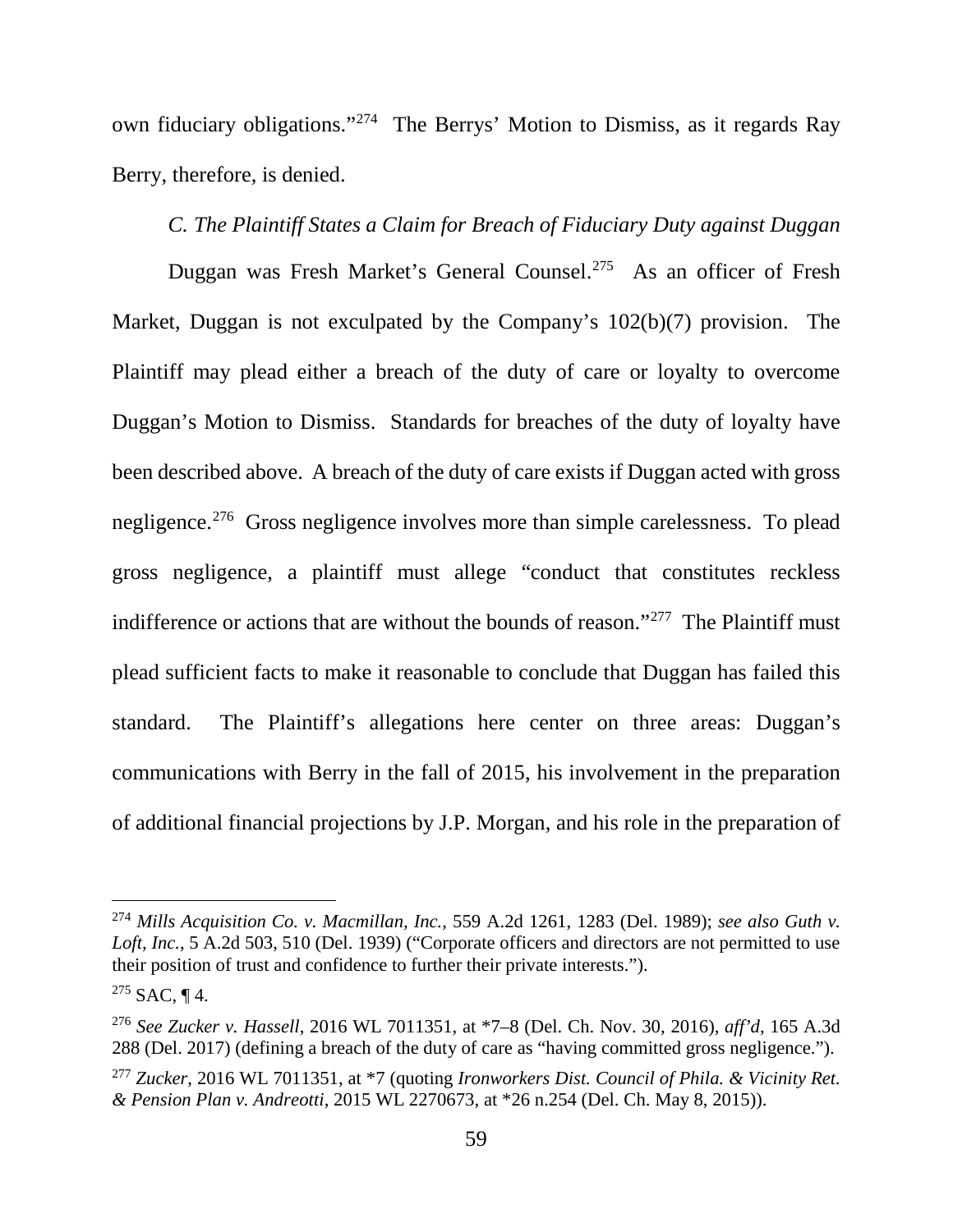own fiduciary obligations."[274] The Berrys' Motion to Dismiss, as it regards Ray Berry, therefore, is denied.

### *C. The Plaintiff States a Claim for Breach of Fiduciary Duty against Duggan*

Duggan was Fresh Market's General Counsel.[275] As an officer of Fresh Market, Duggan is not exculpated by the Company's 102(b)(7) provision. The Plaintiff may plead either a breach of the duty of care or loyalty to overcome Duggan's Motion to Dismiss. Standards for breaches of the duty of loyalty have been described above. A breach of the duty of care exists if Duggan acted with gross negligence.[276] Gross negligence involves more than simple carelessness. To plead gross negligence, a plaintiff must allege "conduct that constitutes reckless indifference or actions that are without the bounds of reason."[277] The Plaintiff must plead sufficient facts to make it reasonable to conclude that Duggan has failed this standard. The Plaintiff's allegations here center on three areas: Duggan's communications with Berry in the fall of 2015, his involvement in the preparation of additional financial projections by J.P. Morgan, and his role in the preparation of

---

[274] *Mills Acquisition Co. v. Macmillan, Inc.*, 559 A.2d 1261, 1283 (Del. 1989); *see also Guth v. Loft, Inc.*, 5 A.2d 503, 510 (Del. 1939) ("Corporate officers and directors are not permitted to use their position of trust and confidence to further their private interests.").

[275] SAC, ¶ 4.

[276] *See Zucker v. Hassell*, 2016 WL 7011351, at *7–8 (Del. Ch. Nov. 30, 2016), *aff'd*, 165 A.3d 288 (Del. 2017) (defining a breach of the duty of care as "having committed gross negligence.").

[277] *Zucker*, 2016 WL 7011351, at *7 (quoting *Ironworkers Dist. Council of Phila. & Vicinity Ret. & Pension Plan v. Andreotti*, 2015 WL 2270673, at *26 n.254 (Del. Ch. May 8, 2015)).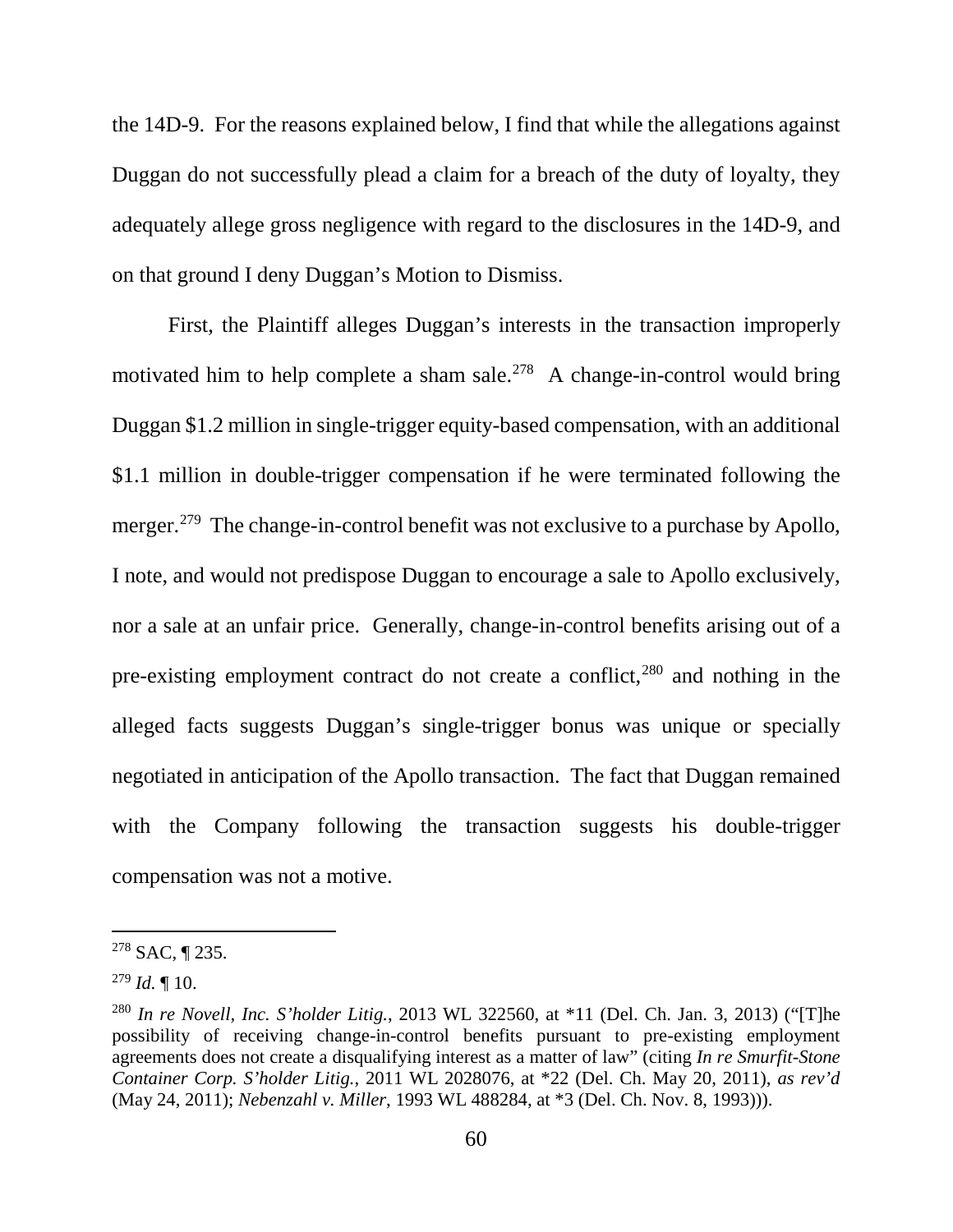the 14D-9. For the reasons explained below, I find that while the allegations against Duggan do not successfully plead a claim for a breach of the duty of loyalty, they adequately allege gross negligence with regard to the disclosures in the 14D-9, and on that ground I deny Duggan's Motion to Dismiss.

First, the Plaintiff alleges Duggan's interests in the transaction improperly motivated him to help complete a sham sale.[278] A change-in-control would bring Duggan $1.2 million in single-trigger equity-based compensation, with an additional $1.1 million in double-trigger compensation if he were terminated following the merger.[279] The change-in-control benefit was not exclusive to a purchase by Apollo, I note, and would not predispose Duggan to encourage a sale to Apollo exclusively, nor a sale at an unfair price. Generally, change-in-control benefits arising out of a pre-existing employment contract do not create a conflict,[280] and nothing in the alleged facts suggests Duggan's single-trigger bonus was unique or specially negotiated in anticipation of the Apollo transaction. The fact that Duggan remained with the Company following the transaction suggests his double-trigger compensation was not a motive.

---

[278] SAC, ¶ 235.

[279] *Id.* ¶ 10.

[280] *In re Novell, Inc. S'holder Litig.*, 2013 WL 322560, at *11 (Del. Ch. Jan. 3, 2013) ("[T]he possibility of receiving change-in-control benefits pursuant to pre-existing employment agreements does not create a disqualifying interest as a matter of law" (citing *In re Smurfit-Stone Container Corp. S'holder Litig.*, 2011 WL 2028076, at *22 (Del. Ch. May 20, 2011), *as rev'd* (May 24, 2011); *Nebenzahl v. Miller*, 1993 WL 488284, at *3 (Del. Ch. Nov. 8, 1993))).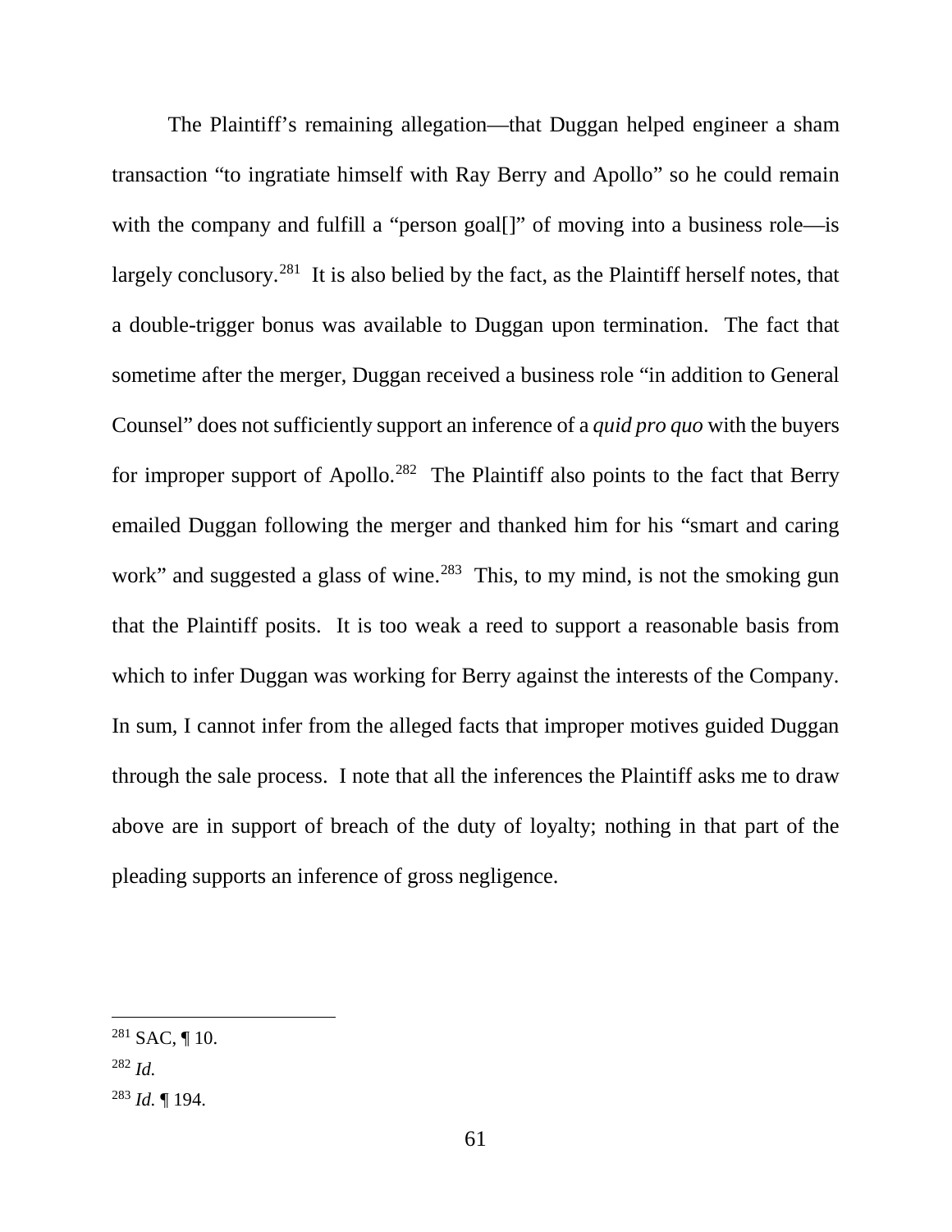The Plaintiff's remaining allegation—that Duggan helped engineer a sham transaction "to ingratiate himself with Ray Berry and Apollo" so he could remain with the company and fulfill a "person goal[]" of moving into a business role—is largely conclusory.[281] It is also belied by the fact, as the Plaintiff herself notes, that a double-trigger bonus was available to Duggan upon termination. The fact that sometime after the merger, Duggan received a business role "in addition to General Counsel" does not sufficiently support an inference of a *quid pro quo* with the buyers for improper support of Apollo.[282] The Plaintiff also points to the fact that Berry emailed Duggan following the merger and thanked him for his "smart and caring work" and suggested a glass of wine.[283] This, to my mind, is not the smoking gun that the Plaintiff posits. It is too weak a reed to support a reasonable basis from which to infer Duggan was working for Berry against the interests of the Company. In sum, I cannot infer from the alleged facts that improper motives guided Duggan through the sale process. I note that all the inferences the Plaintiff asks me to draw above are in support of breach of the duty of loyalty; nothing in that part of the pleading supports an inference of gross negligence.

---

[281] SAC, ¶ 10.

[282] *Id.*

[283] *Id.* ¶ 194.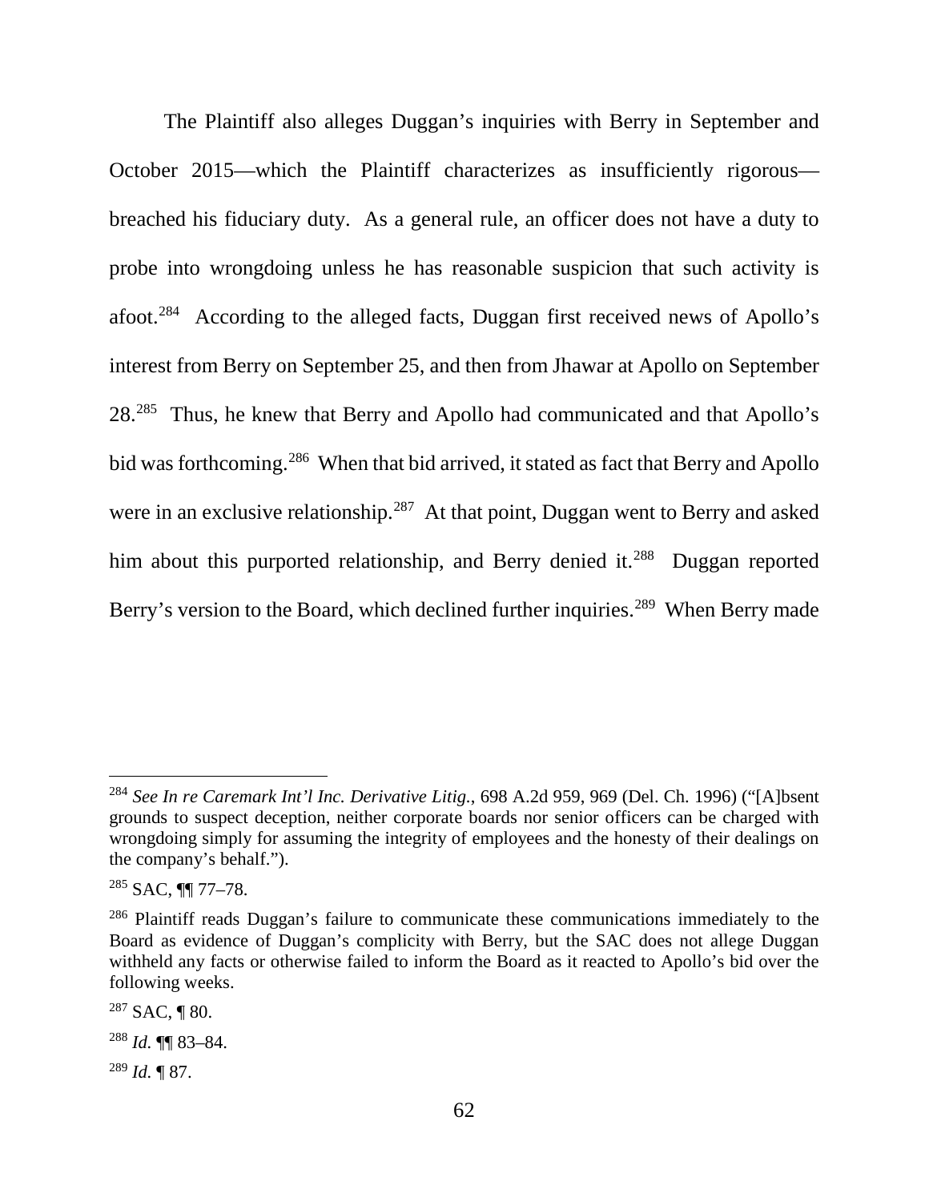The Plaintiff also alleges Duggan's inquiries with Berry in September and October 2015—which the Plaintiff characterizes as insufficiently rigorous—breached his fiduciary duty. As a general rule, an officer does not have a duty to probe into wrongdoing unless he has reasonable suspicion that such activity is afoot.[284] According to the alleged facts, Duggan first received news of Apollo's interest from Berry on September 25, and then from Jhawar at Apollo on September 28.[285] Thus, he knew that Berry and Apollo had communicated and that Apollo's bid was forthcoming.[286] When that bid arrived, it stated as fact that Berry and Apollo were in an exclusive relationship.[287] At that point, Duggan went to Berry and asked him about this purported relationship, and Berry denied it.[288] Duggan reported Berry's version to the Board, which declined further inquiries.[289] When Berry made

---

[284] *See In re Caremark Int'l Inc. Derivative Litig.*, 698 A.2d 959, 969 (Del. Ch. 1996) ("[A]bsent grounds to suspect deception, neither corporate boards nor senior officers can be charged with wrongdoing simply for assuming the integrity of employees and the honesty of their dealings on the company's behalf.").

[285] SAC, ¶¶ 77–78.

[286] Plaintiff reads Duggan's failure to communicate these communications immediately to the Board as evidence of Duggan's complicity with Berry, but the SAC does not allege Duggan withheld any facts or otherwise failed to inform the Board as it reacted to Apollo's bid over the following weeks.

[287] SAC, ¶ 80.

[288] *Id.* ¶¶ 83–84.

[289] *Id.* ¶ 87.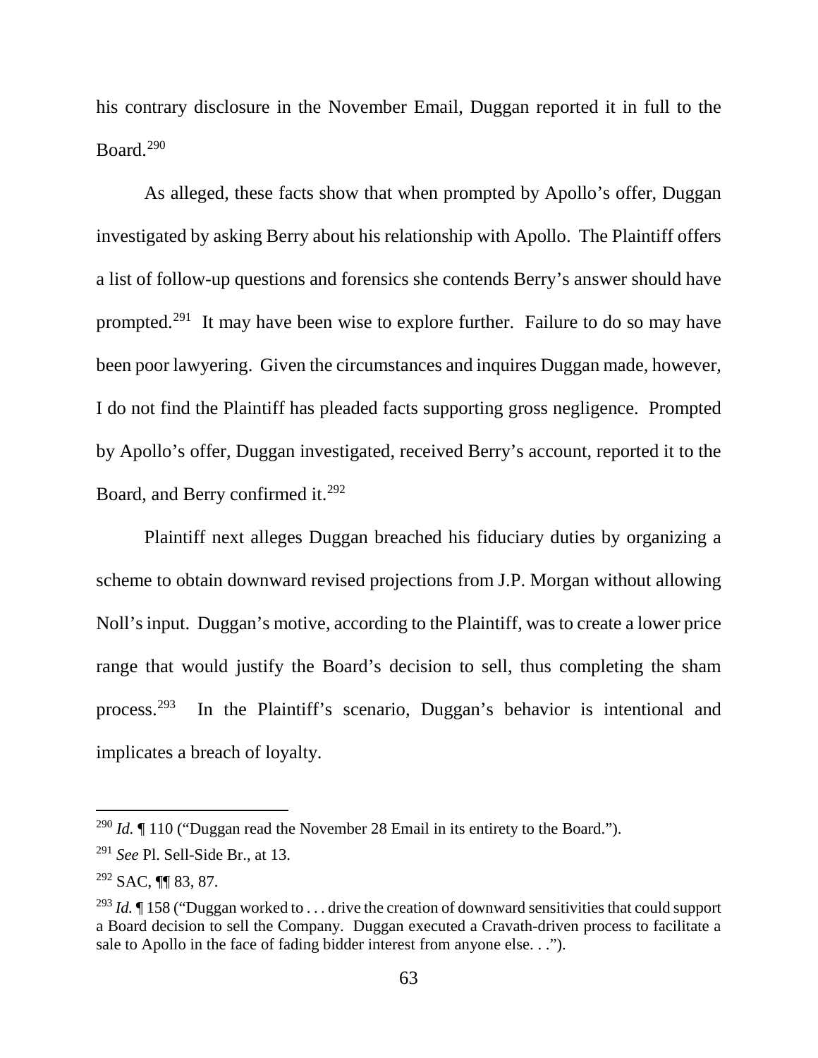his contrary disclosure in the November Email, Duggan reported it in full to the Board.[290]

As alleged, these facts show that when prompted by Apollo's offer, Duggan investigated by asking Berry about his relationship with Apollo. The Plaintiff offers a list of follow-up questions and forensics she contends Berry's answer should have prompted.[291] It may have been wise to explore further. Failure to do so may have been poor lawyering. Given the circumstances and inquires Duggan made, however, I do not find the Plaintiff has pleaded facts supporting gross negligence. Prompted by Apollo's offer, Duggan investigated, received Berry's account, reported it to the Board, and Berry confirmed it.[292]

Plaintiff next alleges Duggan breached his fiduciary duties by organizing a scheme to obtain downward revised projections from J.P. Morgan without allowing Noll's input. Duggan's motive, according to the Plaintiff, was to create a lower price range that would justify the Board's decision to sell, thus completing the sham process.[293] In the Plaintiff's scenario, Duggan's behavior is intentional and implicates a breach of loyalty.

---

[290] *Id.* ¶ 110 ("Duggan read the November 28 Email in its entirety to the Board.").

[291] *See* Pl. Sell-Side Br., at 13.

[292] SAC, ¶¶ 83, 87.

[293] *Id.* ¶ 158 ("Duggan worked to . . . drive the creation of downward sensitivities that could support a Board decision to sell the Company. Duggan executed a Cravath-driven process to facilitate a sale to Apollo in the face of fading bidder interest from anyone else. . .").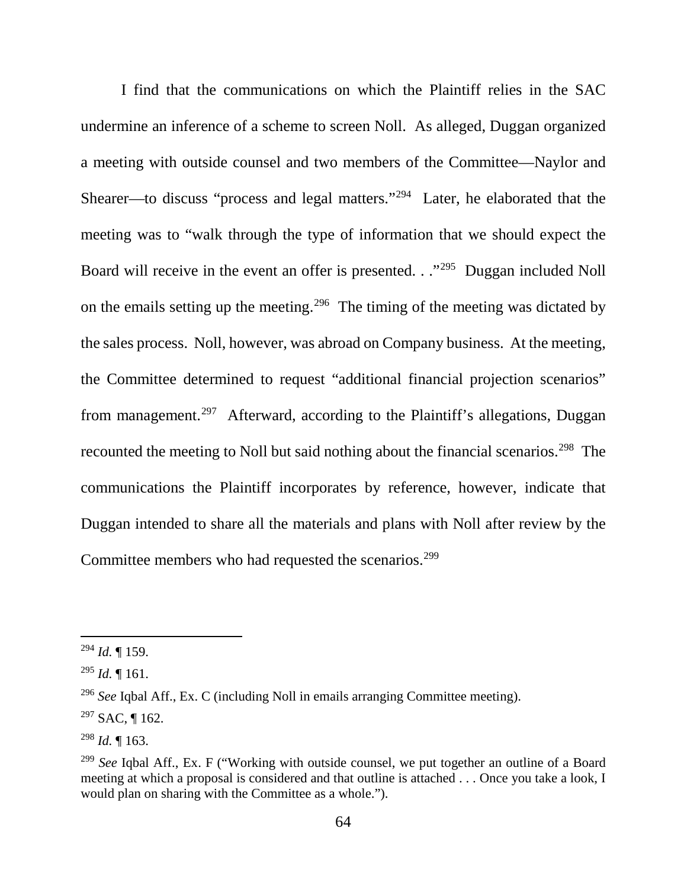I find that the communications on which the Plaintiff relies in the SAC undermine an inference of a scheme to screen Noll. As alleged, Duggan organized a meeting with outside counsel and two members of the Committee—Naylor and Shearer—to discuss "process and legal matters."[294] Later, he elaborated that the meeting was to "walk through the type of information that we should expect the Board will receive in the event an offer is presented. . ."[295] Duggan included Noll on the emails setting up the meeting.[296] The timing of the meeting was dictated by the sales process. Noll, however, was abroad on Company business. At the meeting, the Committee determined to request "additional financial projection scenarios" from management.[297] Afterward, according to the Plaintiff's allegations, Duggan recounted the meeting to Noll but said nothing about the financial scenarios.[298] The communications the Plaintiff incorporates by reference, however, indicate that Duggan intended to share all the materials and plans with Noll after review by the Committee members who had requested the scenarios.[299]

---

[294] *Id.* ¶ 159.

[295] *Id.* ¶ 161.

[296] *See* Iqbal Aff., Ex. C (including Noll in emails arranging Committee meeting).

[297] SAC, ¶ 162.

[298] *Id.* ¶ 163.

[299] *See* Iqbal Aff., Ex. F ("Working with outside counsel, we put together an outline of a Board meeting at which a proposal is considered and that outline is attached . . . Once you take a look, I would plan on sharing with the Committee as a whole.").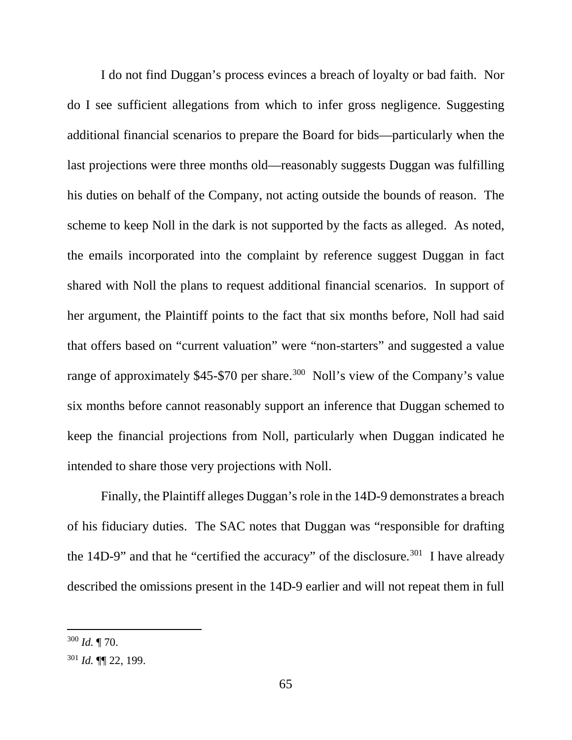I do not find Duggan's process evinces a breach of loyalty or bad faith. Nor do I see sufficient allegations from which to infer gross negligence. Suggesting additional financial scenarios to prepare the Board for bids—particularly when the last projections were three months old—reasonably suggests Duggan was fulfilling his duties on behalf of the Company, not acting outside the bounds of reason. The scheme to keep Noll in the dark is not supported by the facts as alleged. As noted, the emails incorporated into the complaint by reference suggest Duggan in fact shared with Noll the plans to request additional financial scenarios. In support of her argument, the Plaintiff points to the fact that six months before, Noll had said that offers based on "current valuation" were "non-starters" and suggested a value range of approximately $45-$70 per share.[300] Noll's view of the Company's value six months before cannot reasonably support an inference that Duggan schemed to keep the financial projections from Noll, particularly when Duggan indicated he intended to share those very projections with Noll.

Finally, the Plaintiff alleges Duggan's role in the 14D-9 demonstrates a breach of his fiduciary duties. The SAC notes that Duggan was "responsible for drafting the 14D-9" and that he "certified the accuracy" of the disclosure.[301] I have already described the omissions present in the 14D-9 earlier and will not repeat them in full

---

[300] *Id.* ¶ 70.

[301] *Id.* ¶¶ 22, 199.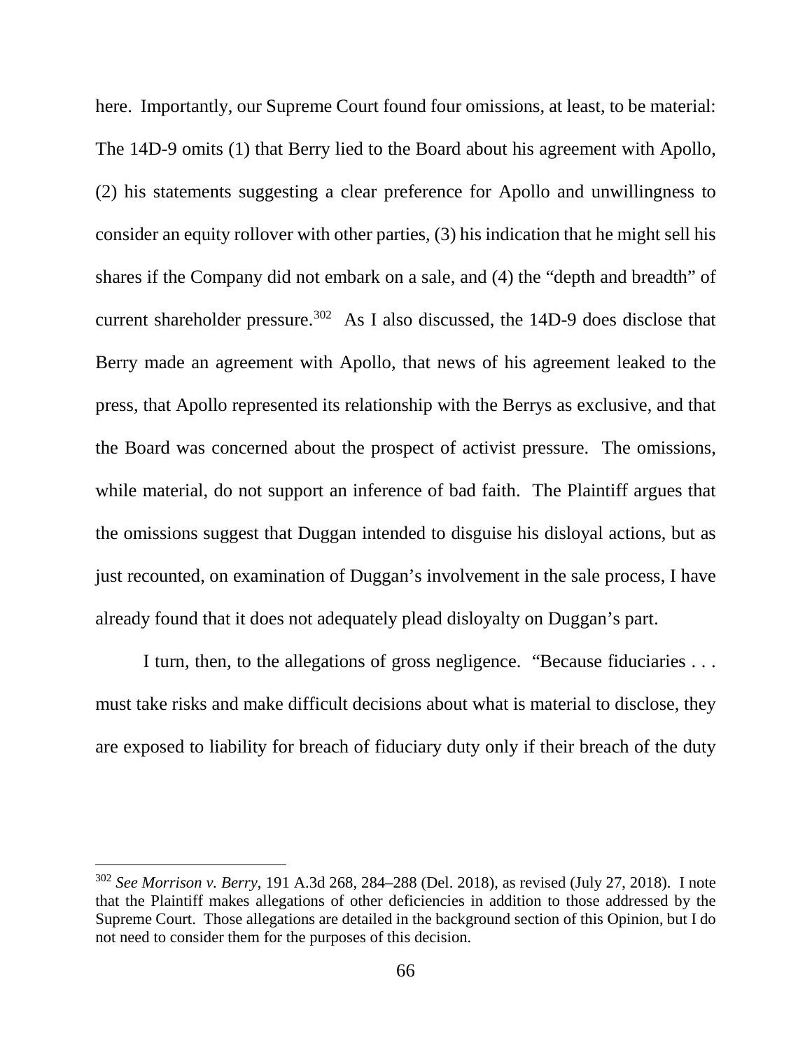here. Importantly, our Supreme Court found four omissions, at least, to be material: The 14D-9 omits (1) that Berry lied to the Board about his agreement with Apollo, (2) his statements suggesting a clear preference for Apollo and unwillingness to consider an equity rollover with other parties, (3) his indication that he might sell his shares if the Company did not embark on a sale, and (4) the "depth and breadth" of current shareholder pressure.[302] As I also discussed, the 14D-9 does disclose that Berry made an agreement with Apollo, that news of his agreement leaked to the press, that Apollo represented its relationship with the Berrys as exclusive, and that the Board was concerned about the prospect of activist pressure. The omissions, while material, do not support an inference of bad faith. The Plaintiff argues that the omissions suggest that Duggan intended to disguise his disloyal actions, but as just recounted, on examination of Duggan's involvement in the sale process, I have already found that it does not adequately plead disloyalty on Duggan's part.

I turn, then, to the allegations of gross negligence. "Because fiduciaries . . . must take risks and make difficult decisions about what is material to disclose, they are exposed to liability for breach of fiduciary duty only if their breach of the duty

---

[302] *See Morrison v. Berry*, 191 A.3d 268, 284–288 (Del. 2018), as revised (July 27, 2018). I note that the Plaintiff makes allegations of other deficiencies in addition to those addressed by the Supreme Court. Those allegations are detailed in the background section of this Opinion, but I do not need to consider them for the purposes of this decision.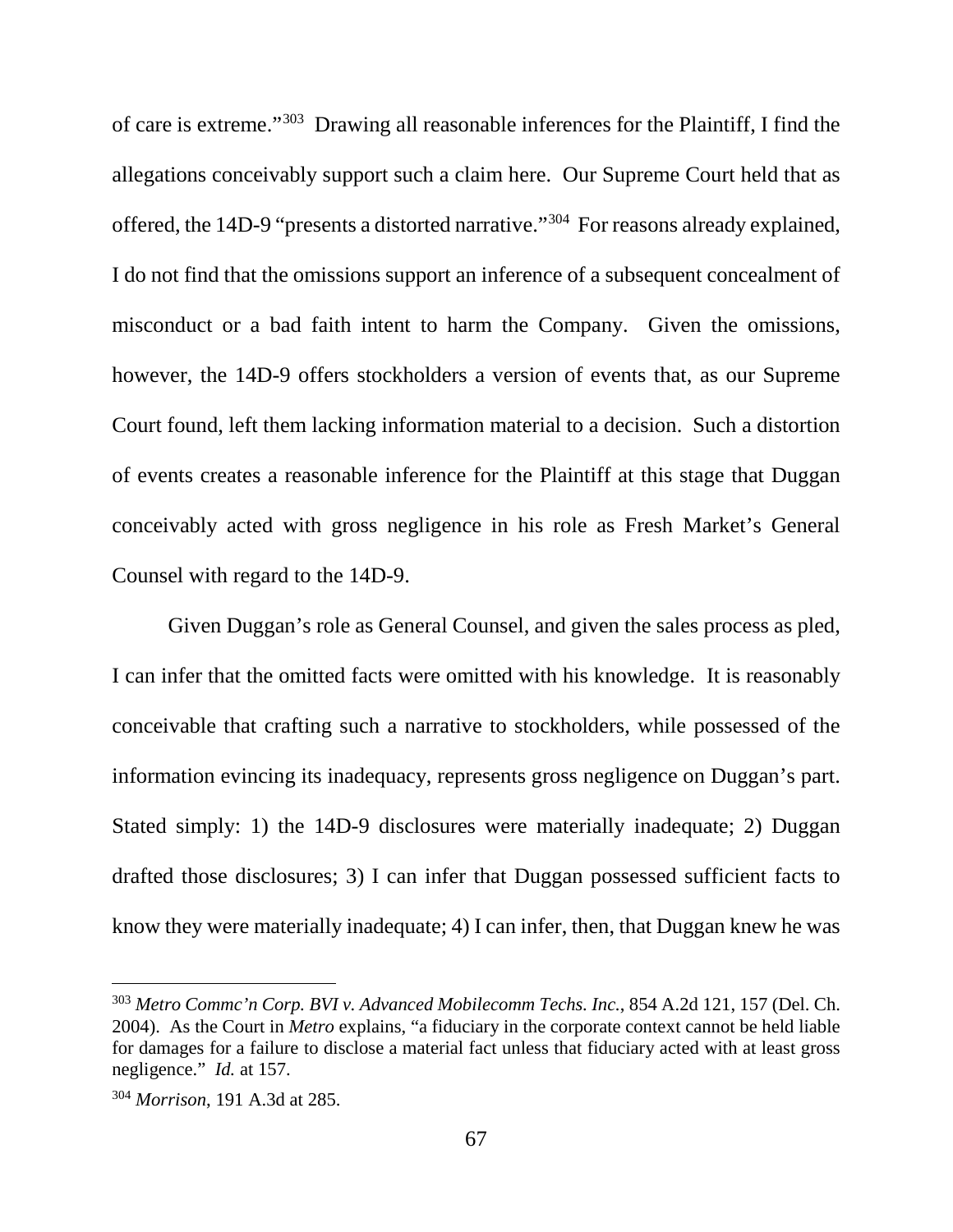of care is extreme."[303] Drawing all reasonable inferences for the Plaintiff, I find the allegations conceivably support such a claim here. Our Supreme Court held that as offered, the 14D-9 "presents a distorted narrative."[304] For reasons already explained, I do not find that the omissions support an inference of a subsequent concealment of misconduct or a bad faith intent to harm the Company. Given the omissions, however, the 14D-9 offers stockholders a version of events that, as our Supreme Court found, left them lacking information material to a decision. Such a distortion of events creates a reasonable inference for the Plaintiff at this stage that Duggan conceivably acted with gross negligence in his role as Fresh Market's General Counsel with regard to the 14D-9.

Given Duggan's role as General Counsel, and given the sales process as pled, I can infer that the omitted facts were omitted with his knowledge. It is reasonably conceivable that crafting such a narrative to stockholders, while possessed of the information evincing its inadequacy, represents gross negligence on Duggan's part. Stated simply: 1) the 14D-9 disclosures were materially inadequate; 2) Duggan drafted those disclosures; 3) I can infer that Duggan possessed sufficient facts to know they were materially inadequate; 4) I can infer, then, that Duggan knew he was

---

[303] *Metro Commc'n Corp. BVI v. Advanced Mobilecomm Techs. Inc.*, 854 A.2d 121, 157 (Del. Ch. 2004). As the Court in *Metro* explains, "a fiduciary in the corporate context cannot be held liable for damages for a failure to disclose a material fact unless that fiduciary acted with at least gross negligence." *Id.* at 157.

[304] *Morrison*, 191 A.3d at 285.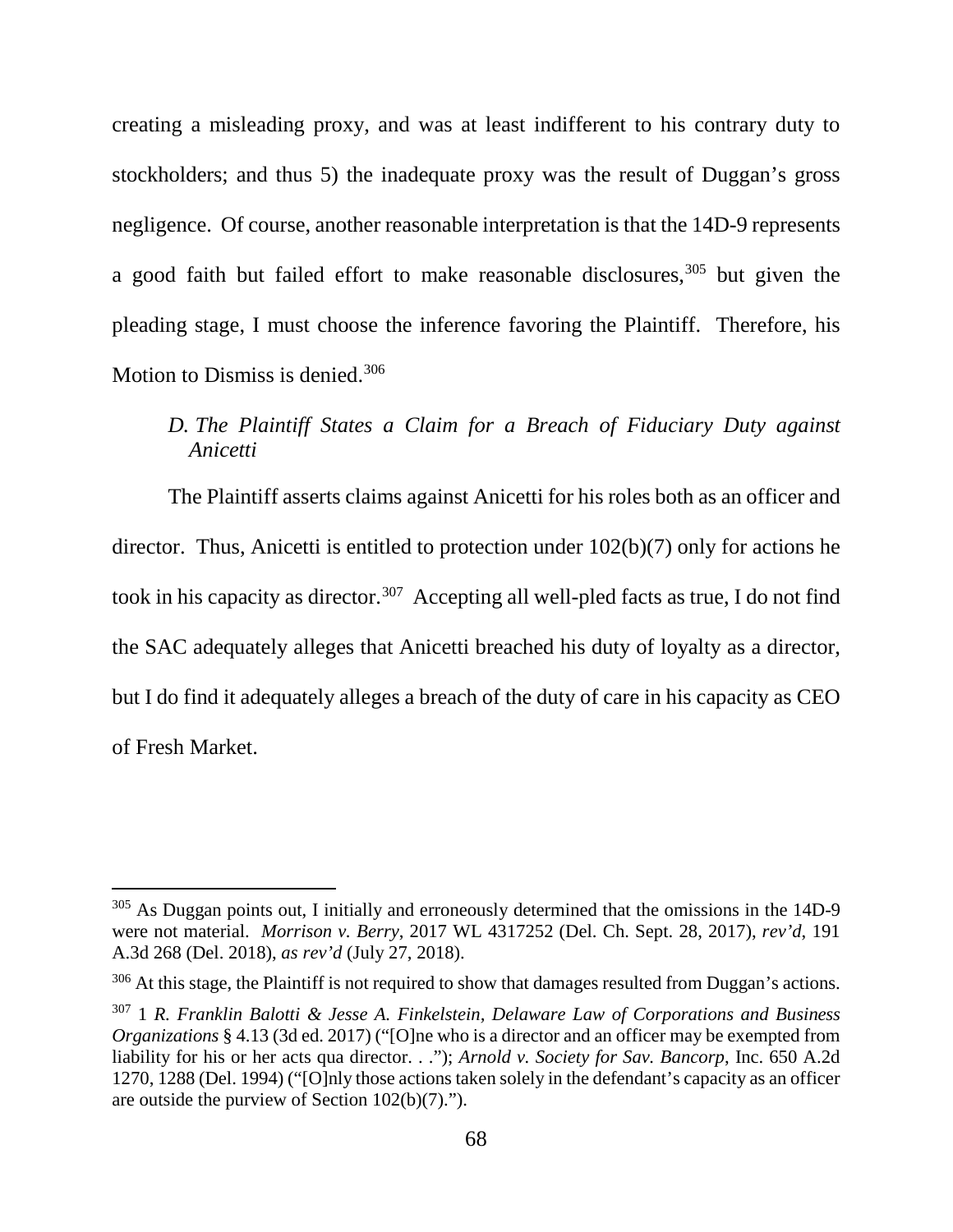creating a misleading proxy, and was at least indifferent to his contrary duty to stockholders; and thus 5) the inadequate proxy was the result of Duggan's gross negligence. Of course, another reasonable interpretation is that the 14D-9 represents a good faith but failed effort to make reasonable disclosures,[305] but given the pleading stage, I must choose the inference favoring the Plaintiff. Therefore, his Motion to Dismiss is denied.[306]

### *D. The Plaintiff States a Claim for a Breach of Fiduciary Duty against Anicetti*

The Plaintiff asserts claims against Anicetti for his roles both as an officer and director. Thus, Anicetti is entitled to protection under 102(b)(7) only for actions he took in his capacity as director.[307] Accepting all well-pled facts as true, I do not find the SAC adequately alleges that Anicetti breached his duty of loyalty as a director, but I do find it adequately alleges a breach of the duty of care in his capacity as CEO of Fresh Market.

---

[305] As Duggan points out, I initially and erroneously determined that the omissions in the 14D-9 were not material. *Morrison v. Berry*, 2017 WL 4317252 (Del. Ch. Sept. 28, 2017), *rev'd*, 191 A.3d 268 (Del. 2018), *as rev'd* (July 27, 2018).

[306] At this stage, the Plaintiff is not required to show that damages resulted from Duggan's actions.

[307] 1 *R. Franklin Balotti & Jesse A. Finkelstein, Delaware Law of Corporations and Business Organizations* § 4.13 (3d ed. 2017) ("[O]ne who is a director and an officer may be exempted from liability for his or her acts qua director. . ."); *Arnold v. Society for Sav. Bancorp*, Inc. 650 A.2d 1270, 1288 (Del. 1994) ("[O]nly those actions taken solely in the defendant's capacity as an officer are outside the purview of Section 102(b)(7).").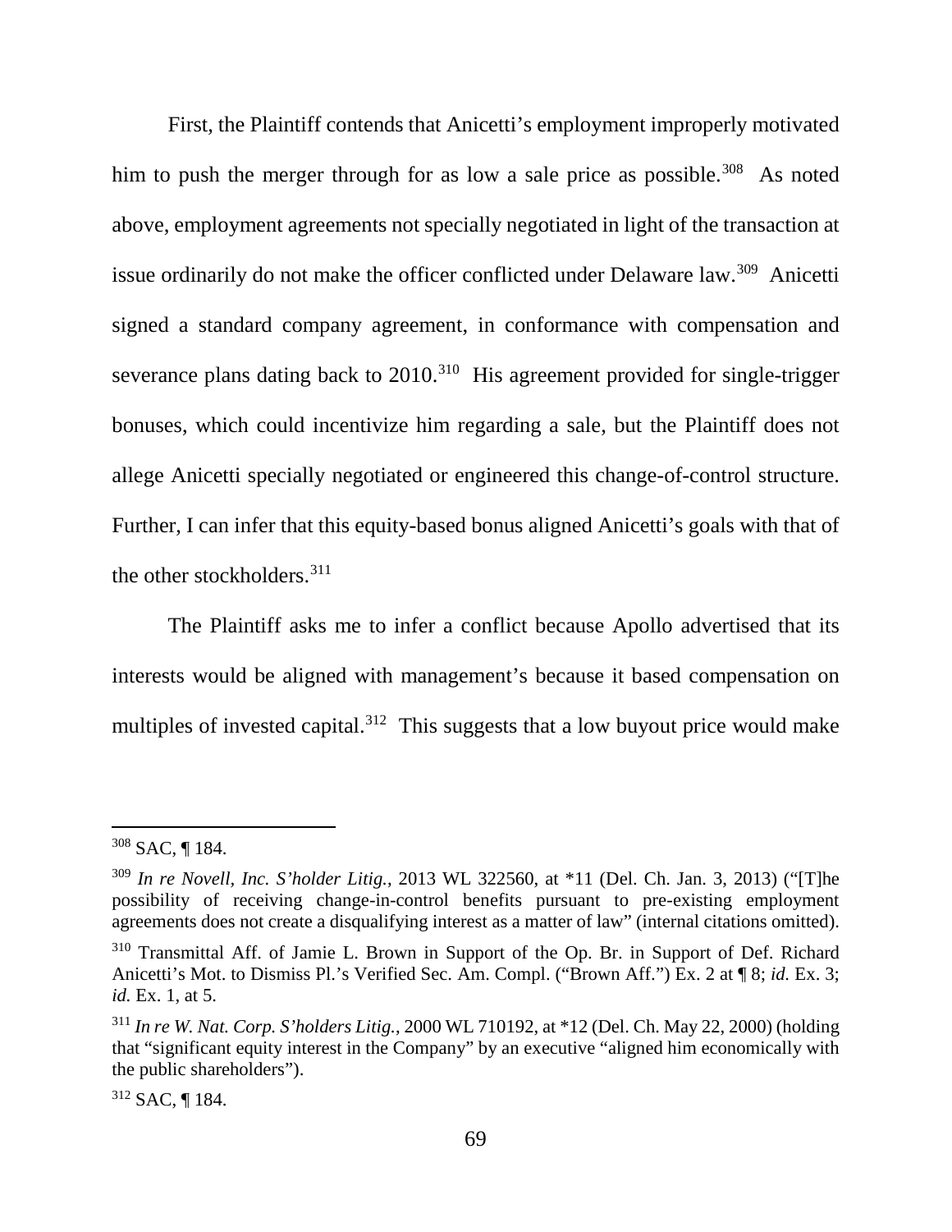First, the Plaintiff contends that Anicetti's employment improperly motivated him to push the merger through for as low a sale price as possible.[308] As noted above, employment agreements not specially negotiated in light of the transaction at issue ordinarily do not make the officer conflicted under Delaware law.[309] Anicetti signed a standard company agreement, in conformance with compensation and severance plans dating back to 2010.[310] His agreement provided for single-trigger bonuses, which could incentivize him regarding a sale, but the Plaintiff does not allege Anicetti specially negotiated or engineered this change-of-control structure. Further, I can infer that this equity-based bonus aligned Anicetti's goals with that of the other stockholders.[311]

The Plaintiff asks me to infer a conflict because Apollo advertised that its interests would be aligned with management's because it based compensation on multiples of invested capital.[312] This suggests that a low buyout price would make

---

[308] SAC, ¶ 184.

[309] *In re Novell, Inc. S'holder Litig.*, 2013 WL 322560, at *11 (Del. Ch. Jan. 3, 2013) ("[T]he possibility of receiving change-in-control benefits pursuant to pre-existing employment agreements does not create a disqualifying interest as a matter of law" (internal citations omitted).

[310] Transmittal Aff. of Jamie L. Brown in Support of the Op. Br. in Support of Def. Richard Anicetti's Mot. to Dismiss Pl.'s Verified Sec. Am. Compl. ("Brown Aff.") Ex. 2 at ¶ 8; *id.* Ex. 3; *id.* Ex. 1, at 5.

[311] *In re W. Nat. Corp. S'holders Litig.*, 2000 WL 710192, at *12 (Del. Ch. May 22, 2000) (holding that "significant equity interest in the Company" by an executive "aligned him economically with the public shareholders").

[312] SAC, ¶ 184.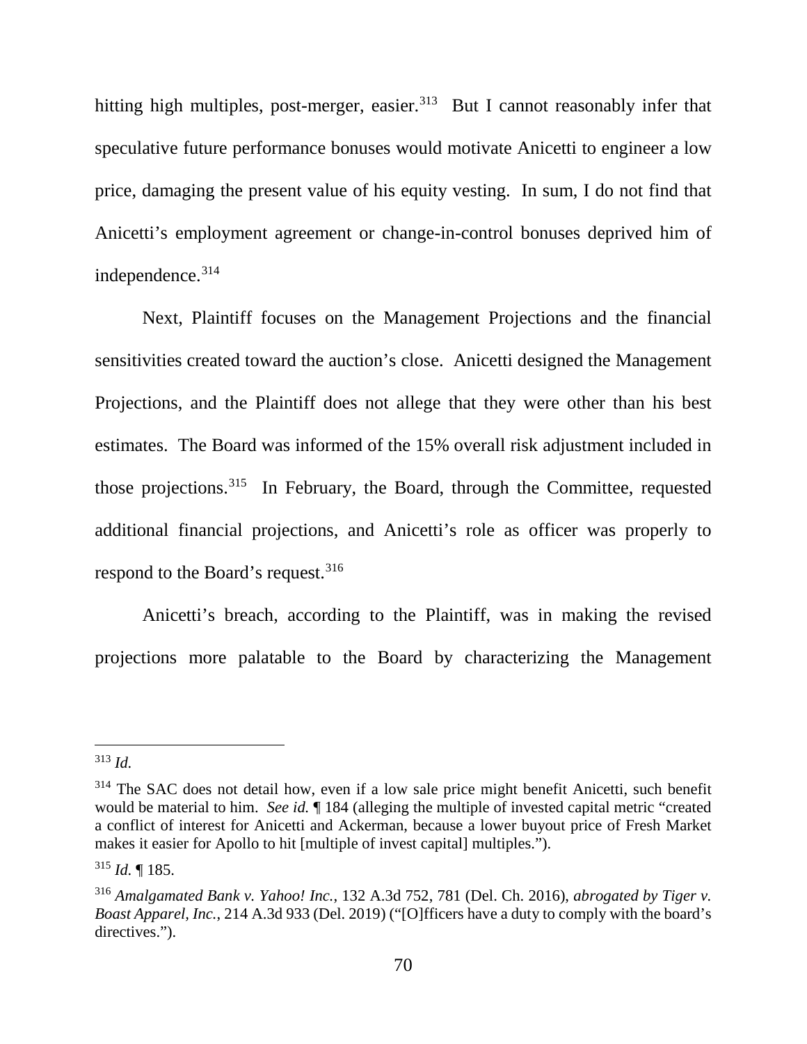hitting high multiples, post-merger, easier.[313] But I cannot reasonably infer that speculative future performance bonuses would motivate Anicetti to engineer a low price, damaging the present value of his equity vesting. In sum, I do not find that Anicetti's employment agreement or change-in-control bonuses deprived him of independence.[314]

Next, Plaintiff focuses on the Management Projections and the financial sensitivities created toward the auction's close. Anicetti designed the Management Projections, and the Plaintiff does not allege that they were other than his best estimates. The Board was informed of the 15% overall risk adjustment included in those projections.[315] In February, the Board, through the Committee, requested additional financial projections, and Anicetti's role as officer was properly to respond to the Board's request.[316]

Anicetti's breach, according to the Plaintiff, was in making the revised projections more palatable to the Board by characterizing the Management

---

[313] *Id.*

[314] The SAC does not detail how, even if a low sale price might benefit Anicetti, such benefit would be material to him. *See id.* ¶ 184 (alleging the multiple of invested capital metric "created a conflict of interest for Anicetti and Ackerman, because a lower buyout price of Fresh Market makes it easier for Apollo to hit [multiple of invest capital] multiples.").

[315] *Id.* ¶ 185.

[316] *Amalgamated Bank v. Yahoo! Inc.*, 132 A.3d 752, 781 (Del. Ch. 2016), *abrogated by Tiger v. Boast Apparel, Inc.*, 214 A.3d 933 (Del. 2019) ("[O]fficers have a duty to comply with the board's directives.").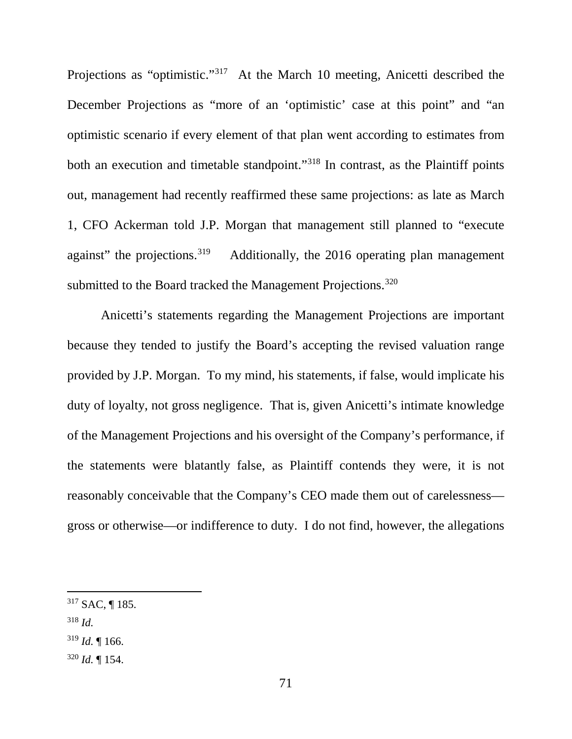Projections as "optimistic."[317] At the March 10 meeting, Anicetti described the December Projections as "more of an 'optimistic' case at this point" and "an optimistic scenario if every element of that plan went according to estimates from both an execution and timetable standpoint."[318] In contrast, as the Plaintiff points out, management had recently reaffirmed these same projections: as late as March 1, CFO Ackerman told J.P. Morgan that management still planned to "execute against" the projections.[319] Additionally, the 2016 operating plan management submitted to the Board tracked the Management Projections.[320]

Anicetti's statements regarding the Management Projections are important because they tended to justify the Board's accepting the revised valuation range provided by J.P. Morgan. To my mind, his statements, if false, would implicate his duty of loyalty, not gross negligence. That is, given Anicetti's intimate knowledge of the Management Projections and his oversight of the Company's performance, if the statements were blatantly false, as Plaintiff contends they were, it is not reasonably conceivable that the Company's CEO made them out of carelessness—gross or otherwise—or indifference to duty. I do not find, however, the allegations

---

[317] SAC, ¶ 185.

[318] *Id.*

[319] *Id.* ¶ 166.

[320] *Id.* ¶ 154.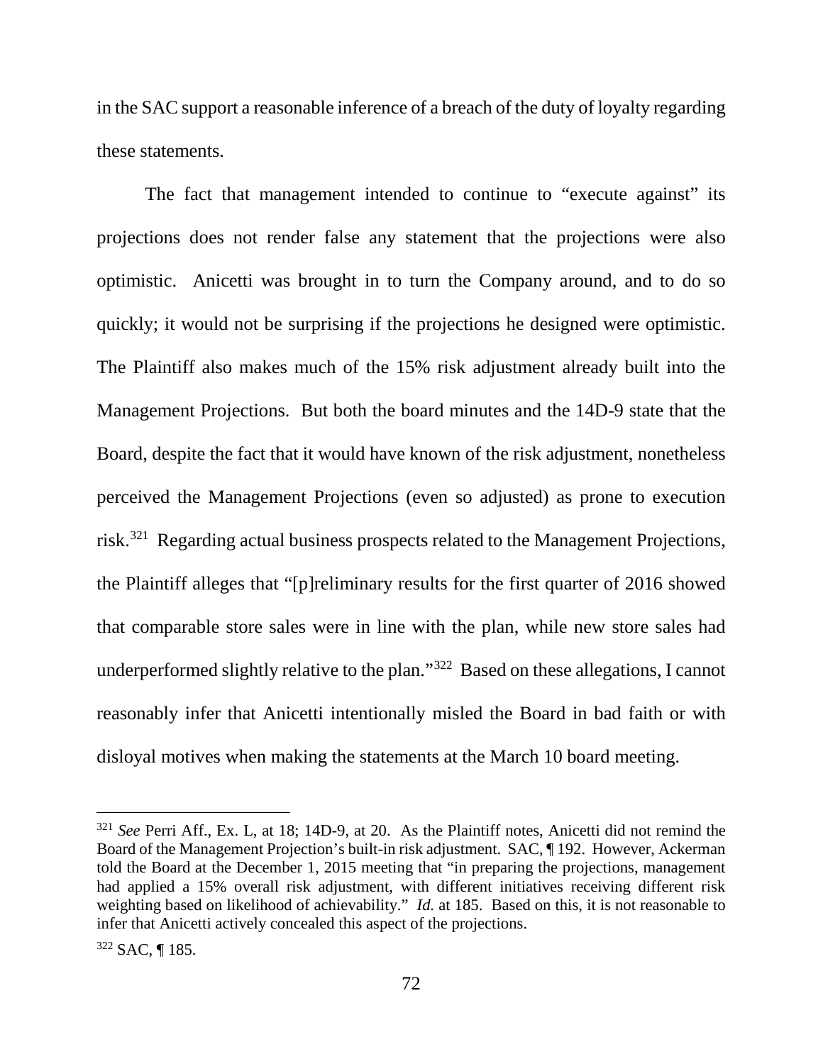in the SAC support a reasonable inference of a breach of the duty of loyalty regarding these statements.

The fact that management intended to continue to "execute against" its projections does not render false any statement that the projections were also optimistic. Anicetti was brought in to turn the Company around, and to do so quickly; it would not be surprising if the projections he designed were optimistic. The Plaintiff also makes much of the 15% risk adjustment already built into the Management Projections. But both the board minutes and the 14D-9 state that the Board, despite the fact that it would have known of the risk adjustment, nonetheless perceived the Management Projections (even so adjusted) as prone to execution risk.[321] Regarding actual business prospects related to the Management Projections, the Plaintiff alleges that "[p]reliminary results for the first quarter of 2016 showed that comparable store sales were in line with the plan, while new store sales had underperformed slightly relative to the plan."[322] Based on these allegations, I cannot reasonably infer that Anicetti intentionally misled the Board in bad faith or with disloyal motives when making the statements at the March 10 board meeting.

---

[321] *See* Perri Aff., Ex. L, at 18; 14D-9, at 20. As the Plaintiff notes, Anicetti did not remind the Board of the Management Projection's built-in risk adjustment. SAC, ¶ 192. However, Ackerman told the Board at the December 1, 2015 meeting that "in preparing the projections, management had applied a 15% overall risk adjustment, with different initiatives receiving different risk weighting based on likelihood of achievability." *Id.* at 185. Based on this, it is not reasonable to infer that Anicetti actively concealed this aspect of the projections.

[322] SAC, ¶ 185.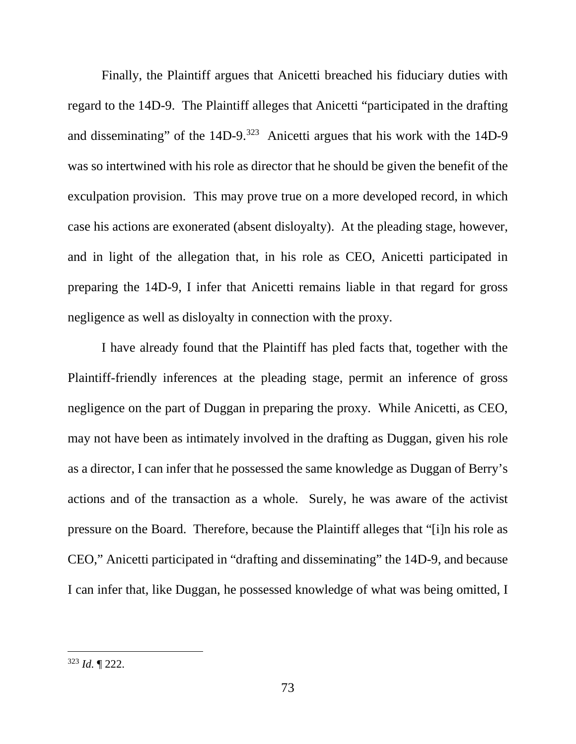Finally, the Plaintiff argues that Anicetti breached his fiduciary duties with regard to the 14D-9. The Plaintiff alleges that Anicetti "participated in the drafting and disseminating" of the 14D-9.[323] Anicetti argues that his work with the 14D-9 was so intertwined with his role as director that he should be given the benefit of the exculpation provision. This may prove true on a more developed record, in which case his actions are exonerated (absent disloyalty). At the pleading stage, however, and in light of the allegation that, in his role as CEO, Anicetti participated in preparing the 14D-9, I infer that Anicetti remains liable in that regard for gross negligence as well as disloyalty in connection with the proxy.

I have already found that the Plaintiff has pled facts that, together with the Plaintiff-friendly inferences at the pleading stage, permit an inference of gross negligence on the part of Duggan in preparing the proxy. While Anicetti, as CEO, may not have been as intimately involved in the drafting as Duggan, given his role as a director, I can infer that he possessed the same knowledge as Duggan of Berry's actions and of the transaction as a whole. Surely, he was aware of the activist pressure on the Board. Therefore, because the Plaintiff alleges that "[i]n his role as CEO," Anicetti participated in "drafting and disseminating" the 14D-9, and because I can infer that, like Duggan, he possessed knowledge of what was being omitted, I

---

[323] *Id.* ¶ 222.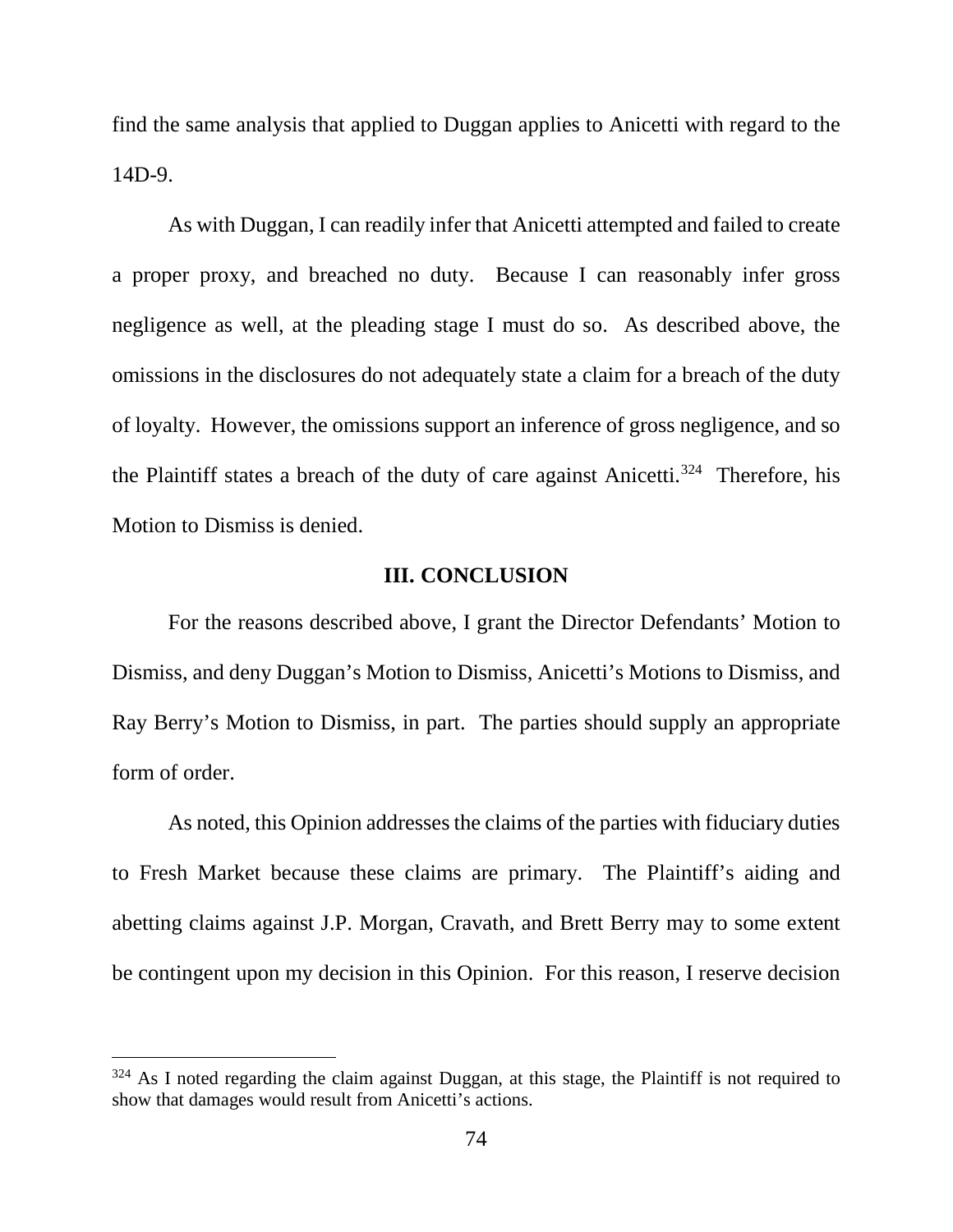find the same analysis that applied to Duggan applies to Anicetti with regard to the 14D-9.

As with Duggan, I can readily infer that Anicetti attempted and failed to create a proper proxy, and breached no duty. Because I can reasonably infer gross negligence as well, at the pleading stage I must do so. As described above, the omissions in the disclosures do not adequately state a claim for a breach of the duty of loyalty. However, the omissions support an inference of gross negligence, and so the Plaintiff states a breach of the duty of care against Anicetti.[324] Therefore, his Motion to Dismiss is denied.

## III. CONCLUSION

For the reasons described above, I grant the Director Defendants' Motion to Dismiss, and deny Duggan's Motion to Dismiss, Anicetti's Motions to Dismiss, and Ray Berry's Motion to Dismiss, in part. The parties should supply an appropriate form of order.

As noted, this Opinion addresses the claims of the parties with fiduciary duties to Fresh Market because these claims are primary. The Plaintiff's aiding and abetting claims against J.P. Morgan, Cravath, and Brett Berry may to some extent be contingent upon my decision in this Opinion. For this reason, I reserve decision

---

[324] As I noted regarding the claim against Duggan, at this stage, the Plaintiff is not required to show that damages would result from Anicetti's actions.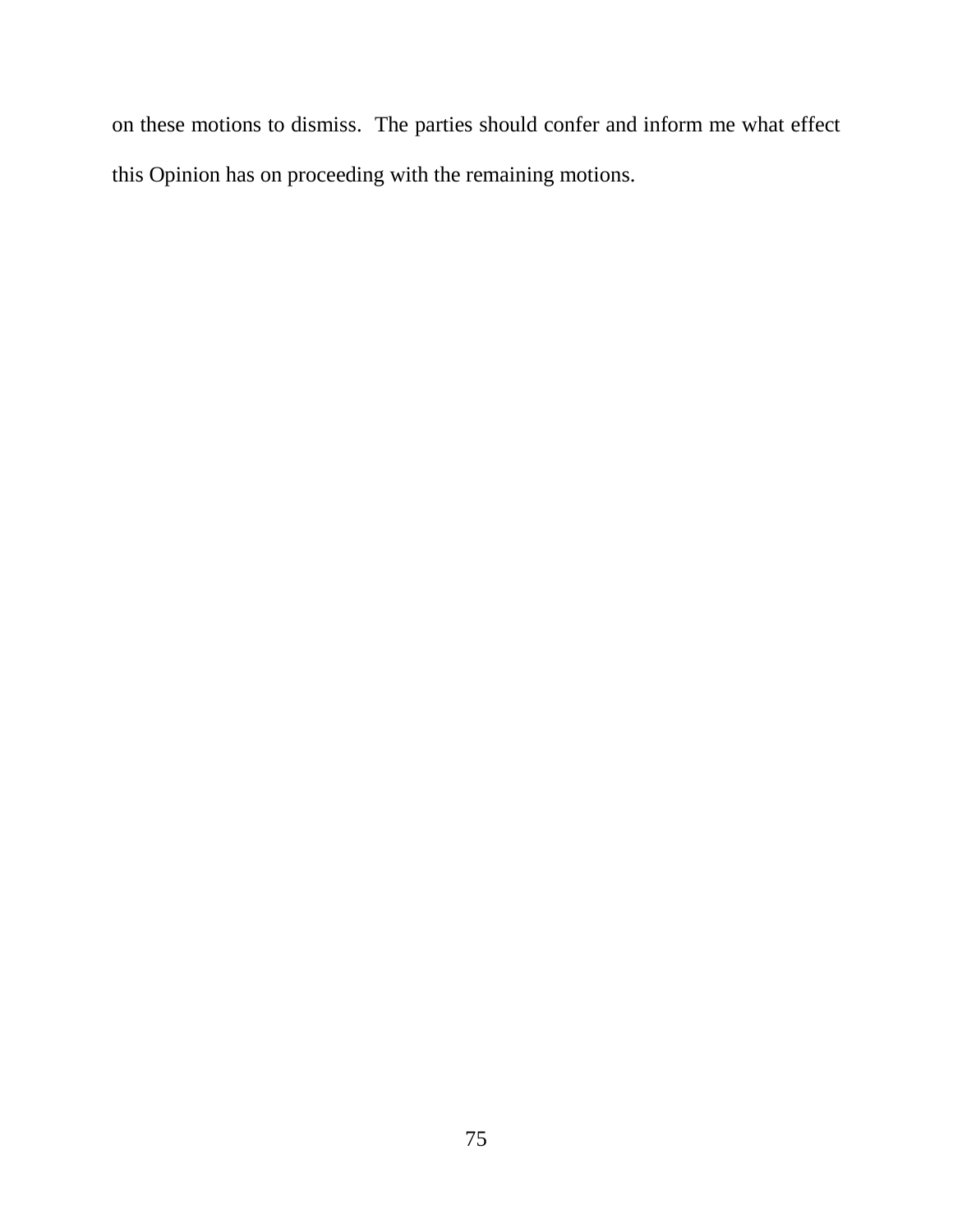on these motions to dismiss. The parties should confer and inform me what effect this Opinion has on proceeding with the remaining motions.